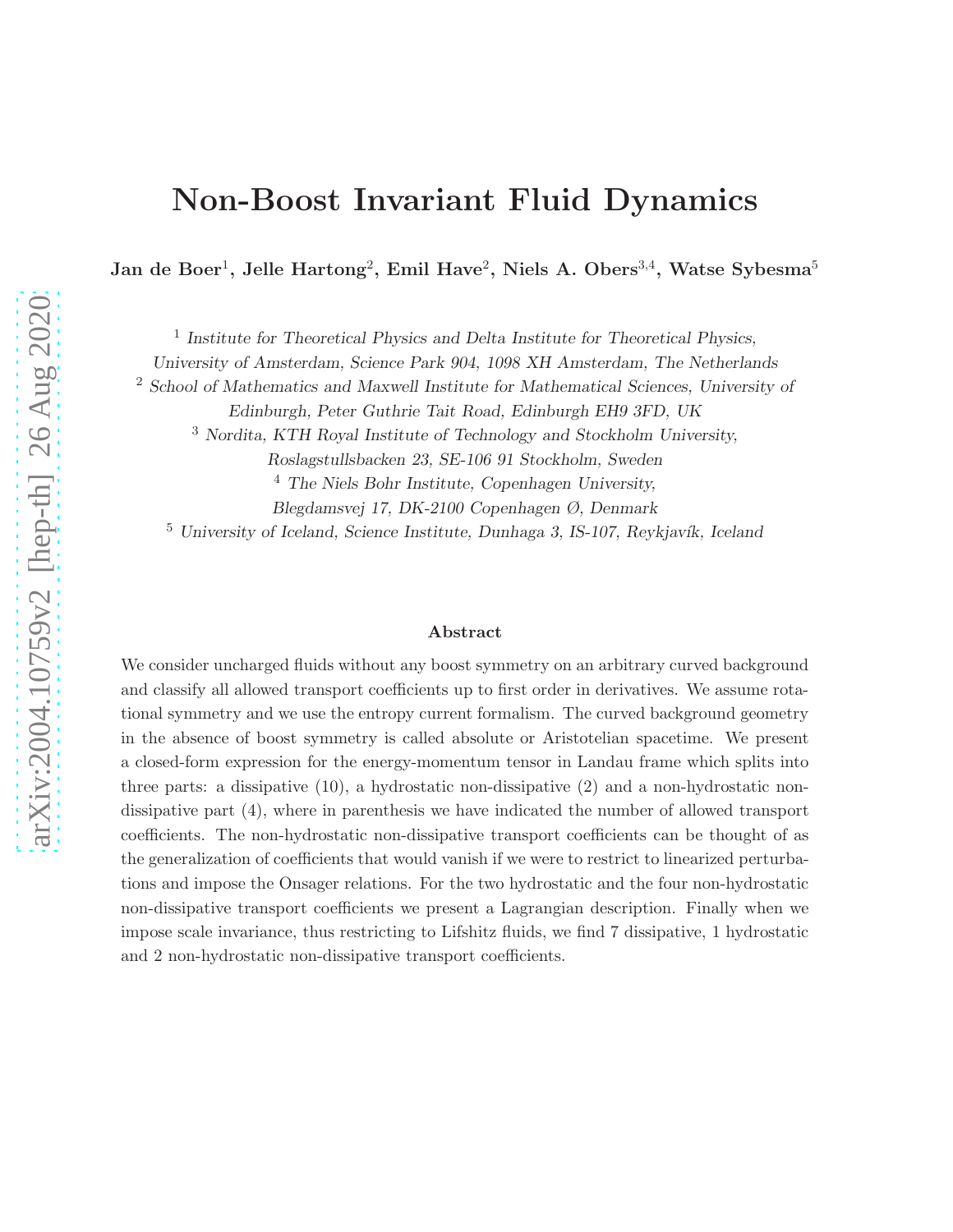# Non-Boost Invariant Fluid Dynamics

**Jan de Boer[1], Jelle Hartong[2], Emil Have[2], Niels A. Obers[3,4], Watse Sybesma[5]**

[1] *Institute for Theoretical Physics and Delta Institute for Theoretical Physics, University of Amsterdam, Science Park 904, 1098 XH Amsterdam, The Netherlands*

[2] *School of Mathematics and Maxwell Institute for Mathematical Sciences, University of Edinburgh, Peter Guthrie Tait Road, Edinburgh EH9 3FD, UK*

[3] *Nordita, KTH Royal Institute of Technology and Stockholm University, Roslagstullsbacken 23, SE-106 91 Stockholm, Sweden*

[4] *The Niels Bohr Institute, Copenhagen University, Blegdamsvej 17, DK-2100 Copenhagen Ø, Denmark*

[5] *University of Iceland, Science Institute, Dunhaga 3, IS-107, Reykjavík, Iceland*

### Abstract

We consider uncharged fluids without any boost symmetry on an arbitrary curved background and classify all allowed transport coefficients up to first order in derivatives. We assume rotational symmetry and we use the entropy current formalism. The curved background geometry in the absence of boost symmetry is called absolute or Aristotelian spacetime. We present a closed-form expression for the energy-momentum tensor in Landau frame which splits into three parts: a dissipative (10), a hydrostatic non-dissipative (2) and a non-hydrostatic non-dissipative part (4), where in parenthesis we have indicated the number of allowed transport coefficients. The non-hydrostatic non-dissipative transport coefficients can be thought of as the generalization of coefficients that would vanish if we were to restrict to linearized perturbations and impose the Onsager relations. For the two hydrostatic and the four non-hydrostatic non-dissipative transport coefficients we present a Lagrangian description. Finally when we impose scale invariance, thus restricting to Lifshitz fluids, we find 7 dissipative, 1 hydrostatic and 2 non-hydrostatic non-dissipative transport coefficients.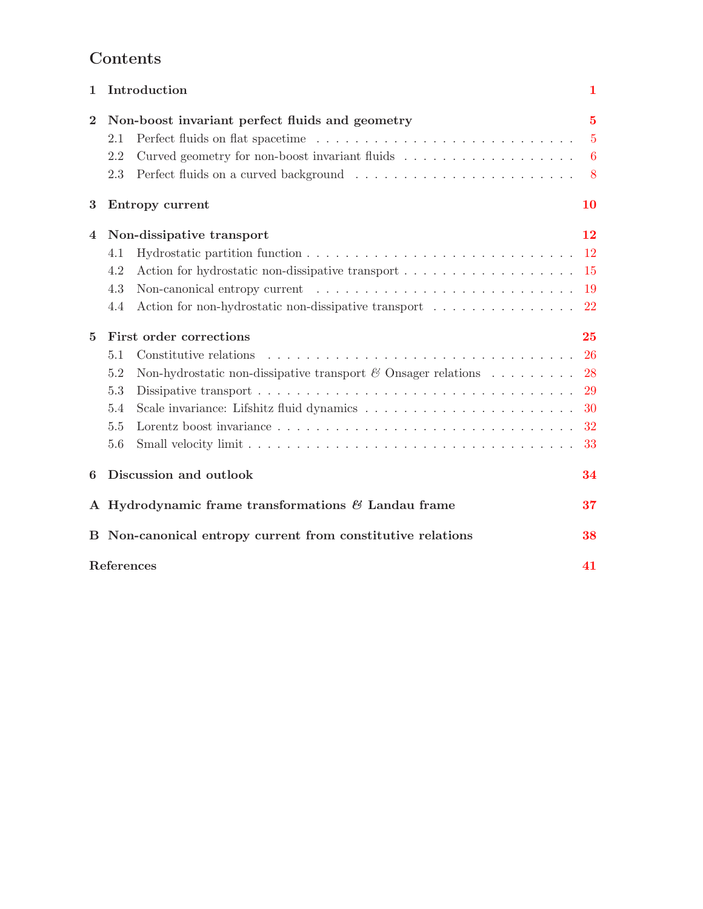# Contents

| | | |
|---|---|---|
| **1** | **Introduction** | **1** |
| **2** | **Non-boost invariant perfect fluids and geometry** | **5** |
| 2.1 | Perfect fluids on flat spacetime | 5 |
| 2.2 | Curved geometry for non-boost invariant fluids | 6 |
| 2.3 | Perfect fluids on a curved background | 8 |
| **3** | **Entropy current** | **10** |
| **4** | **Non-dissipative transport** | **12** |
| 4.1 | Hydrostatic partition function | 12 |
| 4.2 | Action for hydrostatic non-dissipative transport | 15 |
| 4.3 | Non-canonical entropy current | 19 |
| 4.4 | Action for non-hydrostatic non-dissipative transport | 22 |
| **5** | **First order corrections** | **25** |
| 5.1 | Constitutive relations | 26 |
| 5.2 | Non-hydrostatic non-dissipative transport & Onsager relations | 28 |
| 5.3 | Dissipative transport | 29 |
| 5.4 | Scale invariance: Lifshitz fluid dynamics | 30 |
| 5.5 | Lorentz boost invariance | 32 |
| 5.6 | Small velocity limit | 33 |
| **6** | **Discussion and outlook** | **34** |
| **A** | **Hydrodynamic frame transformations & Landau frame** | **37** |
| **B** | **Non-canonical entropy current from constitutive relations** | **38** |
| | **References** | **41** |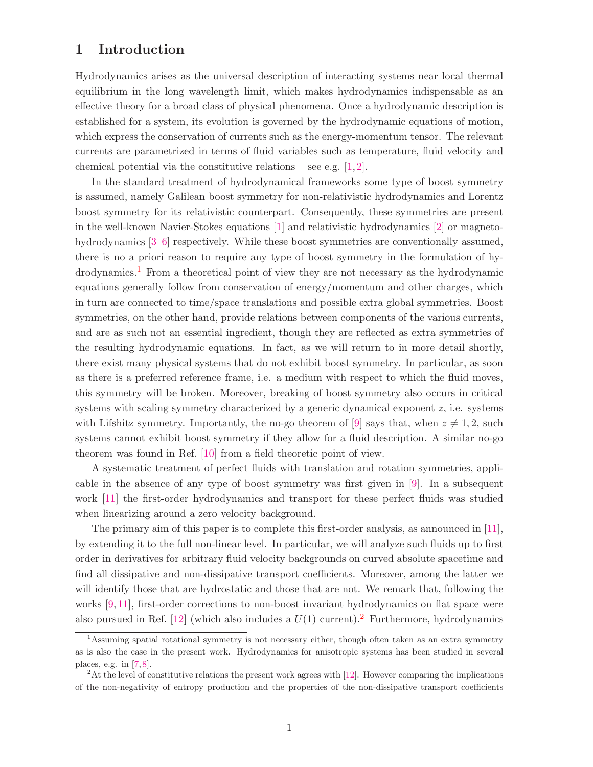# 1 Introduction

Hydrodynamics arises as the universal description of interacting systems near local thermal equilibrium in the long wavelength limit, which makes hydrodynamics indispensable as an effective theory for a broad class of physical phenomena. Once a hydrodynamic description is established for a system, its evolution is governed by the hydrodynamic equations of motion, which express the conservation of currents such as the energy-momentum tensor. The relevant currents are parametrized in terms of fluid variables such as temperature, fluid velocity and chemical potential via the constitutive relations – see e.g. [1,2].

In the standard treatment of hydrodynamical frameworks some type of boost symmetry is assumed, namely Galilean boost symmetry for non-relativistic hydrodynamics and Lorentz boost symmetry for its relativistic counterpart. Consequently, these symmetries are present in the well-known Navier-Stokes equations [1] and relativistic hydrodynamics [2] or magneto-hydrodynamics [3–6] respectively. While these boost symmetries are conventionally assumed, there is no a priori reason to require any type of boost symmetry in the formulation of hydrodynamics.[1] From a theoretical point of view they are not necessary as the hydrodynamic equations generally follow from conservation of energy/momentum and other charges, which in turn are connected to time/space translations and possible extra global symmetries. Boost symmetries, on the other hand, provide relations between components of the various currents, and are as such not an essential ingredient, though they are reflected as extra symmetries of the resulting hydrodynamic equations. In fact, as we will return to in more detail shortly, there exist many physical systems that do not exhibit boost symmetry. In particular, as soon as there is a preferred reference frame, i.e. a medium with respect to which the fluid moves, this symmetry will be broken. Moreover, breaking of boost symmetry also occurs in critical systems with scaling symmetry characterized by a generic dynamical exponent $z$, i.e. systems with Lifshitz symmetry. Importantly, the no-go theorem of [9] says that, when $z \neq 1, 2$, such systems cannot exhibit boost symmetry if they allow for a fluid description. A similar no-go theorem was found in Ref. [10] from a field theoretic point of view.

A systematic treatment of perfect fluids with translation and rotation symmetries, applicable in the absence of any type of boost symmetry was first given in [9]. In a subsequent work [11] the first-order hydrodynamics and transport for these perfect fluids was studied when linearizing around a zero velocity background.

The primary aim of this paper is to complete this first-order analysis, as announced in [11], by extending it to the full non-linear level. In particular, we will analyze such fluids up to first order in derivatives for arbitrary fluid velocity backgrounds on curved absolute spacetime and find all dissipative and non-dissipative transport coefficients. Moreover, among the latter we will identify those that are hydrostatic and those that are not. We remark that, following the works [9,11], first-order corrections to non-boost invariant hydrodynamics on flat space were also pursued in Ref. [12] (which also includes a $U(1)$ current).[2] Furthermore, hydrodynamics

[1] Assuming spatial rotational symmetry is not necessary either, though often taken as an extra symmetry as is also the case in the present work. Hydrodynamics for anisotropic systems has been studied in several places, e.g. in [7,8].

[2] At the level of constitutive relations the present work agrees with [12]. However comparing the implications of the non-negativity of entropy production and the properties of the non-dissipative transport coefficients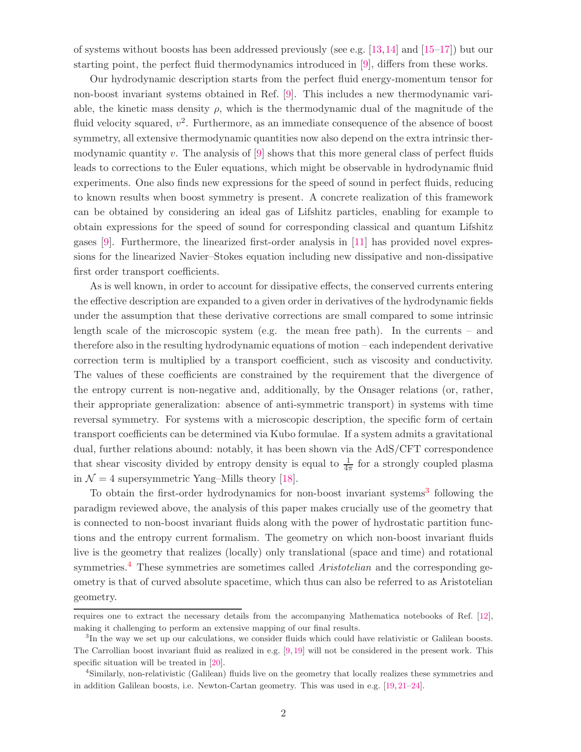of systems without boosts has been addressed previously (see e.g. [13,14] and [15–17]) but our starting point, the perfect fluid thermodynamics introduced in [9], differs from these works.

Our hydrodynamic description starts from the perfect fluid energy-momentum tensor for non-boost invariant systems obtained in Ref. [9]. This includes a new thermodynamic variable, the kinetic mass density $\rho$, which is the thermodynamic dual of the magnitude of the fluid velocity squared, $v^2$. Furthermore, as an immediate consequence of the absence of boost symmetry, all extensive thermodynamic quantities now also depend on the extra intrinsic thermodynamic quantity $v$. The analysis of [9] shows that this more general class of perfect fluids leads to corrections to the Euler equations, which might be observable in hydrodynamic fluid experiments. One also finds new expressions for the speed of sound in perfect fluids, reducing to known results when boost symmetry is present. A concrete realization of this framework can be obtained by considering an ideal gas of Lifshitz particles, enabling for example to obtain expressions for the speed of sound for corresponding classical and quantum Lifshitz gases [9]. Furthermore, the linearized first-order analysis in [11] has provided novel expressions for the linearized Navier–Stokes equation including new dissipative and non-dissipative first order transport coefficients.

As is well known, in order to account for dissipative effects, the conserved currents entering the effective description are expanded to a given order in derivatives of the hydrodynamic fields under the assumption that these derivative corrections are small compared to some intrinsic length scale of the microscopic system (e.g. the mean free path). In the currents – and therefore also in the resulting hydrodynamic equations of motion – each independent derivative correction term is multiplied by a transport coefficient, such as viscosity and conductivity. The values of these coefficients are constrained by the requirement that the divergence of the entropy current is non-negative and, additionally, by the Onsager relations (or, rather, their appropriate generalization: absence of anti-symmetric transport) in systems with time reversal symmetry. For systems with a microscopic description, the specific form of certain transport coefficients can be determined via Kubo formulae. If a system admits a gravitational dual, further relations abound: notably, it has been shown via the AdS/CFT correspondence that shear viscosity divided by entropy density is equal to $\frac{1}{4\pi}$ for a strongly coupled plasma in $\mathcal{N}=4$ supersymmetric Yang–Mills theory [18].

To obtain the first-order hydrodynamics for non-boost invariant systems[3] following the paradigm reviewed above, the analysis of this paper makes crucially use of the geometry that is connected to non-boost invariant fluids along with the power of hydrostatic partition functions and the entropy current formalism. The geometry on which non-boost invariant fluids live is the geometry that realizes (locally) only translational (space and time) and rotational symmetries.[4] These symmetries are sometimes called *Aristotelian* and the corresponding geometry is that of curved absolute spacetime, which thus can also be referred to as Aristotelian geometry.

---

requires one to extract the necessary details from the accompanying Mathematica notebooks of Ref. [12], making it challenging to perform an extensive mapping of our final results.

[3] In the way we set up our calculations, we consider fluids which could have relativistic or Galilean boosts. The Carrollian boost invariant fluid as realized in e.g. [9,19] will not be considered in the present work. This specific situation will be treated in [20].

[4] Similarly, non-relativistic (Galilean) fluids live on the geometry that locally realizes these symmetries and in addition Galilean boosts, i.e. Newton-Cartan geometry. This was used in e.g. [19,21–24].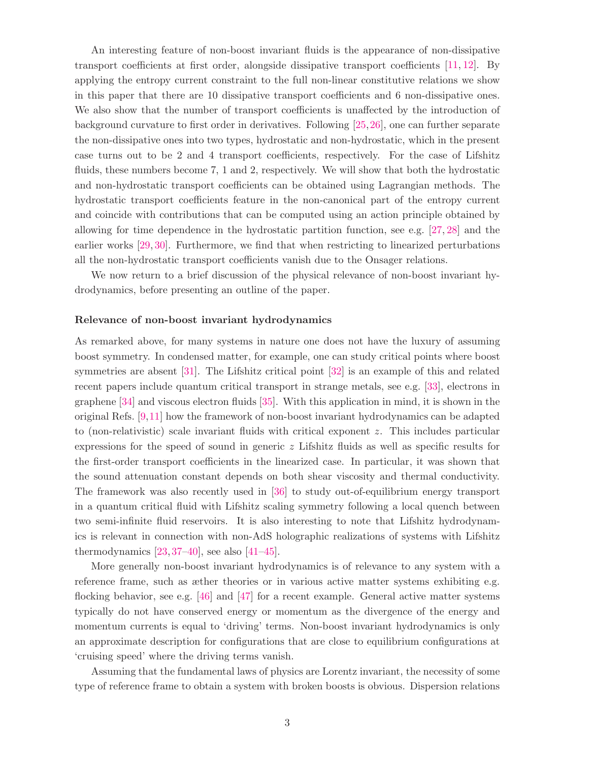An interesting feature of non-boost invariant fluids is the appearance of non-dissipative transport coefficients at first order, alongside dissipative transport coefficients [11, 12]. By applying the entropy current constraint to the full non-linear constitutive relations we show in this paper that there are 10 dissipative transport coefficients and 6 non-dissipative ones. We also show that the number of transport coefficients is unaffected by the introduction of background curvature to first order in derivatives. Following [25, 26], one can further separate the non-dissipative ones into two types, hydrostatic and non-hydrostatic, which in the present case turns out to be 2 and 4 transport coefficients, respectively. For the case of Lifshitz fluids, these numbers become 7, 1 and 2, respectively. We will show that both the hydrostatic and non-hydrostatic transport coefficients can be obtained using Lagrangian methods. The hydrostatic transport coefficients feature in the non-canonical part of the entropy current and coincide with contributions that can be computed using an action principle obtained by allowing for time dependence in the hydrostatic partition function, see e.g. [27, 28] and the earlier works [29, 30]. Furthermore, we find that when restricting to linearized perturbations all the non-hydrostatic transport coefficients vanish due to the Onsager relations.

We now return to a brief discussion of the physical relevance of non-boost invariant hydrodynamics, before presenting an outline of the paper.

#### Relevance of non-boost invariant hydrodynamics

As remarked above, for many systems in nature one does not have the luxury of assuming boost symmetry. In condensed matter, for example, one can study critical points where boost symmetries are absent [31]. The Lifshitz critical point [32] is an example of this and related recent papers include quantum critical transport in strange metals, see e.g. [33], electrons in graphene [34] and viscous electron fluids [35]. With this application in mind, it is shown in the original Refs. [9, 11] how the framework of non-boost invariant hydrodynamics can be adapted to (non-relativistic) scale invariant fluids with critical exponent $z$. This includes particular expressions for the speed of sound in generic $z$ Lifshitz fluids as well as specific results for the first-order transport coefficients in the linearized case. In particular, it was shown that the sound attenuation constant depends on both shear viscosity and thermal conductivity. The framework was also recently used in [36] to study out-of-equilibrium energy transport in a quantum critical fluid with Lifshitz scaling symmetry following a local quench between two semi-infinite fluid reservoirs. It is also interesting to note that Lifshitz hydrodynamics is relevant in connection with non-AdS holographic realizations of systems with Lifshitz thermodynamics [23, 37–40], see also [41–45].

More generally non-boost invariant hydrodynamics is of relevance to any system with a reference frame, such as æther theories or in various active matter systems exhibiting e.g. flocking behavior, see e.g. [46] and [47] for a recent example. General active matter systems typically do not have conserved energy or momentum as the divergence of the energy and momentum currents is equal to 'driving' terms. Non-boost invariant hydrodynamics is only an approximate description for configurations that are close to equilibrium configurations at 'cruising speed' where the driving terms vanish.

Assuming that the fundamental laws of physics are Lorentz invariant, the necessity of some type of reference frame to obtain a system with broken boosts is obvious. Dispersion relations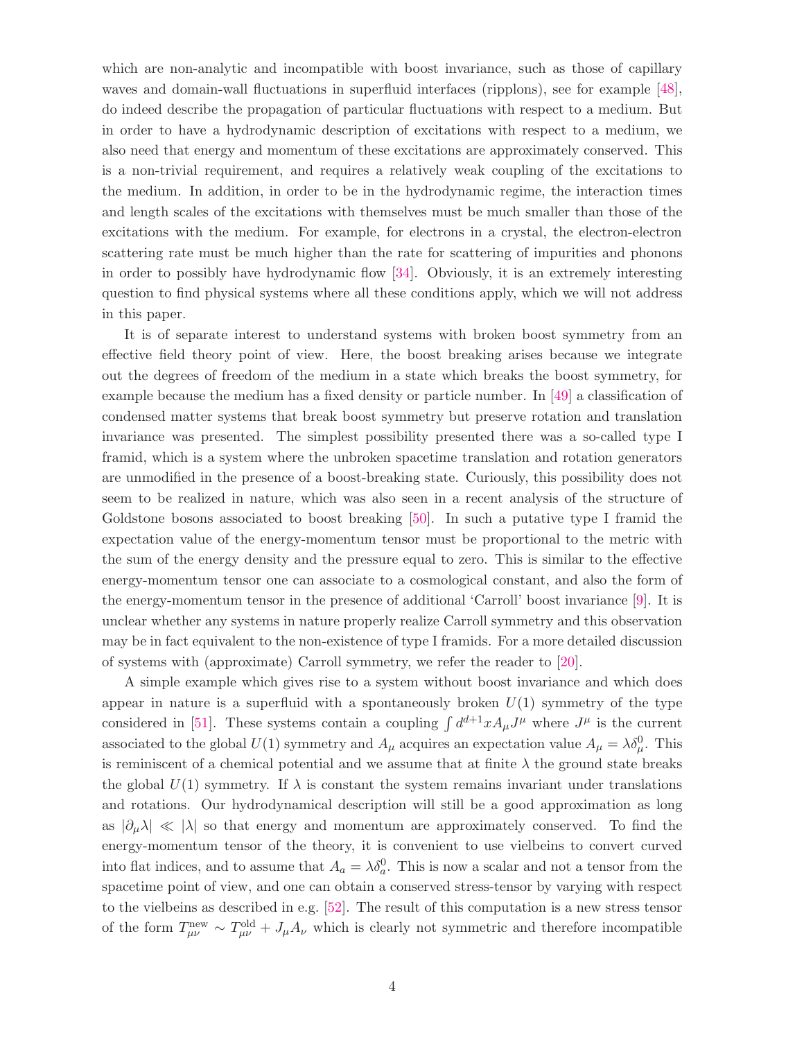which are non-analytic and incompatible with boost invariance, such as those of capillary waves and domain-wall fluctuations in superfluid interfaces (ripplons), see for example [48], do indeed describe the propagation of particular fluctuations with respect to a medium. But in order to have a hydrodynamic description of excitations with respect to a medium, we also need that energy and momentum of these excitations are approximately conserved. This is a non-trivial requirement, and requires a relatively weak coupling of the excitations to the medium. In addition, in order to be in the hydrodynamic regime, the interaction times and length scales of the excitations with themselves must be much smaller than those of the excitations with the medium. For example, for electrons in a crystal, the electron-electron scattering rate must be much higher than the rate for scattering of impurities and phonons in order to possibly have hydrodynamic flow [34]. Obviously, it is an extremely interesting question to find physical systems where all these conditions apply, which we will not address in this paper.

It is of separate interest to understand systems with broken boost symmetry from an effective field theory point of view. Here, the boost breaking arises because we integrate out the degrees of freedom of the medium in a state which breaks the boost symmetry, for example because the medium has a fixed density or particle number. In [49] a classification of condensed matter systems that break boost symmetry but preserve rotation and translation invariance was presented. The simplest possibility presented there was a so-called type I framid, which is a system where the unbroken spacetime translation and rotation generators are unmodified in the presence of a boost-breaking state. Curiously, this possibility does not seem to be realized in nature, which was also seen in a recent analysis of the structure of Goldstone bosons associated to boost breaking [50]. In such a putative type I framid the expectation value of the energy-momentum tensor must be proportional to the metric with the sum of the energy density and the pressure equal to zero. This is similar to the effective energy-momentum tensor one can associate to a cosmological constant, and also the form of the energy-momentum tensor in the presence of additional 'Carroll' boost invariance [9]. It is unclear whether any systems in nature properly realize Carroll symmetry and this observation may be in fact equivalent to the non-existence of type I framids. For a more detailed discussion of systems with (approximate) Carroll symmetry, we refer the reader to [20].

A simple example which gives rise to a system without boost invariance and which does appear in nature is a superfluid with a spontaneously broken $U(1)$ symmetry of the type considered in [51]. These systems contain a coupling $\int d^{d+1}x A_\mu J^\mu$ where $J^\mu$ is the current associated to the global $U(1)$ symmetry and $A_\mu$ acquires an expectation value $A_\mu = \lambda\delta^0_\mu$. This is reminiscent of a chemical potential and we assume that at finite $\lambda$ the ground state breaks the global $U(1)$ symmetry. If $\lambda$ is constant the system remains invariant under translations and rotations. Our hydrodynamical description will still be a good approximation as long as $|\partial_\mu\lambda| \ll |\lambda|$ so that energy and momentum are approximately conserved. To find the energy-momentum tensor of the theory, it is convenient to use vielbeins to convert curved into flat indices, and to assume that $A_a = \lambda\delta^0_a$. This is now a scalar and not a tensor from the spacetime point of view, and one can obtain a conserved stress-tensor by varying with respect to the vielbeins as described in e.g. [52]. The result of this computation is a new stress tensor of the form $T^{\text{new}}_{\mu\nu} \sim T^{\text{old}}_{\mu\nu} + J_\mu A_\nu$ which is clearly not symmetric and therefore incompatible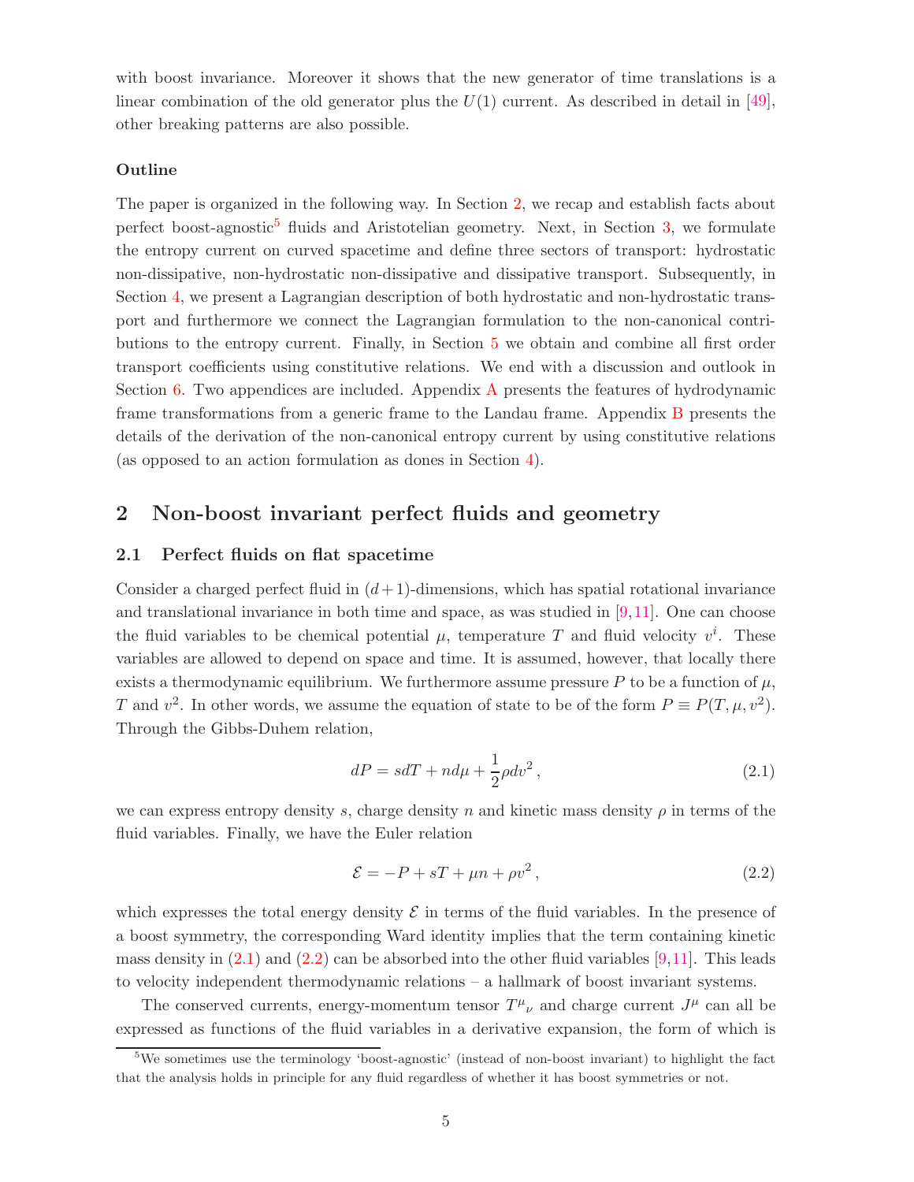with boost invariance. Moreover it shows that the new generator of time translations is a linear combination of the old generator plus the $U(1)$ current. As described in detail in [49], other breaking patterns are also possible.

**Outline**

The paper is organized in the following way. In Section 2, we recap and establish facts about perfect boost-agnostic[5] fluids and Aristotelian geometry. Next, in Section 3, we formulate the entropy current on curved spacetime and define three sectors of transport: hydrostatic non-dissipative, non-hydrostatic non-dissipative and dissipative transport. Subsequently, in Section 4, we present a Lagrangian description of both hydrostatic and non-hydrostatic transport and furthermore we connect the Lagrangian formulation to the non-canonical contributions to the entropy current. Finally, in Section 5 we obtain and combine all first order transport coefficients using constitutive relations. We end with a discussion and outlook in Section 6. Two appendices are included. Appendix A presents the features of hydrodynamic frame transformations from a generic frame to the Landau frame. Appendix B presents the details of the derivation of the non-canonical entropy current by using constitutive relations (as opposed to an action formulation as dones in Section 4).

## 2 Non-boost invariant perfect fluids and geometry

### 2.1 Perfect fluids on flat spacetime

Consider a charged perfect fluid in $(d+1)$-dimensions, which has spatial rotational invariance and translational invariance in both time and space, as was studied in [9,11]. One can choose the fluid variables to be chemical potential $\mu$, temperature $T$ and fluid velocity $v^i$. These variables are allowed to depend on space and time. It is assumed, however, that locally there exists a thermodynamic equilibrium. We furthermore assume pressure $P$ to be a function of $\mu$, $T$ and $v^2$. In other words, we assume the equation of state to be of the form $P \equiv P(T, \mu, v^2)$. Through the Gibbs-Duhem relation,

$$dP = sdT + nd\mu + \frac{1}{2}\rho dv^2\,, \tag{2.1}$$

we can express entropy density $s$, charge density $n$ and kinetic mass density $\rho$ in terms of the fluid variables. Finally, we have the Euler relation

$$\mathcal{E} = -P + sT + \mu n + \rho v^2\,, \tag{2.2}$$

which expresses the total energy density $\mathcal{E}$ in terms of the fluid variables. In the presence of a boost symmetry, the corresponding Ward identity implies that the term containing kinetic mass density in (2.1) and (2.2) can be absorbed into the other fluid variables [9,11]. This leads to velocity independent thermodynamic relations – a hallmark of boost invariant systems.

The conserved currents, energy-momentum tensor $T^\mu{}_\nu$ and charge current $J^\mu$ can all be expressed as functions of the fluid variables in a derivative expansion, the form of which is

[5] We sometimes use the terminology 'boost-agnostic' (instead of non-boost invariant) to highlight the fact that the analysis holds in principle for any fluid regardless of whether it has boost symmetries or not.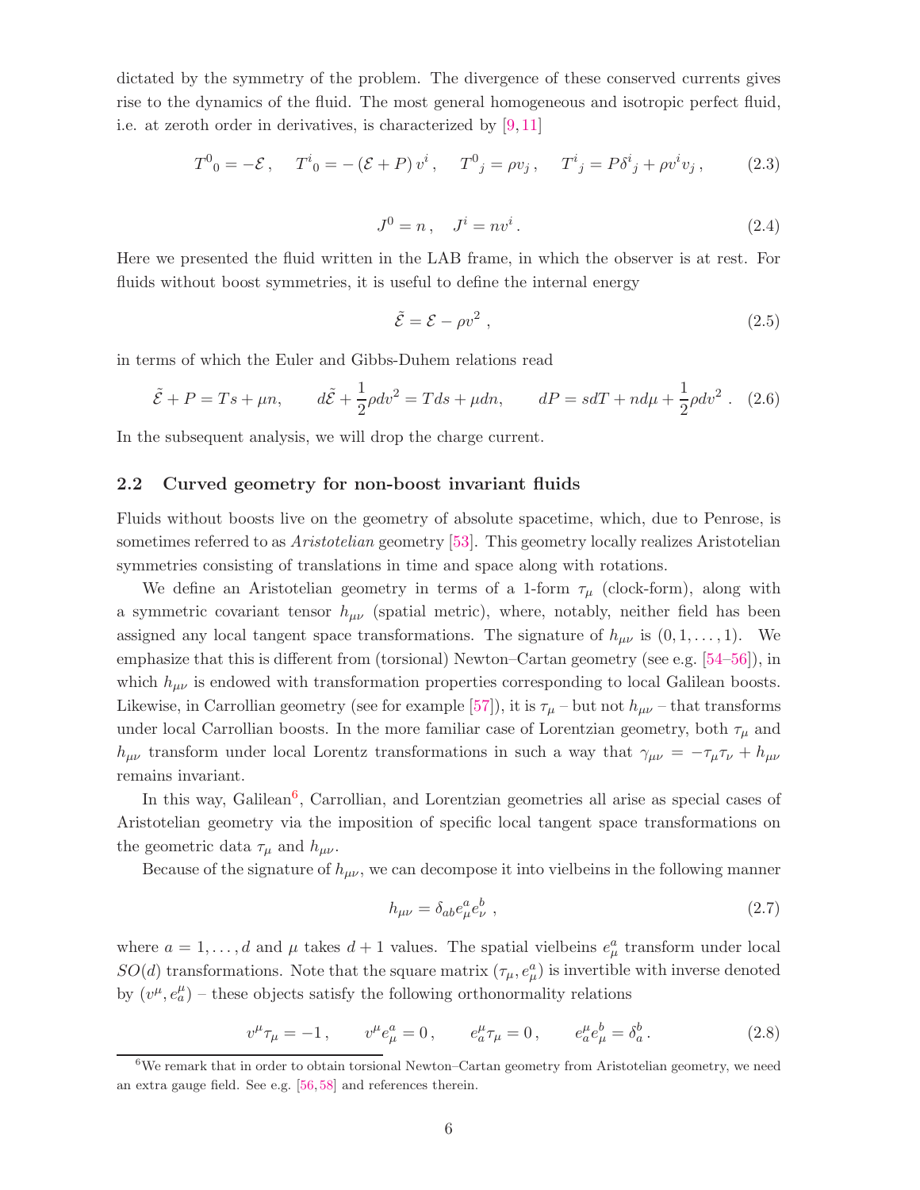dictated by the symmetry of the problem. The divergence of these conserved currents gives rise to the dynamics of the fluid. The most general homogeneous and isotropic perfect fluid, i.e. at zeroth order in derivatives, is characterized by [9, 11]

$$T^0{}_0 = -\mathcal{E}\,, \quad T^i{}_0 = -\left(\mathcal{E}+P\right)v^i\,, \quad T^0{}_j = \rho v_j\,, \quad T^i{}_j = P\delta^i{}_j + \rho v^i v_j\,, \tag{2.3}$$

$$J^0 = n\,, \quad J^i = nv^i\,. \tag{2.4}$$

Here we presented the fluid written in the LAB frame, in which the observer is at rest. For fluids without boost symmetries, it is useful to define the internal energy

$$\tilde{\mathcal{E}} = \mathcal{E} - \rho v^2\,, \tag{2.5}$$

in terms of which the Euler and Gibbs-Duhem relations read

$$\tilde{\mathcal{E}} + P = Ts + \mu n, \qquad d\tilde{\mathcal{E}} + \frac{1}{2}\rho dv^2 = Tds + \mu dn, \qquad dP = sdT + nd\mu + \frac{1}{2}\rho dv^2\,. \tag{2.6}$$

In the subsequent analysis, we will drop the charge current.

### 2.2 Curved geometry for non-boost invariant fluids

Fluids without boosts live on the geometry of absolute spacetime, which, due to Penrose, is sometimes referred to as *Aristotelian* geometry [53]. This geometry locally realizes Aristotelian symmetries consisting of translations in time and space along with rotations.

We define an Aristotelian geometry in terms of a 1-form $\tau_\mu$ (clock-form), along with a symmetric covariant tensor $h_{\mu\nu}$ (spatial metric), where, notably, neither field has been assigned any local tangent space transformations. The signature of $h_{\mu\nu}$ is $(0, 1, \ldots, 1)$. We emphasize that this is different from (torsional) Newton–Cartan geometry (see e.g. [54–56]), in which $h_{\mu\nu}$ is endowed with transformation properties corresponding to local Galilean boosts. Likewise, in Carrollian geometry (see for example [57]), it is $\tau_\mu$ – but not $h_{\mu\nu}$ – that transforms under local Carrollian boosts. In the more familiar case of Lorentzian geometry, both $\tau_\mu$ and $h_{\mu\nu}$ transform under local Lorentz transformations in such a way that $\gamma_{\mu\nu} = -\tau_\mu\tau_\nu + h_{\mu\nu}$ remains invariant.

In this way, Galilean[6], Carrollian, and Lorentzian geometries all arise as special cases of Aristotelian geometry via the imposition of specific local tangent space transformations on the geometric data $\tau_\mu$ and $h_{\mu\nu}$.

Because of the signature of $h_{\mu\nu}$, we can decompose it into vielbeins in the following manner

$$h_{\mu\nu} = \delta_{ab}e^a_\mu e^b_\nu\,, \tag{2.7}$$

where $a = 1, \ldots, d$ and $\mu$ takes $d+1$ values. The spatial vielbeins $e^a_\mu$ transform under local $SO(d)$ transformations. Note that the square matrix $(\tau_\mu, e^a_\mu)$ is invertible with inverse denoted by $(v^\mu, e^\mu_a)$ – these objects satisfy the following orthonormality relations

$$v^\mu\tau_\mu = -1\,, \qquad v^\mu e^a_\mu = 0\,, \qquad e^\mu_a\tau_\mu = 0\,, \qquad e^\mu_a e^b_\mu = \delta^b_a\,. \tag{2.8}$$

[6] We remark that in order to obtain torsional Newton–Cartan geometry from Aristotelian geometry, we need an extra gauge field. See e.g. [56, 58] and references therein.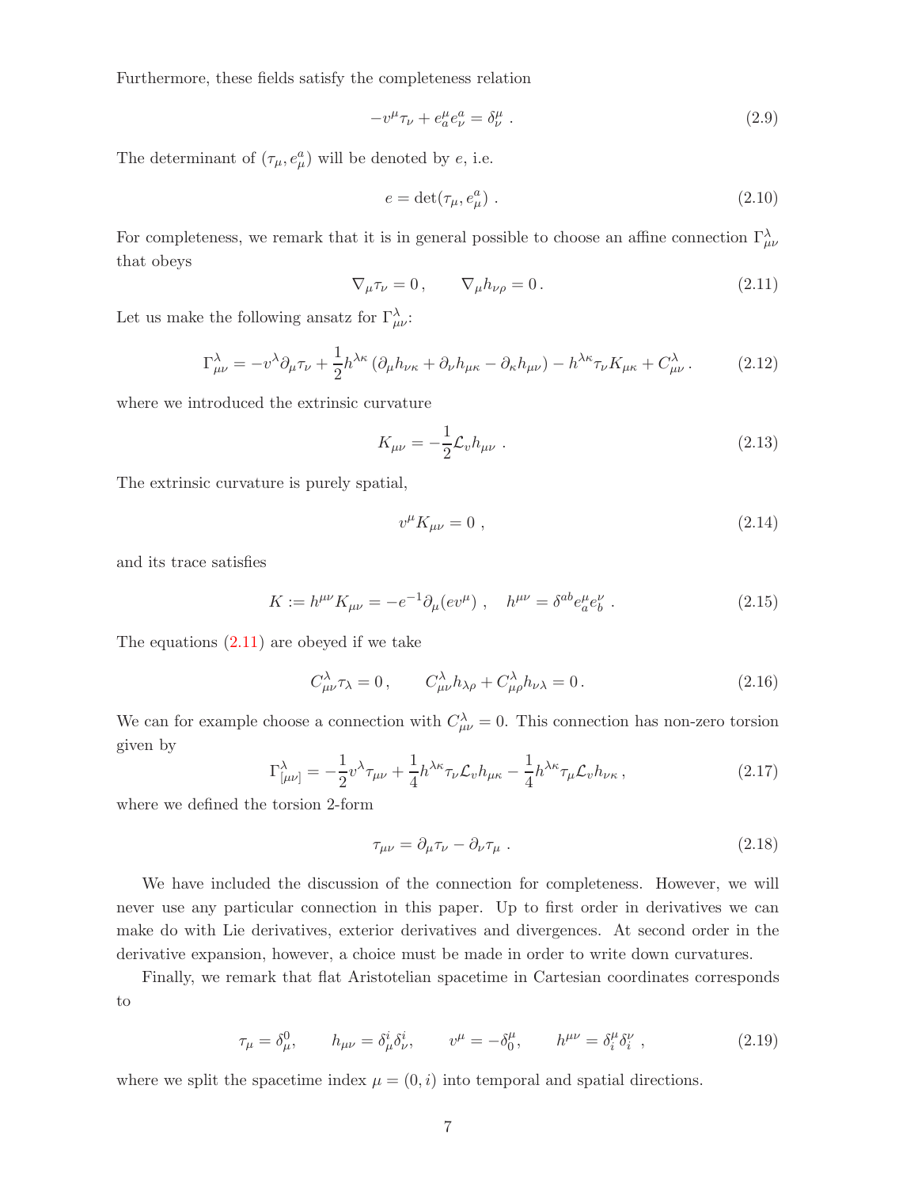Furthermore, these fields satisfy the completeness relation

$$-v^\mu \tau_\nu + e^\mu_a e^a_\nu = \delta^\mu_\nu \; . \tag{2.9}$$

The determinant of $(\tau_\mu, e^a_\mu)$ will be denoted by $e$, i.e.

$$e = \det(\tau_\mu, e^a_\mu) \; . \tag{2.10}$$

For completeness, we remark that it is in general possible to choose an affine connection $\Gamma^\lambda_{\mu\nu}$ that obeys

$$\nabla_\mu \tau_\nu = 0 \, , \qquad \nabla_\mu h_{\nu\rho} = 0 \, . \tag{2.11}$$

Let us make the following ansatz for $\Gamma^\lambda_{\mu\nu}$:

$$\Gamma^\lambda_{\mu\nu} = -v^\lambda \partial_\mu \tau_\nu + \frac{1}{2} h^{\lambda\kappa} \left( \partial_\mu h_{\nu\kappa} + \partial_\nu h_{\mu\kappa} - \partial_\kappa h_{\mu\nu} \right) - h^{\lambda\kappa} \tau_\nu K_{\mu\kappa} + C^\lambda_{\mu\nu} \, . \tag{2.12}$$

where we introduced the extrinsic curvature

$$K_{\mu\nu} = -\frac{1}{2} \mathcal{L}_v h_{\mu\nu} \; . \tag{2.13}$$

The extrinsic curvature is purely spatial,

$$v^\mu K_{\mu\nu} = 0 \; , \tag{2.14}$$

and its trace satisfies

$$K := h^{\mu\nu} K_{\mu\nu} = -e^{-1} \partial_\mu (e v^\mu) \; , \quad h^{\mu\nu} = \delta^{ab} e^\mu_a e^\nu_b \; . \tag{2.15}$$

The equations (2.11) are obeyed if we take

$$C^\lambda_{\mu\nu} \tau_\lambda = 0 \, , \qquad C^\lambda_{\mu\nu} h_{\lambda\rho} + C^\lambda_{\mu\rho} h_{\nu\lambda} = 0 \, . \tag{2.16}$$

We can for example choose a connection with $C^\lambda_{\mu\nu} = 0$. This connection has non-zero torsion given by

$$\Gamma^\lambda_{[\mu\nu]} = -\frac{1}{2} v^\lambda \tau_{\mu\nu} + \frac{1}{4} h^{\lambda\kappa} \tau_\nu \mathcal{L}_v h_{\mu\kappa} - \frac{1}{4} h^{\lambda\kappa} \tau_\mu \mathcal{L}_v h_{\nu\kappa} \, , \tag{2.17}$$

where we defined the torsion 2-form

$$\tau_{\mu\nu} = \partial_\mu \tau_\nu - \partial_\nu \tau_\mu \; . \tag{2.18}$$

We have included the discussion of the connection for completeness. However, we will never use any particular connection in this paper. Up to first order in derivatives we can make do with Lie derivatives, exterior derivatives and divergences. At second order in the derivative expansion, however, a choice must be made in order to write down curvatures.

Finally, we remark that flat Aristotelian spacetime in Cartesian coordinates corresponds to

$$\tau_\mu = \delta^0_\mu, \qquad h_{\mu\nu} = \delta^i_\mu \delta^i_\nu, \qquad v^\mu = -\delta^\mu_0, \qquad h^{\mu\nu} = \delta^\mu_i \delta^\nu_i \; , \tag{2.19}$$

where we split the spacetime index $\mu = (0, i)$ into temporal and spatial directions.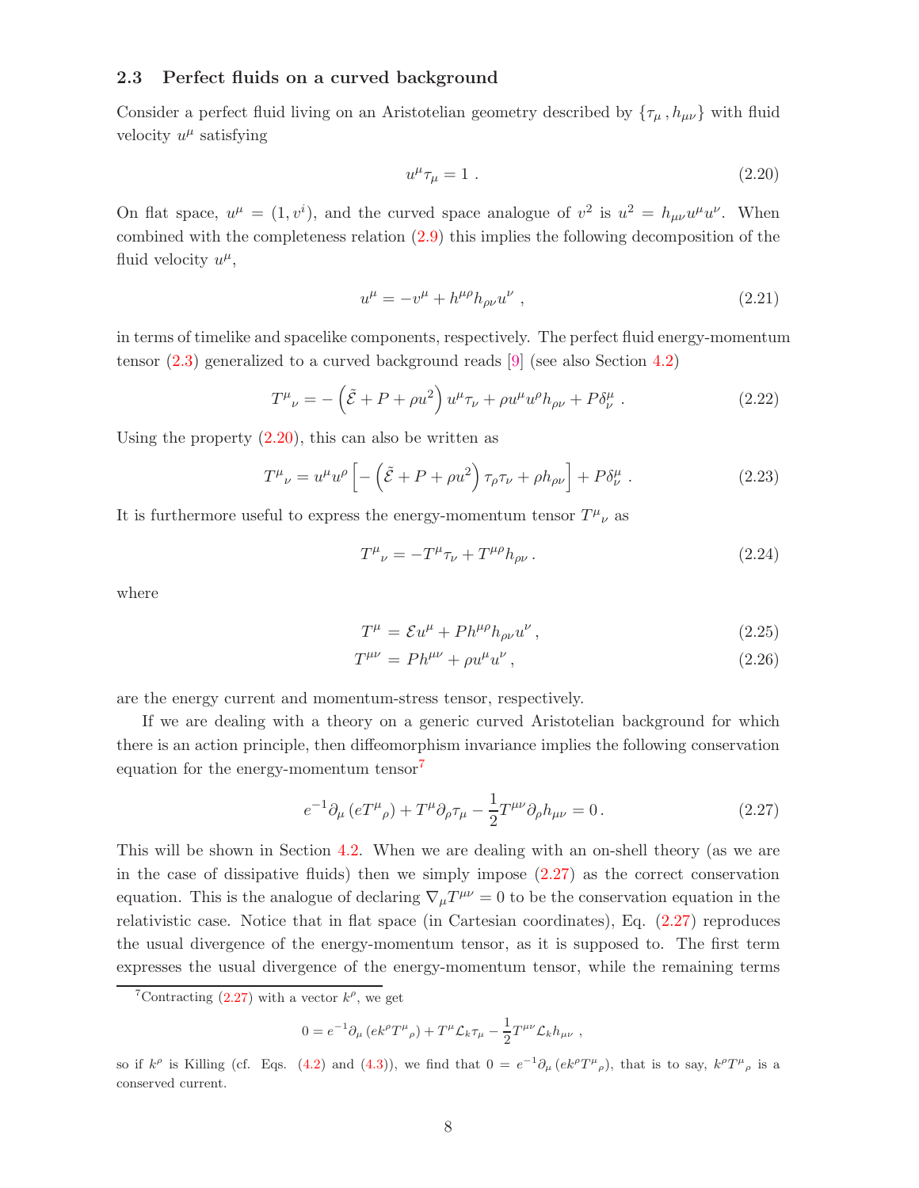### 2.3 Perfect fluids on a curved background

Consider a perfect fluid living on an Aristotelian geometry described by $\{\tau_\mu\,, h_{\mu\nu}\}$ with fluid velocity $u^\mu$ satisfying

$$u^\mu \tau_\mu = 1\,. \tag{2.20}$$

On flat space, $u^\mu = (1, v^i)$, and the curved space analogue of $v^2$ is $u^2 = h_{\mu\nu}u^\mu u^\nu$. When combined with the completeness relation (2.9) this implies the following decomposition of the fluid velocity $u^\mu$,

$$u^\mu = -v^\mu + h^{\mu\rho}h_{\rho\nu}u^\nu\,, \tag{2.21}$$

in terms of timelike and spacelike components, respectively. The perfect fluid energy-momentum tensor (2.3) generalized to a curved background reads [9] (see also Section 4.2)

$$T^\mu{}_\nu = -\left(\tilde{\mathcal{E}} + P + \rho u^2\right)u^\mu\tau_\nu + \rho u^\mu u^\rho h_{\rho\nu} + P\delta^\mu_\nu\,. \tag{2.22}$$

Using the property (2.20), this can also be written as

$$T^\mu{}_\nu = u^\mu u^\rho\left[-\left(\tilde{\mathcal{E}} + P + \rho u^2\right)\tau_\rho\tau_\nu + \rho h_{\rho\nu}\right] + P\delta^\mu_\nu\,. \tag{2.23}$$

It is furthermore useful to express the energy-momentum tensor $T^\mu{}_\nu$ as

$$T^\mu{}_\nu = -T^\mu\tau_\nu + T^{\mu\rho}h_{\rho\nu}\,. \tag{2.24}$$

where

$$T^\mu = \mathcal{E}u^\mu + Ph^{\mu\rho}h_{\rho\nu}u^\nu\,, \tag{2.25}$$

$$T^{\mu\nu} = Ph^{\mu\nu} + \rho u^\mu u^\nu\,, \tag{2.26}$$

are the energy current and momentum-stress tensor, respectively.

If we are dealing with a theory on a generic curved Aristotelian background for which there is an action principle, then diffeomorphism invariance implies the following conservation equation for the energy-momentum tensor[7]

$$e^{-1}\partial_\mu\left(eT^\mu{}_\rho\right) + T^\mu\partial_\rho\tau_\mu - \frac{1}{2}T^{\mu\nu}\partial_\rho h_{\mu\nu} = 0\,. \tag{2.27}$$

This will be shown in Section 4.2. When we are dealing with an on-shell theory (as we are in the case of dissipative fluids) then we simply impose (2.27) as the correct conservation equation. This is the analogue of declaring $\nabla_\mu T^{\mu\nu} = 0$ to be the conservation equation in the relativistic case. Notice that in flat space (in Cartesian coordinates), Eq. (2.27) reproduces the usual divergence of the energy-momentum tensor, as it is supposed to. The first term expresses the usual divergence of the energy-momentum tensor, while the remaining terms

[7] Contracting (2.27) with a vector $k^\rho$, we get

$$0 = e^{-1}\partial_\mu\left(ek^\rho T^\mu{}_\rho\right) + T^\mu\mathcal{L}_k\tau_\mu - \frac{1}{2}T^{\mu\nu}\mathcal{L}_k h_{\mu\nu}\,,$$

so if $k^\rho$ is Killing (cf. Eqs. (4.2) and (4.3)), we find that $0 = e^{-1}\partial_\mu\left(ek^\rho T^\mu{}_\rho\right)$, that is to say, $k^\rho T^\mu{}_\rho$ is a conserved current.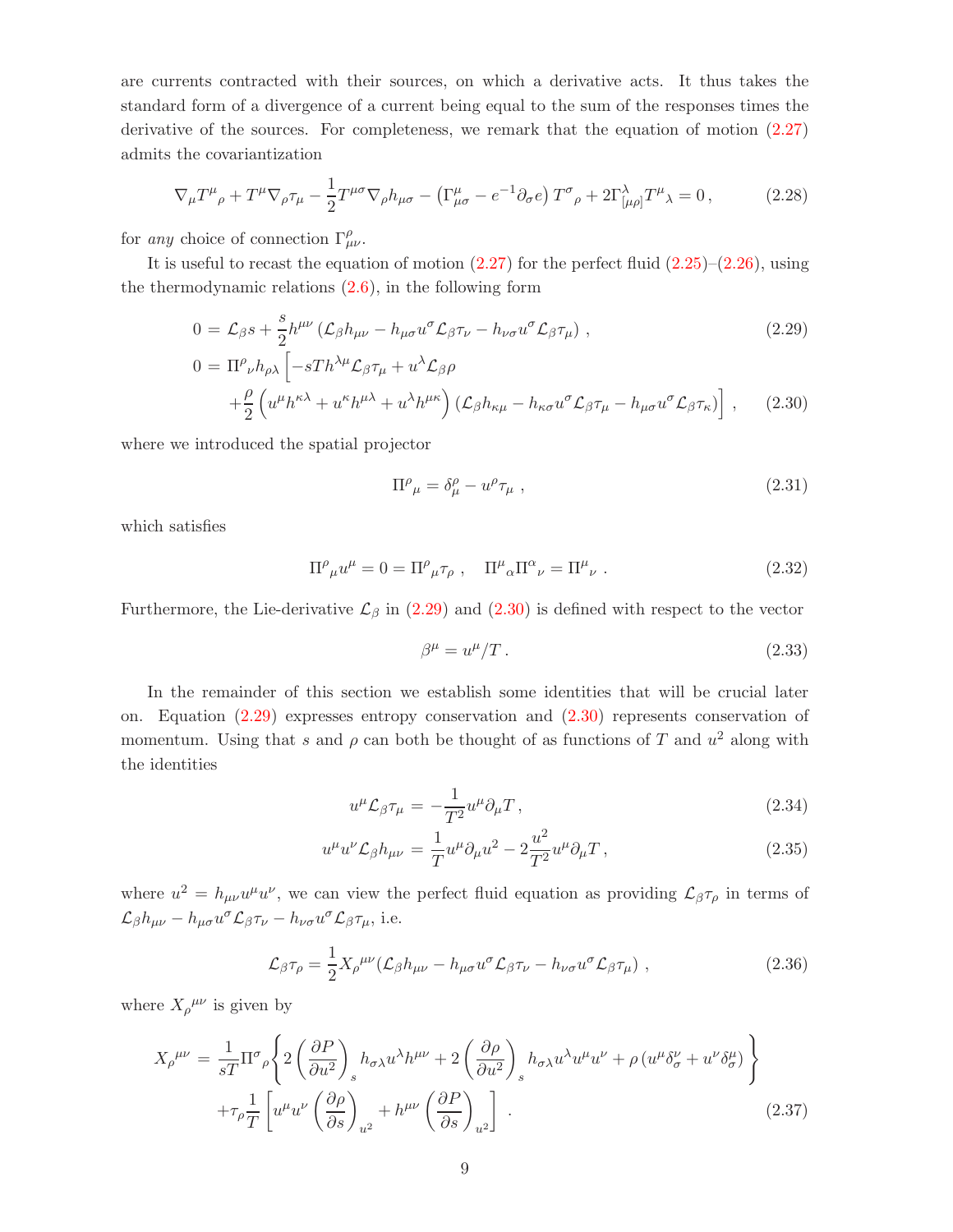are currents contracted with their sources, on which a derivative acts. It thus takes the standard form of a divergence of a current being equal to the sum of the responses times the derivative of the sources. For completeness, we remark that the equation of motion (2.27) admits the covariantization

$$
\nabla_\mu T^\mu{}_\rho + T^\mu \nabla_\rho \tau_\mu - \frac{1}{2} T^{\mu\sigma} \nabla_\rho h_{\mu\sigma} - \left(\Gamma^\mu_{\mu\sigma} - e^{-1}\partial_\sigma e\right) T^\sigma{}_\rho + 2\Gamma^\lambda_{[\mu\rho]} T^\mu{}_\lambda = 0 \,, \tag{2.28}
$$

for *any* choice of connection $\Gamma^\rho_{\mu\nu}$.

It is useful to recast the equation of motion (2.27) for the perfect fluid (2.25)–(2.26), using the thermodynamic relations (2.6), in the following form

$$
\begin{aligned}
0 &= \mathcal{L}_\beta s + \frac{s}{2} h^{\mu\nu} \left(\mathcal{L}_\beta h_{\mu\nu} - h_{\mu\sigma} u^\sigma \mathcal{L}_\beta \tau_\nu - h_{\nu\sigma} u^\sigma \mathcal{L}_\beta \tau_\mu\right) , &(2.29)\\
0 &= \Pi^\rho{}_\nu h_{\rho\lambda} \Big[ -sT h^{\lambda\mu} \mathcal{L}_\beta \tau_\mu + u^\lambda \mathcal{L}_\beta \rho \\
&\quad + \frac{\rho}{2}\left(u^\mu h^{\kappa\lambda} + u^\kappa h^{\mu\lambda} + u^\lambda h^{\mu\kappa}\right)\left(\mathcal{L}_\beta h_{\kappa\mu} - h_{\kappa\sigma} u^\sigma \mathcal{L}_\beta \tau_\mu - h_{\mu\sigma} u^\sigma \mathcal{L}_\beta \tau_\kappa\right)\Big] \,, &(2.30)
\end{aligned}
$$

where we introduced the spatial projector

$$
\Pi^\rho{}_\mu = \delta^\rho_\mu - u^\rho \tau_\mu \,, \tag{2.31}
$$

which satisfies

$$
\Pi^\rho{}_\mu u^\mu = 0 = \Pi^\rho{}_\mu \tau_\rho \,, \quad \Pi^\mu{}_\alpha \Pi^\alpha{}_\nu = \Pi^\mu{}_\nu \,. \tag{2.32}
$$

Furthermore, the Lie-derivative $\mathcal{L}_\beta$ in (2.29) and (2.30) is defined with respect to the vector

$$
\beta^\mu = u^\mu / T \,. \tag{2.33}
$$

In the remainder of this section we establish some identities that will be crucial later on. Equation (2.29) expresses entropy conservation and (2.30) represents conservation of momentum. Using that $s$ and $\rho$ can both be thought of as functions of $T$ and $u^2$ along with the identities

$$
u^\mu \mathcal{L}_\beta \tau_\mu = -\frac{1}{T^2} u^\mu \partial_\mu T \,, \tag{2.34}
$$

$$
u^\mu u^\nu \mathcal{L}_\beta h_{\mu\nu} = \frac{1}{T} u^\mu \partial_\mu u^2 - 2\frac{u^2}{T^2} u^\mu \partial_\mu T \,, \tag{2.35}
$$

where $u^2 = h_{\mu\nu} u^\mu u^\nu$, we can view the perfect fluid equation as providing $\mathcal{L}_\beta \tau_\rho$ in terms of $\mathcal{L}_\beta h_{\mu\nu} - h_{\mu\sigma} u^\sigma \mathcal{L}_\beta \tau_\nu - h_{\nu\sigma} u^\sigma \mathcal{L}_\beta \tau_\mu$, i.e.

$$
\mathcal{L}_\beta \tau_\rho = \frac{1}{2} X_\rho{}^{\mu\nu} (\mathcal{L}_\beta h_{\mu\nu} - h_{\mu\sigma} u^\sigma \mathcal{L}_\beta \tau_\nu - h_{\nu\sigma} u^\sigma \mathcal{L}_\beta \tau_\mu) \,, \tag{2.36}
$$

where $X_\rho{}^{\mu\nu}$ is given by

$$
\begin{aligned}
X_\rho{}^{\mu\nu} &= \frac{1}{sT} \Pi^\sigma{}_\rho \left\{ 2\left(\frac{\partial P}{\partial u^2}\right)_s h_{\sigma\lambda} u^\lambda h^{\mu\nu} + 2\left(\frac{\partial \rho}{\partial u^2}\right)_s h_{\sigma\lambda} u^\lambda u^\mu u^\nu + \rho\left(u^\mu \delta^\nu_\sigma + u^\nu \delta^\mu_\sigma\right)\right\} \\
&\quad + \tau_\rho \frac{1}{T}\left[ u^\mu u^\nu \left(\frac{\partial \rho}{\partial s}\right)_{u^2} + h^{\mu\nu}\left(\frac{\partial P}{\partial s}\right)_{u^2}\right] \,.
\end{aligned} \tag{2.37}
$$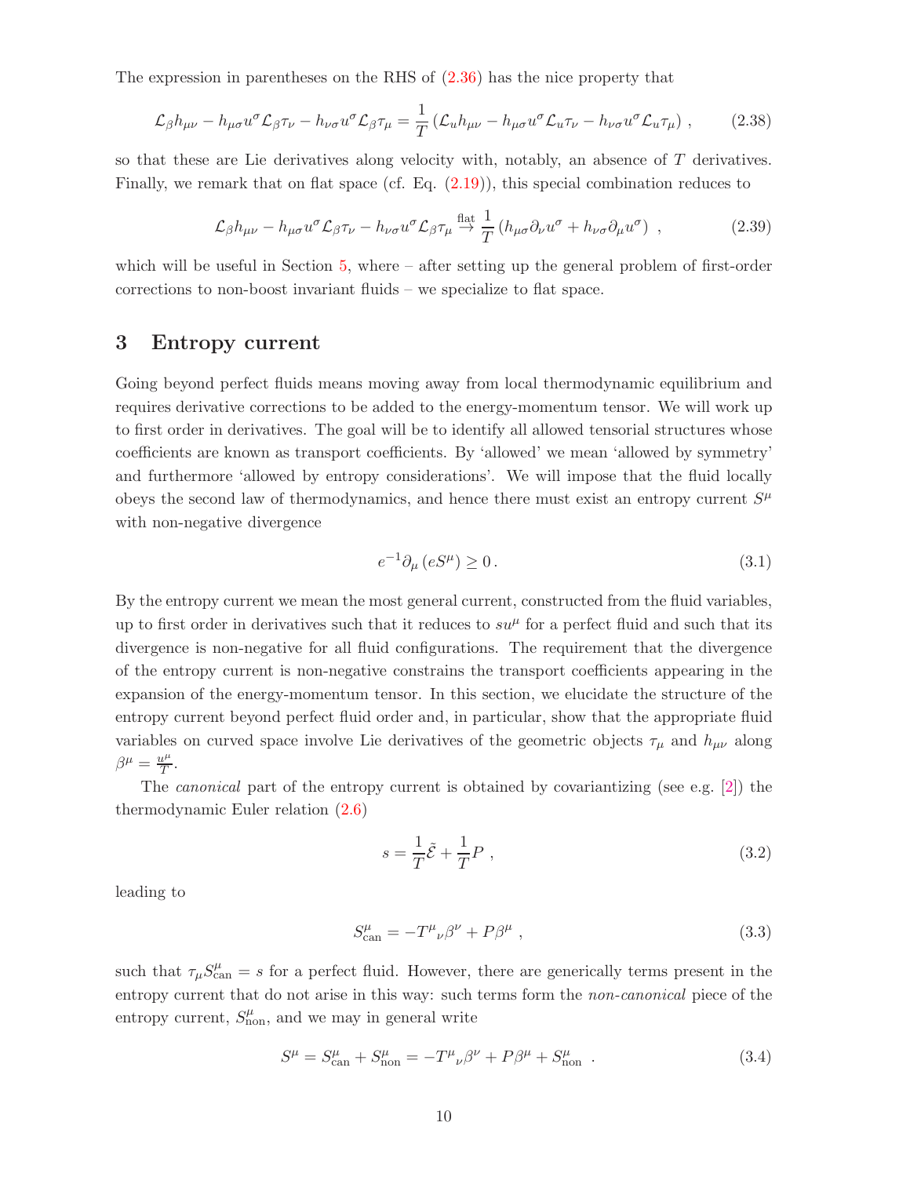The expression in parentheses on the RHS of (2.36) has the nice property that

$$\mathcal{L}_\beta h_{\mu\nu} - h_{\mu\sigma}u^\sigma \mathcal{L}_\beta \tau_\nu - h_{\nu\sigma}u^\sigma \mathcal{L}_\beta \tau_\mu = \frac{1}{T}\left(\mathcal{L}_u h_{\mu\nu} - h_{\mu\sigma}u^\sigma \mathcal{L}_u \tau_\nu - h_{\nu\sigma}u^\sigma \mathcal{L}_u \tau_\mu\right) , \tag{2.38}$$

so that these are Lie derivatives along velocity with, notably, an absence of $T$ derivatives. Finally, we remark that on flat space (cf. Eq. (2.19)), this special combination reduces to

$$\mathcal{L}_\beta h_{\mu\nu} - h_{\mu\sigma}u^\sigma \mathcal{L}_\beta \tau_\nu - h_{\nu\sigma}u^\sigma \mathcal{L}_\beta \tau_\mu \overset{\text{flat}}{\to} \frac{1}{T}\left(h_{\mu\sigma}\partial_\nu u^\sigma + h_{\nu\sigma}\partial_\mu u^\sigma\right) , \tag{2.39}$$

which will be useful in Section 5, where – after setting up the general problem of first-order corrections to non-boost invariant fluids – we specialize to flat space.

# 3 Entropy current

Going beyond perfect fluids means moving away from local thermodynamic equilibrium and requires derivative corrections to be added to the energy-momentum tensor. We will work up to first order in derivatives. The goal will be to identify all allowed tensorial structures whose coefficients are known as transport coefficients. By 'allowed' we mean 'allowed by symmetry' and furthermore 'allowed by entropy considerations'. We will impose that the fluid locally obeys the second law of thermodynamics, and hence there must exist an entropy current $S^\mu$ with non-negative divergence

$$e^{-1}\partial_\mu\left(eS^\mu\right) \geq 0 . \tag{3.1}$$

By the entropy current we mean the most general current, constructed from the fluid variables, up to first order in derivatives such that it reduces to $su^\mu$ for a perfect fluid and such that its divergence is non-negative for all fluid configurations. The requirement that the divergence of the entropy current is non-negative constrains the transport coefficients appearing in the expansion of the energy-momentum tensor. In this section, we elucidate the structure of the entropy current beyond perfect fluid order and, in particular, show that the appropriate fluid variables on curved space involve Lie derivatives of the geometric objects $\tau_\mu$ and $h_{\mu\nu}$ along $\beta^\mu = \frac{u^\mu}{T}$.

The *canonical* part of the entropy current is obtained by covariantizing (see e.g. [2]) the thermodynamic Euler relation (2.6)

$$s = \frac{1}{T}\tilde{\mathcal{E}} + \frac{1}{T}P , \tag{3.2}$$

leading to

$$S^\mu_{\text{can}} = -T^\mu{}_\nu\beta^\nu + P\beta^\mu , \tag{3.3}$$

such that $\tau_\mu S^\mu_{\text{can}} = s$ for a perfect fluid. However, there are generically terms present in the entropy current that do not arise in this way: such terms form the *non-canonical* piece of the entropy current, $S^\mu_{\text{non}}$, and we may in general write

$$S^\mu = S^\mu_{\text{can}} + S^\mu_{\text{non}} = -T^\mu{}_\nu\beta^\nu + P\beta^\mu + S^\mu_{\text{non}} . \tag{3.4}$$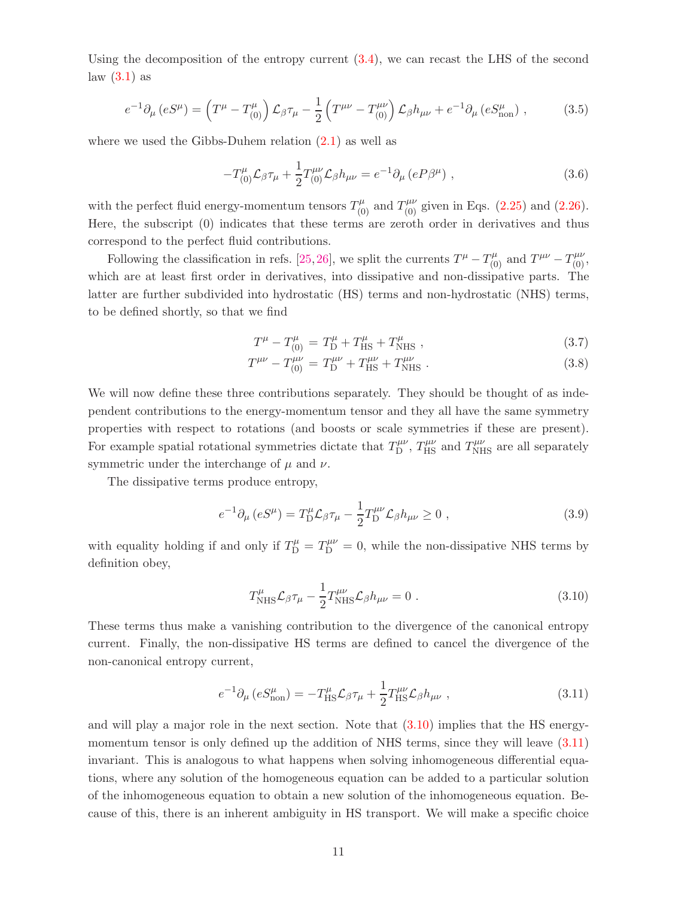Using the decomposition of the entropy current (3.4), we can recast the LHS of the second law (3.1) as

$$e^{-1}\partial_\mu \left(e S^\mu\right) = \left(T^\mu - T^\mu_{(0)}\right)\mathcal{L}_\beta \tau_\mu - \frac{1}{2}\left(T^{\mu\nu} - T^{\mu\nu}_{(0)}\right)\mathcal{L}_\beta h_{\mu\nu} + e^{-1}\partial_\mu \left(e S^\mu_{\text{non}}\right) , \tag{3.5}$$

where we used the Gibbs-Duhem relation (2.1) as well as

$$-T^\mu_{(0)}\mathcal{L}_\beta \tau_\mu + \frac{1}{2}T^{\mu\nu}_{(0)}\mathcal{L}_\beta h_{\mu\nu} = e^{-1}\partial_\mu \left(e P \beta^\mu\right) , \tag{3.6}$$

with the perfect fluid energy-momentum tensors $T^\mu_{(0)}$ and $T^{\mu\nu}_{(0)}$ given in Eqs. (2.25) and (2.26). Here, the subscript (0) indicates that these terms are zeroth order in derivatives and thus correspond to the perfect fluid contributions.

Following the classification in refs. [25,26], we split the currents $T^\mu - T^\mu_{(0)}$ and $T^{\mu\nu} - T^{\mu\nu}_{(0)}$, which are at least first order in derivatives, into dissipative and non-dissipative parts. The latter are further subdivided into hydrostatic (HS) terms and non-hydrostatic (NHS) terms, to be defined shortly, so that we find

$$T^\mu - T^\mu_{(0)} = T^\mu_{\text{D}} + T^\mu_{\text{HS}} + T^\mu_{\text{NHS}} , \tag{3.7}$$

$$T^{\mu\nu} - T^{\mu\nu}_{(0)} = T^{\mu\nu}_{\text{D}} + T^{\mu\nu}_{\text{HS}} + T^{\mu\nu}_{\text{NHS}} . \tag{3.8}$$

We will now define these three contributions separately. They should be thought of as independent contributions to the energy-momentum tensor and they all have the same symmetry properties with respect to rotations (and boosts or scale symmetries if these are present). For example spatial rotational symmetries dictate that $T^{\mu\nu}_{\text{D}}$, $T^{\mu\nu}_{\text{HS}}$ and $T^{\mu\nu}_{\text{NHS}}$ are all separately symmetric under the interchange of $\mu$ and $\nu$.

The dissipative terms produce entropy,

$$e^{-1}\partial_\mu \left(e S^\mu\right) = T^\mu_{\text{D}}\mathcal{L}_\beta \tau_\mu - \frac{1}{2}T^{\mu\nu}_{\text{D}}\mathcal{L}_\beta h_{\mu\nu} \geq 0 , \tag{3.9}$$

with equality holding if and only if $T^\mu_{\text{D}} = T^{\mu\nu}_{\text{D}} = 0$, while the non-dissipative NHS terms by definition obey,

$$T^\mu_{\text{NHS}}\mathcal{L}_\beta \tau_\mu - \frac{1}{2}T^{\mu\nu}_{\text{NHS}}\mathcal{L}_\beta h_{\mu\nu} = 0 . \tag{3.10}$$

These terms thus make a vanishing contribution to the divergence of the canonical entropy current. Finally, the non-dissipative HS terms are defined to cancel the divergence of the non-canonical entropy current,

$$e^{-1}\partial_\mu \left(e S^\mu_{\text{non}}\right) = -T^\mu_{\text{HS}}\mathcal{L}_\beta \tau_\mu + \frac{1}{2}T^{\mu\nu}_{\text{HS}}\mathcal{L}_\beta h_{\mu\nu} , \tag{3.11}$$

and will play a major role in the next section. Note that (3.10) implies that the HS energy-momentum tensor is only defined up the addition of NHS terms, since they will leave (3.11) invariant. This is analogous to what happens when solving inhomogeneous differential equations, where any solution of the homogeneous equation can be added to a particular solution of the inhomogeneous equation to obtain a new solution of the inhomogeneous equation. Because of this, there is an inherent ambiguity in HS transport. We will make a specific choice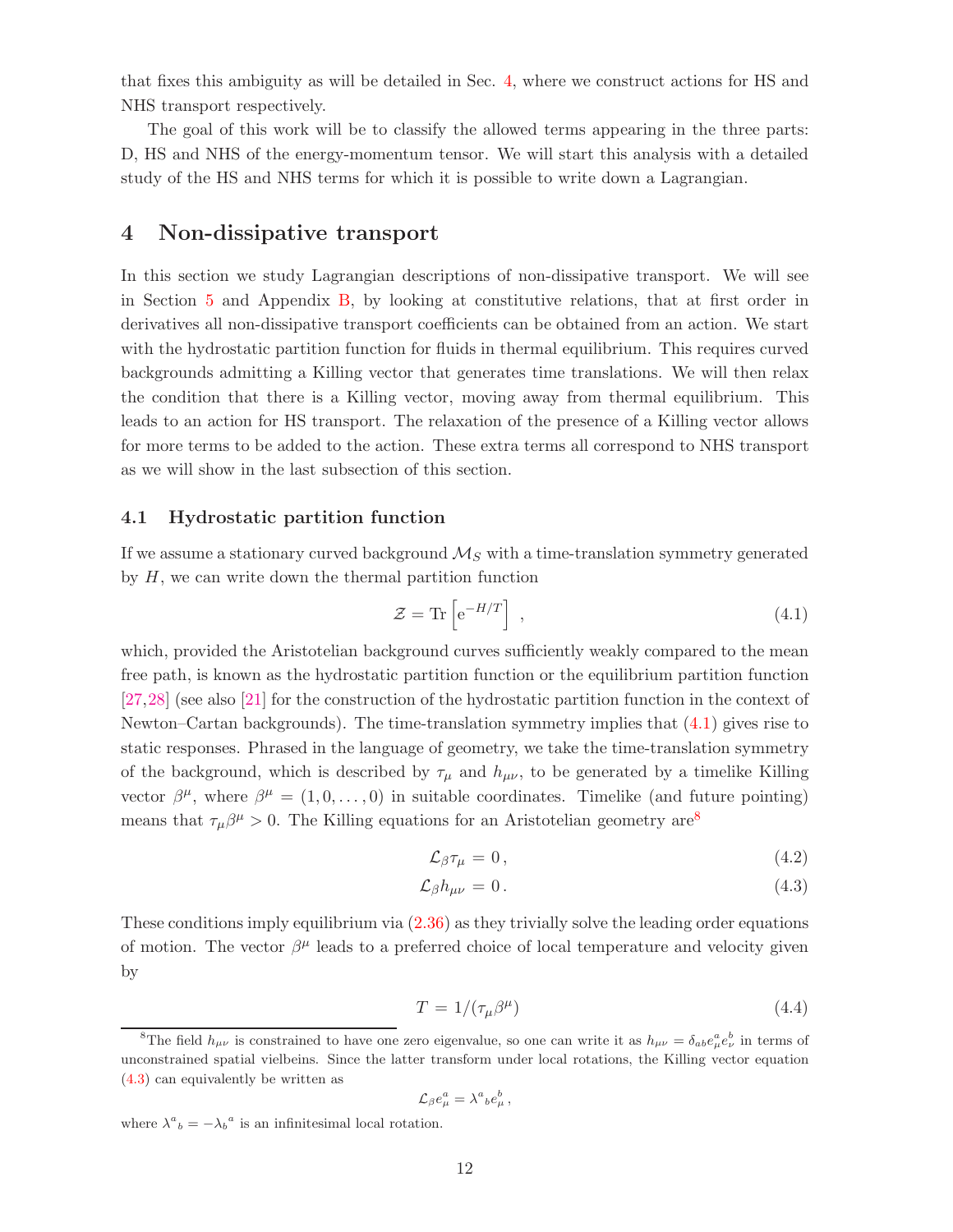that fixes this ambiguity as will be detailed in Sec. 4, where we construct actions for HS and NHS transport respectively.

The goal of this work will be to classify the allowed terms appearing in the three parts: D, HS and NHS of the energy-momentum tensor. We will start this analysis with a detailed study of the HS and NHS terms for which it is possible to write down a Lagrangian.

# 4 Non-dissipative transport

In this section we study Lagrangian descriptions of non-dissipative transport. We will see in Section 5 and Appendix B, by looking at constitutive relations, that at first order in derivatives all non-dissipative transport coefficients can be obtained from an action. We start with the hydrostatic partition function for fluids in thermal equilibrium. This requires curved backgrounds admitting a Killing vector that generates time translations. We will then relax the condition that there is a Killing vector, moving away from thermal equilibrium. This leads to an action for HS transport. The relaxation of the presence of a Killing vector allows for more terms to be added to the action. These extra terms all correspond to NHS transport as we will show in the last subsection of this section.

## 4.1 Hydrostatic partition function

If we assume a stationary curved background $\mathcal{M}_S$ with a time-translation symmetry generated by $H$, we can write down the thermal partition function

$$\mathcal{Z} = \mathrm{Tr}\left[\mathrm{e}^{-H/T}\right] \,, \tag{4.1}$$

which, provided the Aristotelian background curves sufficiently weakly compared to the mean free path, is known as the hydrostatic partition function or the equilibrium partition function [27,28] (see also [21] for the construction of the hydrostatic partition function in the context of Newton–Cartan backgrounds). The time-translation symmetry implies that (4.1) gives rise to static responses. Phrased in the language of geometry, we take the time-translation symmetry of the background, which is described by $\tau_\mu$ and $h_{\mu\nu}$, to be generated by a timelike Killing vector $\beta^\mu$, where $\beta^\mu = (1, 0, \ldots, 0)$ in suitable coordinates. Timelike (and future pointing) means that $\tau_\mu \beta^\mu > 0$. The Killing equations for an Aristotelian geometry are[8]

$$\mathcal{L}_\beta \tau_\mu = 0 \,, \tag{4.2}$$

$$\mathcal{L}_\beta h_{\mu\nu} = 0 \,. \tag{4.3}$$

These conditions imply equilibrium via (2.36) as they trivially solve the leading order equations of motion. The vector $\beta^\mu$ leads to a preferred choice of local temperature and velocity given by

$$T = 1/(\tau_\mu \beta^\mu) \tag{4.4}$$

---

[8] The field $h_{\mu\nu}$ is constrained to have one zero eigenvalue, so one can write it as $h_{\mu\nu} = \delta_{ab} e^a_\mu e^b_\nu$ in terms of unconstrained spatial vielbeins. Since the latter transform under local rotations, the Killing vector equation (4.3) can equivalently be written as

$$\mathcal{L}_\beta e^a_\mu = \lambda^a{}_b e^b_\mu \,,$$

where $\lambda^a{}_b = -\lambda_b{}^a$ is an infinitesimal local rotation.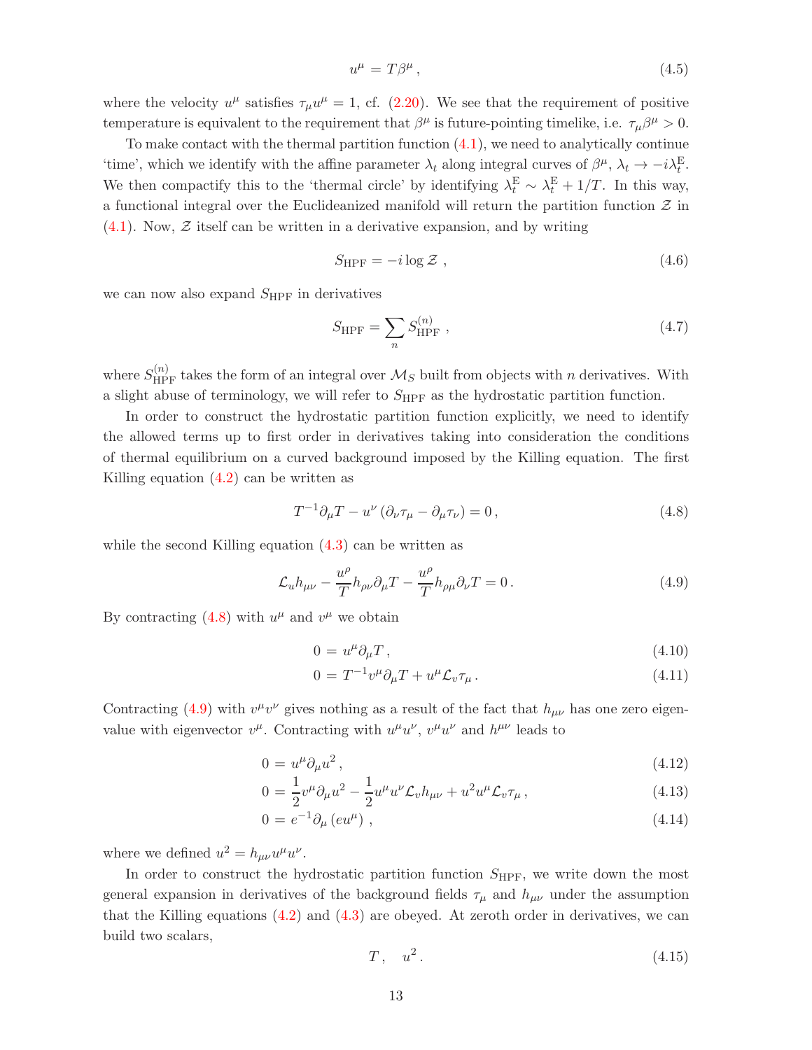$$u^\mu = T\beta^\mu \,, \tag{4.5}$$

where the velocity $u^\mu$ satisfies $\tau_\mu u^\mu = 1$, cf. (2.20). We see that the requirement of positive temperature is equivalent to the requirement that $\beta^\mu$ is future-pointing timelike, i.e. $\tau_\mu \beta^\mu > 0$.

To make contact with the thermal partition function (4.1), we need to analytically continue 'time', which we identify with the affine parameter $\lambda_t$ along integral curves of $\beta^\mu$, $\lambda_t \to -i\lambda_t^{\mathrm{E}}$. We then compactify this to the 'thermal circle' by identifying $\lambda_t^{\mathrm{E}} \sim \lambda_t^{\mathrm{E}} + 1/T$. In this way, a functional integral over the Euclideanized manifold will return the partition function $\mathcal{Z}$ in (4.1). Now, $\mathcal{Z}$ itself can be written in a derivative expansion, and by writing

$$S_{\mathrm{HPF}} = -i \log \mathcal{Z} \,, \tag{4.6}$$

we can now also expand $S_{\mathrm{HPF}}$ in derivatives

$$S_{\mathrm{HPF}} = \sum_n S_{\mathrm{HPF}}^{(n)} \,, \tag{4.7}$$

where $S_{\mathrm{HPF}}^{(n)}$ takes the form of an integral over $\mathcal{M}_S$ built from objects with $n$ derivatives. With a slight abuse of terminology, we will refer to $S_{\mathrm{HPF}}$ as the hydrostatic partition function.

In order to construct the hydrostatic partition function explicitly, we need to identify the allowed terms up to first order in derivatives taking into consideration the conditions of thermal equilibrium on a curved background imposed by the Killing equation. The first Killing equation (4.2) can be written as

$$T^{-1}\partial_\mu T - u^\nu \left(\partial_\nu \tau_\mu - \partial_\mu \tau_\nu\right) = 0 \,, \tag{4.8}$$

while the second Killing equation (4.3) can be written as

$$\mathcal{L}_u h_{\mu\nu} - \frac{u^\rho}{T} h_{\rho\nu}\partial_\mu T - \frac{u^\rho}{T} h_{\rho\mu}\partial_\nu T = 0 \,. \tag{4.9}$$

By contracting (4.8) with $u^\mu$ and $v^\mu$ we obtain

$$0 = u^\mu \partial_\mu T \,, \tag{4.10}$$

$$0 = T^{-1} v^\mu \partial_\mu T + u^\mu \mathcal{L}_v \tau_\mu \,. \tag{4.11}$$

Contracting (4.9) with $v^\mu v^\nu$ gives nothing as a result of the fact that $h_{\mu\nu}$ has one zero eigenvalue with eigenvector $v^\mu$. Contracting with $u^\mu u^\nu$, $v^\mu u^\nu$ and $h^{\mu\nu}$ leads to

$$0 = u^\mu \partial_\mu u^2 \,, \tag{4.12}$$

$$0 = \frac{1}{2} v^\mu \partial_\mu u^2 - \frac{1}{2} u^\mu u^\nu \mathcal{L}_v h_{\mu\nu} + u^2 u^\mu \mathcal{L}_v \tau_\mu \,, \tag{4.13}$$

$$0 = e^{-1}\partial_\mu \left(e u^\mu\right) \,, \tag{4.14}$$

where we defined $u^2 = h_{\mu\nu}u^\mu u^\nu$.

In order to construct the hydrostatic partition function $S_{\mathrm{HPF}}$, we write down the most general expansion in derivatives of the background fields $\tau_\mu$ and $h_{\mu\nu}$ under the assumption that the Killing equations (4.2) and (4.3) are obeyed. At zeroth order in derivatives, we can build two scalars,

$$T \,, \quad u^2 \,. \tag{4.15}$$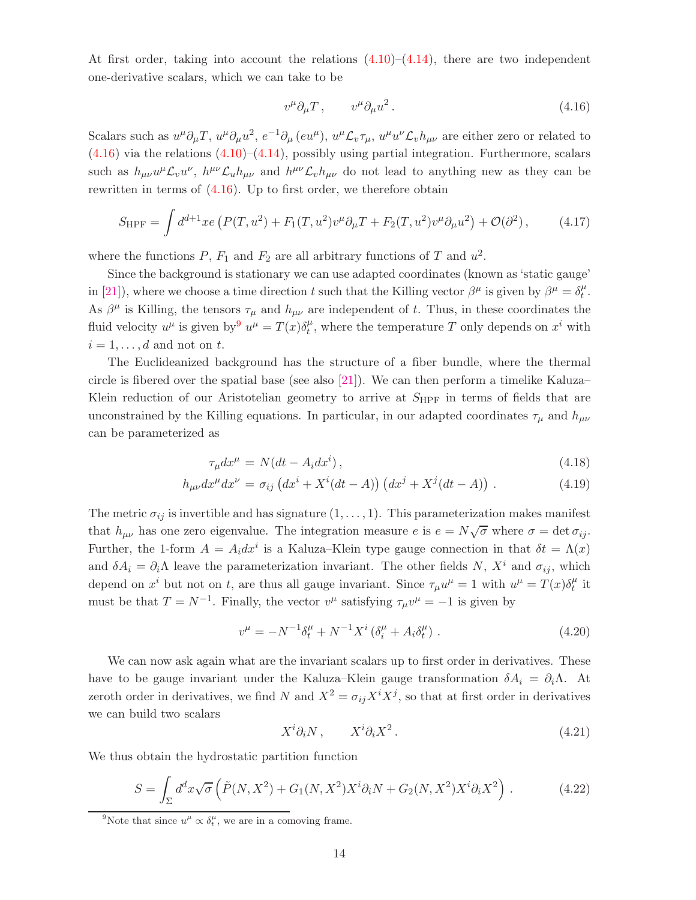At first order, taking into account the relations (4.10)–(4.14), there are two independent one-derivative scalars, which we can take to be

$$v^\mu \partial_\mu T\,, \qquad v^\mu \partial_\mu u^2\,. \tag{4.16}$$

Scalars such as $u^\mu \partial_\mu T$, $u^\mu \partial_\mu u^2$, $e^{-1}\partial_\mu (e u^\mu)$, $u^\mu \mathcal{L}_v \tau_\mu$, $u^\mu u^\nu \mathcal{L}_v h_{\mu\nu}$ are either zero or related to (4.16) via the relations (4.10)–(4.14), possibly using partial integration. Furthermore, scalars such as $h_{\mu\nu} u^\mu \mathcal{L}_v u^\nu$, $h^{\mu\nu}\mathcal{L}_u h_{\mu\nu}$ and $h^{\mu\nu}\mathcal{L}_v h_{\mu\nu}$ do not lead to anything new as they can be rewritten in terms of (4.16). Up to first order, we therefore obtain

$$S_{\text{HPF}} = \int d^{d+1}x e \left( P(T,u^2) + F_1(T,u^2) v^\mu \partial_\mu T + F_2(T,u^2) v^\mu \partial_\mu u^2 \right) + \mathcal{O}(\partial^2)\,, \tag{4.17}$$

where the functions $P$, $F_1$ and $F_2$ are all arbitrary functions of $T$ and $u^2$.

Since the background is stationary we can use adapted coordinates (known as 'static gauge' in [21]), where we choose a time direction $t$ such that the Killing vector $\beta^\mu$ is given by $\beta^\mu = \delta^\mu_t$. As $\beta^\mu$ is Killing, the tensors $\tau_\mu$ and $h_{\mu\nu}$ are independent of $t$. Thus, in these coordinates the fluid velocity $u^\mu$ is given by[9] $u^\mu = T(x)\delta^\mu_t$, where the temperature $T$ only depends on $x^i$ with $i = 1, \ldots, d$ and not on $t$.

The Euclideanized background has the structure of a fiber bundle, where the thermal circle is fibered over the spatial base (see also [21]). We can then perform a timelike Kaluza–Klein reduction of our Aristotelian geometry to arrive at $S_{\text{HPF}}$ in terms of fields that are unconstrained by the Killing equations. In particular, in our adapted coordinates $\tau_\mu$ and $h_{\mu\nu}$ can be parameterized as

$$\tau_\mu dx^\mu = N(dt - A_i dx^i)\,, \tag{4.18}$$

$$h_{\mu\nu} dx^\mu dx^\nu = \sigma_{ij}\left(dx^i + X^i(dt - A)\right)\left(dx^j + X^j(dt - A)\right)\,. \tag{4.19}$$

The metric $\sigma_{ij}$ is invertible and has signature $(1, \ldots, 1)$. This parameterization makes manifest that $h_{\mu\nu}$ has one zero eigenvalue. The integration measure $e$ is $e = N\sqrt{\sigma}$ where $\sigma = \det \sigma_{ij}$. Further, the 1-form $A = A_i dx^i$ is a Kaluza–Klein type gauge connection in that $\delta t = \Lambda(x)$ and $\delta A_i = \partial_i \Lambda$ leave the parameterization invariant. The other fields $N$, $X^i$ and $\sigma_{ij}$, which depend on $x^i$ but not on $t$, are thus all gauge invariant. Since $\tau_\mu u^\mu = 1$ with $u^\mu = T(x)\delta^\mu_t$ it must be that $T = N^{-1}$. Finally, the vector $v^\mu$ satisfying $\tau_\mu v^\mu = -1$ is given by

$$v^\mu = -N^{-1}\delta^\mu_t + N^{-1}X^i\left(\delta^\mu_i + A_i \delta^\mu_t\right)\,. \tag{4.20}$$

We can now ask again what are the invariant scalars up to first order in derivatives. These have to be gauge invariant under the Kaluza–Klein gauge transformation $\delta A_i = \partial_i \Lambda$. At zeroth order in derivatives, we find $N$ and $X^2 = \sigma_{ij}X^i X^j$, so that at first order in derivatives we can build two scalars

$$X^i \partial_i N\,, \qquad X^i \partial_i X^2\,. \tag{4.21}$$

We thus obtain the hydrostatic partition function

$$S = \int_\Sigma d^d x \sqrt{\sigma}\left(\tilde{P}(N, X^2) + G_1(N, X^2) X^i \partial_i N + G_2(N, X^2) X^i \partial_i X^2\right)\,. \tag{4.22}$$

[9] Note that since $u^\mu \propto \delta^\mu_t$, we are in a comoving frame.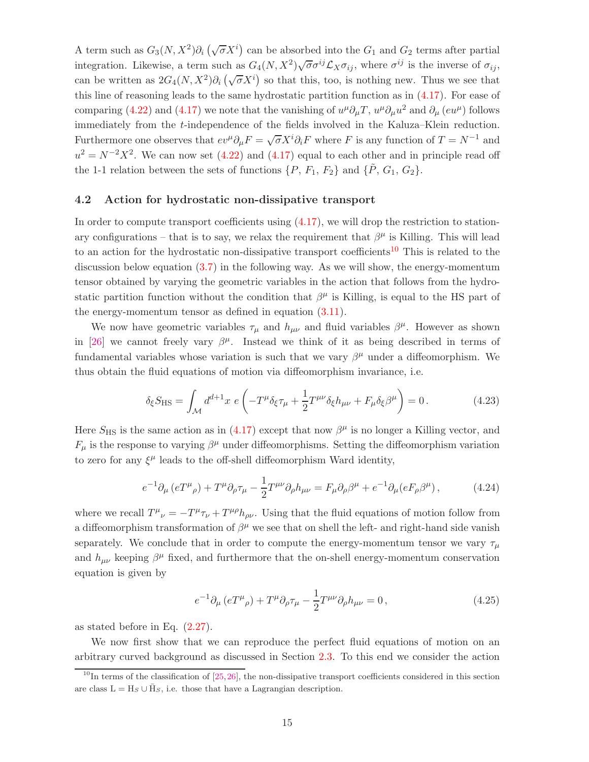A term such as $G_3(N, X^2)\partial_i\left(\sqrt{\sigma}X^i\right)$ can be absorbed into the $G_1$ and $G_2$ terms after partial integration. Likewise, a term such as $G_4(N, X^2)\sqrt{\sigma}\sigma^{ij}\mathcal{L}_X\sigma_{ij}$, where $\sigma^{ij}$ is the inverse of $\sigma_{ij}$, can be written as $2G_4(N, X^2)\partial_i\left(\sqrt{\sigma}X^i\right)$ so that this, too, is nothing new. Thus we see that this line of reasoning leads to the same hydrostatic partition function as in (4.17). For ease of comparing (4.22) and (4.17) we note that the vanishing of $u^\mu\partial_\mu T$, $u^\mu\partial_\mu u^2$ and $\partial_\mu\left(eu^\mu\right)$ follows immediately from the $t$-independence of the fields involved in the Kaluza–Klein reduction. Furthermore one observes that $ev^\mu\partial_\mu F = \sqrt{\sigma}X^i\partial_i F$ where $F$ is any function of $T = N^{-1}$ and $u^2 = N^{-2}X^2$. We can now set (4.22) and (4.17) equal to each other and in principle read off the 1-1 relation between the sets of functions $\{P, F_1, F_2\}$ and $\{\tilde{P}, G_1, G_2\}$.

### 4.2 Action for hydrostatic non-dissipative transport

In order to compute transport coefficients using (4.17), we will drop the restriction to stationary configurations – that is to say, we relax the requirement that $\beta^\mu$ is Killing. This will lead to an action for the hydrostatic non-dissipative transport coefficients[10] This is related to the discussion below equation (3.7) in the following way. As we will show, the energy-momentum tensor obtained by varying the geometric variables in the action that follows from the hydrostatic partition function without the condition that $\beta^\mu$ is Killing, is equal to the HS part of the energy-momentum tensor as defined in equation (3.11).

We now have geometric variables $\tau_\mu$ and $h_{\mu\nu}$ and fluid variables $\beta^\mu$. However as shown in [26] we cannot freely vary $\beta^\mu$. Instead we think of it as being described in terms of fundamental variables whose variation is such that we vary $\beta^\mu$ under a diffeomorphism. We thus obtain the fluid equations of motion via diffeomorphism invariance, i.e.

$$\delta_\xi S_{\text{HS}} = \int_{\mathcal{M}} d^{d+1}x\; e\left(-T^\mu\delta_\xi\tau_\mu + \frac{1}{2}T^{\mu\nu}\delta_\xi h_{\mu\nu} + F_\mu\delta_\xi\beta^\mu\right) = 0\,. \tag{4.23}$$

Here $S_{\text{HS}}$ is the same action as in (4.17) except that now $\beta^\mu$ is no longer a Killing vector, and $F_\mu$ is the response to varying $\beta^\mu$ under diffeomorphisms. Setting the diffeomorphism variation to zero for any $\xi^\mu$ leads to the off-shell diffeomorphism Ward identity,

$$e^{-1}\partial_\mu\left(eT^\mu{}_\rho\right) + T^\mu\partial_\rho\tau_\mu - \frac{1}{2}T^{\mu\nu}\partial_\rho h_{\mu\nu} = F_\mu\partial_\rho\beta^\mu + e^{-1}\partial_\mu(eF_\rho\beta^\mu)\,, \tag{4.24}$$

where we recall $T^\mu{}_\nu = -T^\mu\tau_\nu + T^{\mu\rho}h_{\rho\nu}$. Using that the fluid equations of motion follow from a diffeomorphism transformation of $\beta^\mu$ we see that on shell the left- and right-hand side vanish separately. We conclude that in order to compute the energy-momentum tensor we vary $\tau_\mu$ and $h_{\mu\nu}$ keeping $\beta^\mu$ fixed, and furthermore that the on-shell energy-momentum conservation equation is given by

$$e^{-1}\partial_\mu\left(eT^\mu{}_\rho\right) + T^\mu\partial_\rho\tau_\mu - \frac{1}{2}T^{\mu\nu}\partial_\rho h_{\mu\nu} = 0\,, \tag{4.25}$$

as stated before in Eq. (2.27).

We now first show that we can reproduce the perfect fluid equations of motion on an arbitrary curved background as discussed in Section 2.3. To this end we consider the action

[10] In terms of the classification of [25,26], the non-dissipative transport coefficients considered in this section are class $\text{L} = \text{H}_S \cup \bar{\text{H}}_S$, i.e. those that have a Lagrangian description.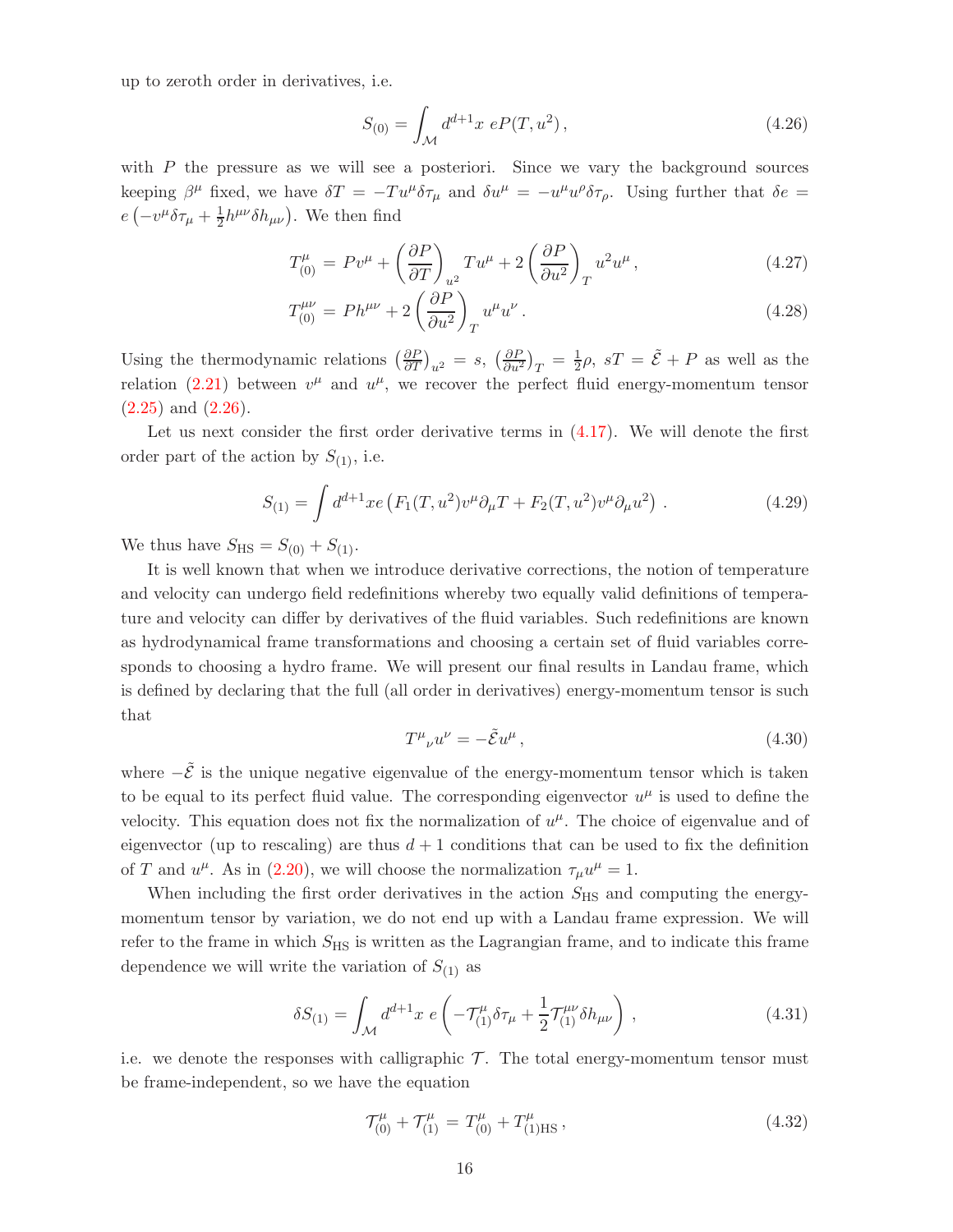up to zeroth order in derivatives, i.e.

$$S_{(0)} = \int_{\mathcal{M}} d^{d+1}x \; eP(T, u^2)\,, \tag{4.26}$$

with $P$ the pressure as we will see a posteriori. Since we vary the background sources keeping $\beta^\mu$ fixed, we have $\delta T = -Tu^\mu \delta\tau_\mu$ and $\delta u^\mu = -u^\mu u^\rho \delta\tau_\rho$. Using further that $\delta e = e\left(-v^\mu\delta\tau_\mu + \frac{1}{2}h^{\mu\nu}\delta h_{\mu\nu}\right)$. We then find

$$T^\mu_{(0)} = Pv^\mu + \left(\frac{\partial P}{\partial T}\right)_{u^2} Tu^\mu + 2\left(\frac{\partial P}{\partial u^2}\right)_T u^2 u^\mu\,, \tag{4.27}$$

$$T^{\mu\nu}_{(0)} = Ph^{\mu\nu} + 2\left(\frac{\partial P}{\partial u^2}\right)_T u^\mu u^\nu\,. \tag{4.28}$$

Using the thermodynamic relations $\left(\frac{\partial P}{\partial T}\right)_{u^2} = s$, $\left(\frac{\partial P}{\partial u^2}\right)_T = \frac{1}{2}\rho$, $sT = \tilde{\mathcal{E}} + P$ as well as the relation (2.21) between $v^\mu$ and $u^\mu$, we recover the perfect fluid energy-momentum tensor (2.25) and (2.26).

Let us next consider the first order derivative terms in (4.17). We will denote the first order part of the action by $S_{(1)}$, i.e.

$$S_{(1)} = \int d^{d+1}x e\left(F_1(T, u^2)v^\mu\partial_\mu T + F_2(T, u^2)v^\mu\partial_\mu u^2\right)\,. \tag{4.29}$$

We thus have $S_{\rm HS} = S_{(0)} + S_{(1)}$.

It is well known that when we introduce derivative corrections, the notion of temperature and velocity can undergo field redefinitions whereby two equally valid definitions of temperature and velocity can differ by derivatives of the fluid variables. Such redefinitions are known as hydrodynamical frame transformations and choosing a certain set of fluid variables corresponds to choosing a hydro frame. We will present our final results in Landau frame, which is defined by declaring that the full (all order in derivatives) energy-momentum tensor is such that

$$T^\mu{}_\nu u^\nu = -\tilde{\mathcal{E}}u^\mu\,, \tag{4.30}$$

where $-\tilde{\mathcal{E}}$ is the unique negative eigenvalue of the energy-momentum tensor which is taken to be equal to its perfect fluid value. The corresponding eigenvector $u^\mu$ is used to define the velocity. This equation does not fix the normalization of $u^\mu$. The choice of eigenvalue and of eigenvector (up to rescaling) are thus $d+1$ conditions that can be used to fix the definition of $T$ and $u^\mu$. As in (2.20), we will choose the normalization $\tau_\mu u^\mu = 1$.

When including the first order derivatives in the action $S_{\rm HS}$ and computing the energy-momentum tensor by variation, we do not end up with a Landau frame expression. We will refer to the frame in which $S_{\rm HS}$ is written as the Lagrangian frame, and to indicate this frame dependence we will write the variation of $S_{(1)}$ as

$$\delta S_{(1)} = \int_{\mathcal{M}} d^{d+1}x \; e\left(-\mathcal{T}^\mu_{(1)}\delta\tau_\mu + \frac{1}{2}\mathcal{T}^{\mu\nu}_{(1)}\delta h_{\mu\nu}\right)\,, \tag{4.31}$$

i.e. we denote the responses with calligraphic $\mathcal{T}$. The total energy-momentum tensor must be frame-independent, so we have the equation

$$\mathcal{T}^\mu_{(0)} + \mathcal{T}^\mu_{(1)} = T^\mu_{(0)} + T^\mu_{(1)\rm HS}\,, \tag{4.32}$$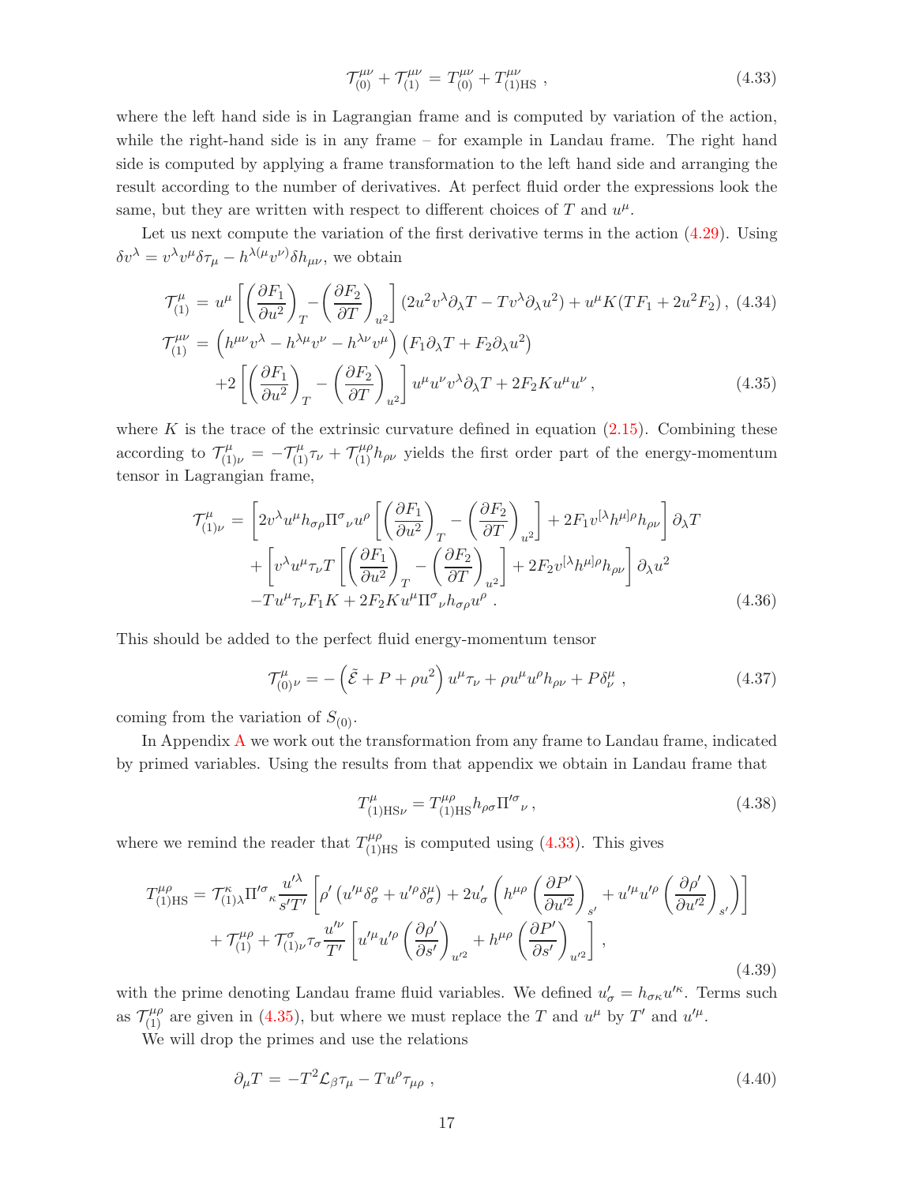$$\mathcal{T}^{\mu\nu}_{(0)} + \mathcal{T}^{\mu\nu}_{(1)} = T^{\mu\nu}_{(0)} + T^{\mu\nu}_{(1)\text{HS}} \,, \tag{4.33}$$

where the left hand side is in Lagrangian frame and is computed by variation of the action, while the right-hand side is in any frame – for example in Landau frame. The right hand side is computed by applying a frame transformation to the left hand side and arranging the result according to the number of derivatives. At perfect fluid order the expressions look the same, but they are written with respect to different choices of $T$ and $u^\mu$.

Let us next compute the variation of the first derivative terms in the action (4.29). Using $\delta v^\lambda = v^\lambda v^\mu \delta\tau_\mu - h^{\lambda(\mu}v^{\nu)}\delta h_{\mu\nu}$, we obtain

$$\mathcal{T}^{\mu}_{(1)} = u^\mu \left[\left(\frac{\partial F_1}{\partial u^2}\right)_T - \left(\frac{\partial F_2}{\partial T}\right)_{u^2}\right]\left(2u^2 v^\lambda \partial_\lambda T - T v^\lambda \partial_\lambda u^2\right) + u^\mu K (TF_1 + 2u^2 F_2)\,, \tag{4.34}$$

$$\begin{aligned}\mathcal{T}^{\mu\nu}_{(1)} &= \left(h^{\mu\nu}v^\lambda - h^{\lambda\mu}v^\nu - h^{\lambda\nu}v^\mu\right)\left(F_1 \partial_\lambda T + F_2 \partial_\lambda u^2\right) \\ &\quad + 2\left[\left(\frac{\partial F_1}{\partial u^2}\right)_T - \left(\frac{\partial F_2}{\partial T}\right)_{u^2}\right] u^\mu u^\nu v^\lambda \partial_\lambda T + 2F_2 K u^\mu u^\nu \,,\end{aligned} \tag{4.35}$$

where $K$ is the trace of the extrinsic curvature defined in equation (2.15). Combining these according to $\mathcal{T}^{\mu}_{(1)\nu} = -\mathcal{T}^{\mu}_{(1)}\tau_\nu + \mathcal{T}^{\mu\rho}_{(1)} h_{\rho\nu}$ yields the first order part of the energy-momentum tensor in Lagrangian frame,

$$\begin{aligned}\mathcal{T}^{\mu}_{(1)\nu} &= \left[2v^\lambda u^\mu h_{\sigma\rho}\Pi^\sigma{}_\nu u^\rho \left[\left(\frac{\partial F_1}{\partial u^2}\right)_T - \left(\frac{\partial F_2}{\partial T}\right)_{u^2}\right] + 2F_1 v^{[\lambda}h^{\mu]\rho}h_{\rho\nu}\right]\partial_\lambda T \\ &\quad + \left[v^\lambda u^\mu \tau_\nu T\left[\left(\frac{\partial F_1}{\partial u^2}\right)_T - \left(\frac{\partial F_2}{\partial T}\right)_{u^2}\right] + 2F_2 v^{[\lambda}h^{\mu]\rho}h_{\rho\nu}\right]\partial_\lambda u^2 \\ &\quad - T u^\mu \tau_\nu F_1 K + 2F_2 K u^\mu \Pi^\sigma{}_\nu h_{\sigma\rho} u^\rho \,.\end{aligned} \tag{4.36}$$

This should be added to the perfect fluid energy-momentum tensor

$$\mathcal{T}^{\mu}_{(0)\nu} = -\left(\tilde{\mathcal{E}} + P + \rho u^2\right) u^\mu \tau_\nu + \rho u^\mu u^\rho h_{\rho\nu} + P\delta^\mu_\nu \,, \tag{4.37}$$

coming from the variation of $S_{(0)}$.

In Appendix A we work out the transformation from any frame to Landau frame, indicated by primed variables. Using the results from that appendix we obtain in Landau frame that

$$T^{\mu}_{(1)\text{HS}\nu} = T^{\mu\rho}_{(1)\text{HS}} h_{\rho\sigma}\Pi'^\sigma{}_\nu \,, \tag{4.38}$$

where we remind the reader that $T^{\mu\rho}_{(1)\text{HS}}$ is computed using (4.33). This gives

$$\begin{aligned}T^{\mu\rho}_{(1)\text{HS}} &= \mathcal{T}^{\kappa}_{(1)\lambda}\Pi'^\sigma{}_\kappa \frac{u'^\lambda}{s'T'}\left[\rho'\left(u'^\mu\delta^\rho_\sigma + u'^\rho\delta^\mu_\sigma\right) + 2u'_\sigma\left(h^{\mu\rho}\left(\frac{\partial P'}{\partial u'^2}\right)_{s'} + u'^\mu u'^\rho\left(\frac{\partial \rho'}{\partial u'^2}\right)_{s'}\right)\right] \\ &\quad + \mathcal{T}^{\mu\rho}_{(1)} + \mathcal{T}^{\sigma}_{(1)\nu}\tau_\sigma \frac{u'^\nu}{T'}\left[u'^\mu u'^\rho\left(\frac{\partial\rho'}{\partial s'}\right)_{u'^2} + h^{\mu\rho}\left(\frac{\partial P'}{\partial s'}\right)_{u'^2}\right] ,\end{aligned} \tag{4.39}$$

with the prime denoting Landau frame fluid variables. We defined $u'_\sigma = h_{\sigma\kappa}u'^\kappa$. Terms such as $\mathcal{T}^{\mu\rho}_{(1)}$ are given in (4.35), but where we must replace the $T$ and $u^\mu$ by $T'$ and $u'^\mu$.

We will drop the primes and use the relations

$$\partial_\mu T = -T^2 \mathcal{L}_\beta \tau_\mu - T u^\rho \tau_{\mu\rho} \,, \tag{4.40}$$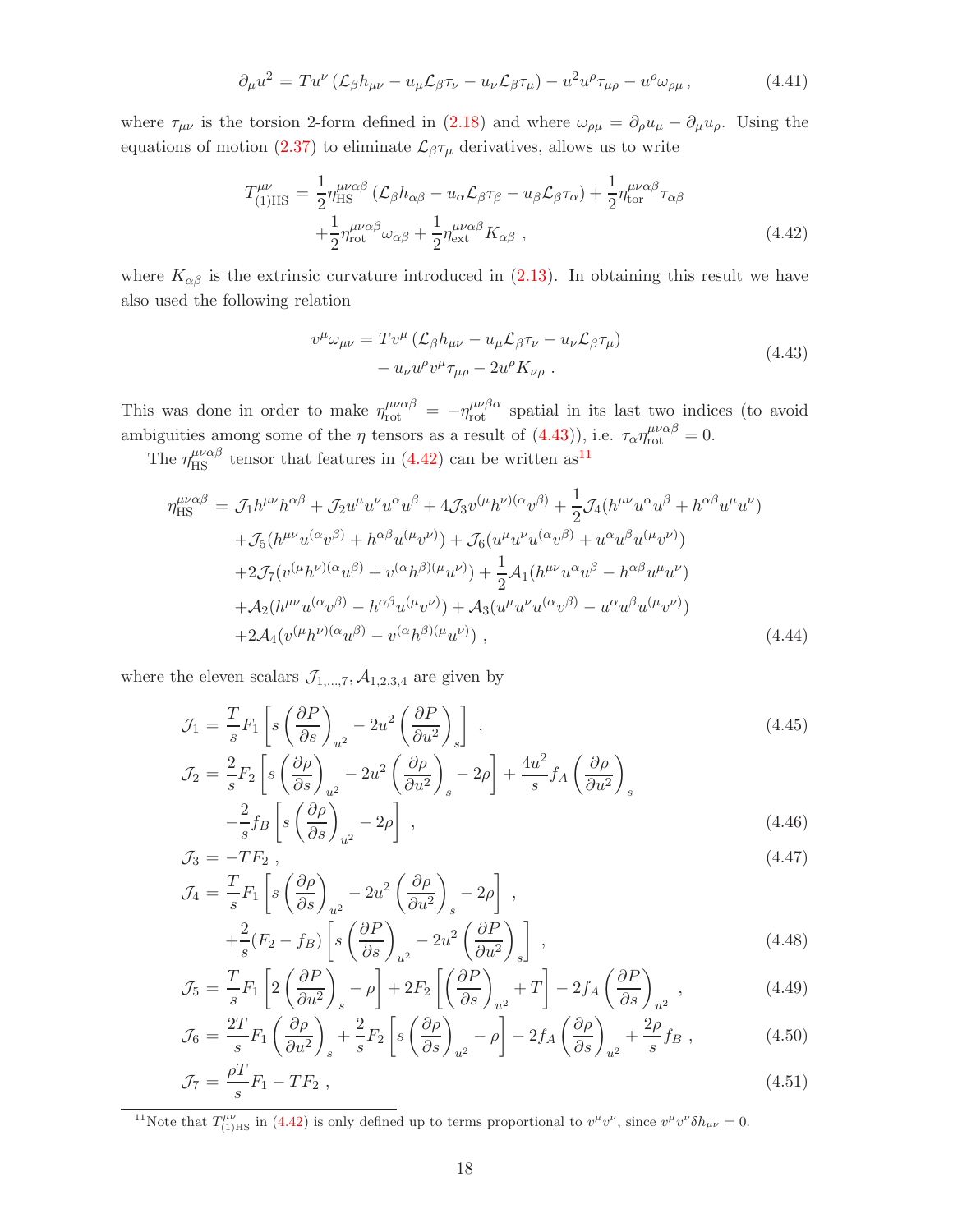$$\partial_\mu u^2 = T u^\nu \left(\mathcal{L}_\beta h_{\mu\nu} - u_\mu \mathcal{L}_\beta \tau_\nu - u_\nu \mathcal{L}_\beta \tau_\mu\right) - u^2 u^\rho \tau_{\mu\rho} - u^\rho \omega_{\rho\mu}\,, \tag{4.41}$$

where $\tau_{\mu\nu}$ is the torsion 2-form defined in (2.18) and where $\omega_{\rho\mu} = \partial_\rho u_\mu - \partial_\mu u_\rho$. Using the equations of motion (2.37) to eliminate $\mathcal{L}_\beta \tau_\mu$ derivatives, allows us to write

$$\begin{aligned}
T^{\mu\nu}_{(1)\text{HS}} &= \frac{1}{2}\eta^{\mu\nu\alpha\beta}_{\text{HS}} \left(\mathcal{L}_\beta h_{\alpha\beta} - u_\alpha \mathcal{L}_\beta \tau_\beta - u_\beta \mathcal{L}_\beta \tau_\alpha\right) + \frac{1}{2}\eta^{\mu\nu\alpha\beta}_{\text{tor}} \tau_{\alpha\beta} \\
&\quad + \frac{1}{2}\eta^{\mu\nu\alpha\beta}_{\text{rot}} \omega_{\alpha\beta} + \frac{1}{2}\eta^{\mu\nu\alpha\beta}_{\text{ext}} K_{\alpha\beta}\,,
\end{aligned} \tag{4.42}$$

where $K_{\alpha\beta}$ is the extrinsic curvature introduced in (2.13). In obtaining this result we have also used the following relation

$$\begin{aligned}
v^\mu \omega_{\mu\nu} &= T v^\mu \left(\mathcal{L}_\beta h_{\mu\nu} - u_\mu \mathcal{L}_\beta \tau_\nu - u_\nu \mathcal{L}_\beta \tau_\mu\right) \\
&\quad - u_\nu u^\rho v^\mu \tau_{\mu\rho} - 2u^\rho K_{\nu\rho}\,.
\end{aligned} \tag{4.43}$$

This was done in order to make $\eta^{\mu\nu\alpha\beta}_{\text{rot}} = -\eta^{\mu\nu\beta\alpha}_{\text{rot}}$ spatial in its last two indices (to avoid ambiguities among some of the $\eta$ tensors as a result of (4.43)), i.e. $\tau_\alpha \eta^{\mu\nu\alpha\beta}_{\text{rot}} = 0$.

The $\eta^{\mu\nu\alpha\beta}_{\text{HS}}$ tensor that features in (4.42) can be written as[11]

$$\begin{aligned}
\eta^{\mu\nu\alpha\beta}_{\text{HS}} &= \mathcal{J}_1 h^{\mu\nu} h^{\alpha\beta} + \mathcal{J}_2 u^\mu u^\nu u^\alpha u^\beta + 4\mathcal{J}_3 v^{(\mu} h^{\nu)(\alpha} v^{\beta)} + \frac{1}{2}\mathcal{J}_4 (h^{\mu\nu} u^\alpha u^\beta + h^{\alpha\beta} u^\mu u^\nu) \\
&\quad + \mathcal{J}_5 (h^{\mu\nu} u^{(\alpha} v^{\beta)} + h^{\alpha\beta} u^{(\mu} v^{\nu)}) + \mathcal{J}_6 (u^\mu u^\nu u^{(\alpha} v^{\beta)} + u^\alpha u^\beta u^{(\mu} v^{\nu)}) \\
&\quad + 2\mathcal{J}_7 (v^{(\mu} h^{\nu)(\alpha} u^{\beta)} + v^{(\alpha} h^{\beta)(\mu} u^{\nu)}) + \frac{1}{2}\mathcal{A}_1 (h^{\mu\nu} u^\alpha u^\beta - h^{\alpha\beta} u^\mu u^\nu) \\
&\quad + \mathcal{A}_2 (h^{\mu\nu} u^{(\alpha} v^{\beta)} - h^{\alpha\beta} u^{(\mu} v^{\nu)}) + \mathcal{A}_3 (u^\mu u^\nu u^{(\alpha} v^{\beta)} - u^\alpha u^\beta u^{(\mu} v^{\nu)}) \\
&\quad + 2\mathcal{A}_4 (v^{(\mu} h^{\nu)(\alpha} u^{\beta)} - v^{(\alpha} h^{\beta)(\mu} u^{\nu)})\,,
\end{aligned} \tag{4.44}$$

where the eleven scalars $\mathcal{J}_{1,\dots,7}, \mathcal{A}_{1,2,3,4}$ are given by

$$\mathcal{J}_1 = \frac{T}{s} F_1 \left[ s \left(\frac{\partial P}{\partial s}\right)_{u^2} - 2u^2 \left(\frac{\partial P}{\partial u^2}\right)_s \right]\,, \tag{4.45}$$

$$\begin{aligned}
\mathcal{J}_2 &= \frac{2}{s} F_2 \left[ s \left(\frac{\partial \rho}{\partial s}\right)_{u^2} - 2u^2 \left(\frac{\partial \rho}{\partial u^2}\right)_s - 2\rho \right] + \frac{4u^2}{s} f_A \left(\frac{\partial \rho}{\partial u^2}\right)_s \\
&\quad - \frac{2}{s} f_B \left[ s \left(\frac{\partial \rho}{\partial s}\right)_{u^2} - 2\rho \right]\,,
\end{aligned} \tag{4.46}$$

$$\mathcal{J}_3 = -T F_2\,, \tag{4.47}$$

$$\begin{aligned}
\mathcal{J}_4 &= \frac{T}{s} F_1 \left[ s \left(\frac{\partial \rho}{\partial s}\right)_{u^2} - 2u^2 \left(\frac{\partial \rho}{\partial u^2}\right)_s - 2\rho \right]\,, \\
&\quad + \frac{2}{s} (F_2 - f_B) \left[ s \left(\frac{\partial P}{\partial s}\right)_{u^2} - 2u^2 \left(\frac{\partial P}{\partial u^2}\right)_s \right]\,,
\end{aligned} \tag{4.48}$$

$$\mathcal{J}_5 = \frac{T}{s} F_1 \left[ 2 \left(\frac{\partial P}{\partial u^2}\right)_s - \rho \right] + 2F_2 \left[ \left(\frac{\partial P}{\partial s}\right)_{u^2} + T \right] - 2f_A \left(\frac{\partial P}{\partial s}\right)_{u^2}\,, \tag{4.49}$$

$$\mathcal{J}_6 = \frac{2T}{s} F_1 \left(\frac{\partial \rho}{\partial u^2}\right)_s + \frac{2}{s} F_2 \left[ s \left(\frac{\partial \rho}{\partial s}\right)_{u^2} - \rho \right] - 2f_A \left(\frac{\partial \rho}{\partial s}\right)_{u^2} + \frac{2\rho}{s} f_B\,, \tag{4.50}$$

$$\mathcal{J}_7 = \frac{\rho T}{s} F_1 - T F_2\,, \tag{4.51}$$

[11] Note that $T^{\mu\nu}_{(1)\text{HS}}$ in (4.42) is only defined up to terms proportional to $v^\mu v^\nu$, since $v^\mu v^\nu \delta h_{\mu\nu} = 0$.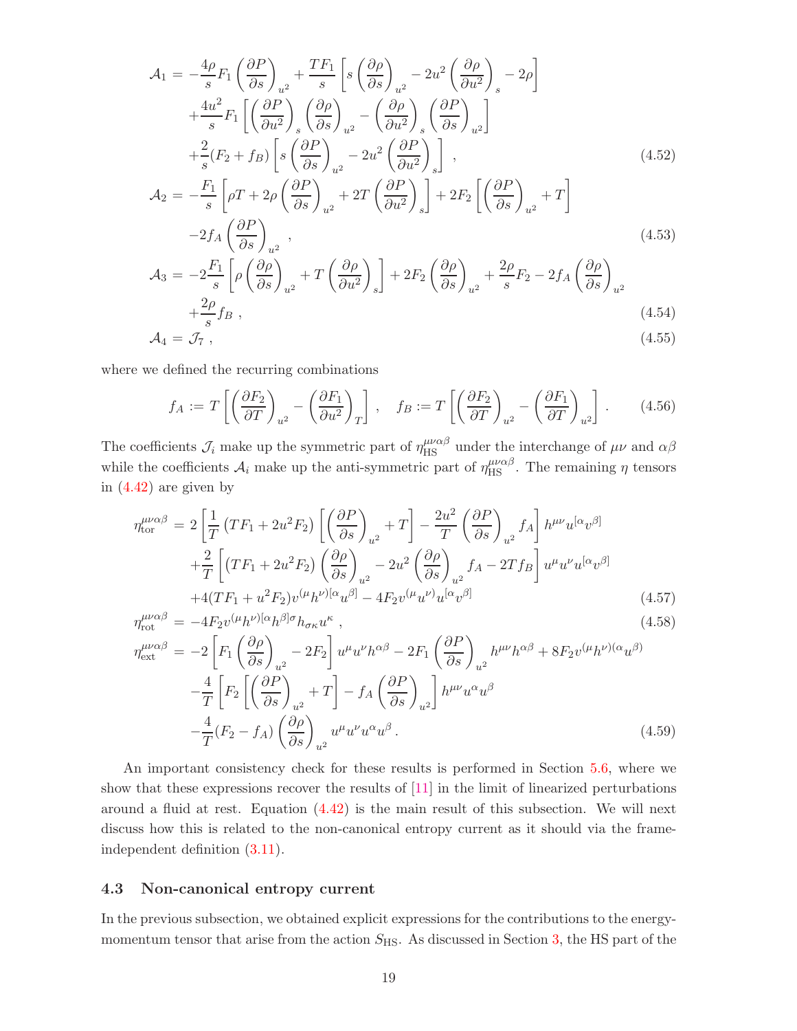$$
\begin{aligned}
\mathcal{A}_1 &= -\frac{4\rho}{s}F_1\left(\frac{\partial P}{\partial s}\right)_{u^2} + \frac{TF_1}{s}\left[s\left(\frac{\partial \rho}{\partial s}\right)_{u^2} - 2u^2\left(\frac{\partial \rho}{\partial u^2}\right)_s - 2\rho\right] \\
&\quad + \frac{4u^2}{s}F_1\left[\left(\frac{\partial P}{\partial u^2}\right)_s\left(\frac{\partial \rho}{\partial s}\right)_{u^2} - \left(\frac{\partial \rho}{\partial u^2}\right)_s\left(\frac{\partial P}{\partial s}\right)_{u^2}\right] \\
&\quad + \frac{2}{s}(F_2 + f_B)\left[s\left(\frac{\partial P}{\partial s}\right)_{u^2} - 2u^2\left(\frac{\partial P}{\partial u^2}\right)_s\right] , \qquad (4.52)
\end{aligned}
$$

$$
\begin{aligned}
\mathcal{A}_2 &= -\frac{F_1}{s}\left[\rho T + 2\rho\left(\frac{\partial P}{\partial s}\right)_{u^2} + 2T\left(\frac{\partial P}{\partial u^2}\right)_s\right] + 2F_2\left[\left(\frac{\partial P}{\partial s}\right)_{u^2} + T\right] \\
&\quad - 2f_A\left(\frac{\partial P}{\partial s}\right)_{u^2} , \qquad (4.53)
\end{aligned}
$$

$$
\begin{aligned}
\mathcal{A}_3 &= -2\frac{F_1}{s}\left[\rho\left(\frac{\partial \rho}{\partial s}\right)_{u^2} + T\left(\frac{\partial \rho}{\partial u^2}\right)_s\right] + 2F_2\left(\frac{\partial \rho}{\partial s}\right)_{u^2} + \frac{2\rho}{s}F_2 - 2f_A\left(\frac{\partial \rho}{\partial s}\right)_{u^2} \\
&\quad + \frac{2\rho}{s}f_B , \qquad (4.54)
\end{aligned}
$$

$$
\mathcal{A}_4 = \mathcal{J}_7 , \qquad (4.55)
$$

where we defined the recurring combinations

$$
f_A := T\left[\left(\frac{\partial F_2}{\partial T}\right)_{u^2} - \left(\frac{\partial F_1}{\partial u^2}\right)_T\right] , \quad f_B := T\left[\left(\frac{\partial F_2}{\partial T}\right)_{u^2} - \left(\frac{\partial F_1}{\partial T}\right)_{u^2}\right] . \qquad (4.56)
$$

The coefficients $\mathcal{J}_i$ make up the symmetric part of $\eta^{\mu\nu\alpha\beta}_{\rm HS}$ under the interchange of $\mu\nu$ and $\alpha\beta$ while the coefficients $\mathcal{A}_i$ make up the anti-symmetric part of $\eta^{\mu\nu\alpha\beta}_{\rm HS}$. The remaining $\eta$ tensors in (4.42) are given by

$$
\begin{aligned}
\eta^{\mu\nu\alpha\beta}_{\rm tor} &= 2\left[\frac{1}{T}\left(TF_1 + 2u^2F_2\right)\left[\left(\frac{\partial P}{\partial s}\right)_{u^2} + T\right] - \frac{2u^2}{T}\left(\frac{\partial P}{\partial s}\right)_{u^2} f_A\right] h^{\mu\nu}u^{[\alpha}v^{\beta]} \\
&\quad + \frac{2}{T}\left[\left(TF_1 + 2u^2F_2\right)\left(\frac{\partial \rho}{\partial s}\right)_{u^2} - 2u^2\left(\frac{\partial \rho}{\partial s}\right)_{u^2} f_A - 2Tf_B\right] u^\mu u^\nu u^{[\alpha}v^{\beta]} \\
&\quad + 4(TF_1 + u^2F_2)v^{(\mu}h^{\nu)[\alpha}u^{\beta]} - 4F_2 v^{(\mu}u^{\nu)}u^{[\alpha}v^{\beta]} \qquad (4.57)
\end{aligned}
$$

$$
\eta^{\mu\nu\alpha\beta}_{\rm rot} = -4F_2 v^{(\mu}h^{\nu)[\alpha}h^{\beta]\sigma}h_{\sigma\kappa}u^\kappa , \qquad (4.58)
$$

$$
\begin{aligned}
\eta^{\mu\nu\alpha\beta}_{\rm ext} &= -2\left[F_1\left(\frac{\partial \rho}{\partial s}\right)_{u^2} - 2F_2\right] u^\mu u^\nu h^{\alpha\beta} - 2F_1\left(\frac{\partial P}{\partial s}\right)_{u^2} h^{\mu\nu}h^{\alpha\beta} + 8F_2 v^{(\mu}h^{\nu)(\alpha}u^{\beta)} \\
&\quad - \frac{4}{T}\left[F_2\left[\left(\frac{\partial P}{\partial s}\right)_{u^2} + T\right] - f_A\left(\frac{\partial P}{\partial s}\right)_{u^2}\right] h^{\mu\nu}u^\alpha u^\beta \\
&\quad - \frac{4}{T}(F_2 - f_A)\left(\frac{\partial \rho}{\partial s}\right)_{u^2} u^\mu u^\nu u^\alpha u^\beta . \qquad (4.59)
\end{aligned}
$$

An important consistency check for these results is performed in Section 5.6, where we show that these expressions recover the results of [11] in the limit of linearized perturbations around a fluid at rest. Equation (4.42) is the main result of this subsection. We will next discuss how this is related to the non-canonical entropy current as it should via the frame-independent definition (3.11).

### 4.3 Non-canonical entropy current

In the previous subsection, we obtained explicit expressions for the contributions to the energy-momentum tensor that arise from the action $S_{\rm HS}$. As discussed in Section 3, the HS part of the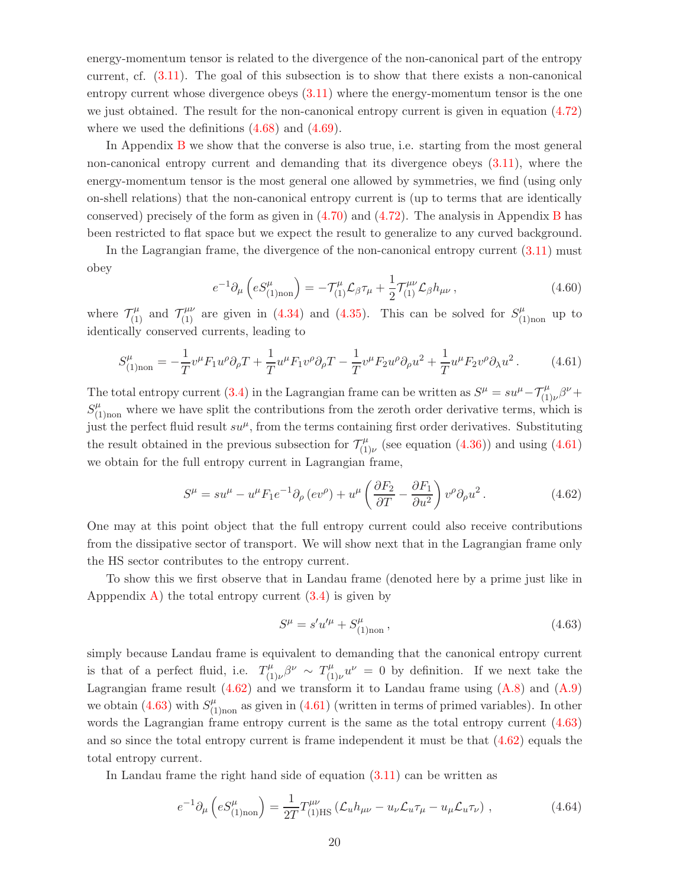energy-momentum tensor is related to the divergence of the non-canonical part of the entropy current, cf. (3.11). The goal of this subsection is to show that there exists a non-canonical entropy current whose divergence obeys (3.11) where the energy-momentum tensor is the one we just obtained. The result for the non-canonical entropy current is given in equation (4.72) where we used the definitions (4.68) and (4.69).

In Appendix B we show that the converse is also true, i.e. starting from the most general non-canonical entropy current and demanding that its divergence obeys (3.11), where the energy-momentum tensor is the most general one allowed by symmetries, we find (using only on-shell relations) that the non-canonical entropy current is (up to terms that are identically conserved) precisely of the form as given in (4.70) and (4.72). The analysis in Appendix B has been restricted to flat space but we expect the result to generalize to any curved background.

In the Lagrangian frame, the divergence of the non-canonical entropy current (3.11) must obey

$$
e^{-1}\partial_\mu \left( e S^\mu_{(1)\text{non}} \right) = -\mathcal{T}^\mu_{(1)} \mathcal{L}_\beta \tau_\mu + \frac{1}{2} \mathcal{T}^{\mu\nu}_{(1)} \mathcal{L}_\beta h_{\mu\nu} \,, \tag{4.60}
$$

where $\mathcal{T}^\mu_{(1)}$ and $\mathcal{T}^{\mu\nu}_{(1)}$ are given in (4.34) and (4.35). This can be solved for $S^\mu_{(1)\text{non}}$ up to identically conserved currents, leading to

$$
S^\mu_{(1)\text{non}} = -\frac{1}{T} v^\mu F_1 u^\rho \partial_\rho T + \frac{1}{T} u^\mu F_1 v^\rho \partial_\rho T - \frac{1}{T} v^\mu F_2 u^\rho \partial_\rho u^2 + \frac{1}{T} u^\mu F_2 v^\rho \partial_\lambda u^2 \,. \tag{4.61}
$$

The total entropy current (3.4) in the Lagrangian frame can be written as $S^\mu = s u^\mu - \mathcal{T}^\mu_{(1)\nu} \beta^\nu + S^\mu_{(1)\text{non}}$ where we have split the contributions from the zeroth order derivative terms, which is just the perfect fluid result $s u^\mu$, from the terms containing first order derivatives. Substituting the result obtained in the previous subsection for $\mathcal{T}^\mu_{(1)\nu}$ (see equation (4.36)) and using (4.61) we obtain for the full entropy current in Lagrangian frame,

$$
S^\mu = s u^\mu - u^\mu F_1 e^{-1} \partial_\rho \left( e v^\rho \right) + u^\mu \left( \frac{\partial F_2}{\partial T} - \frac{\partial F_1}{\partial u^2} \right) v^\rho \partial_\rho u^2 \,. \tag{4.62}
$$

One may at this point object that the full entropy current could also receive contributions from the dissipative sector of transport. We will show next that in the Lagrangian frame only the HS sector contributes to the entropy current.

To show this we first observe that in Landau frame (denoted here by a prime just like in Apppendix A) the total entropy current (3.4) is given by

$$
S^\mu = s' u'^\mu + S^\mu_{(1)\text{non}} \,, \tag{4.63}
$$

simply because Landau frame is equivalent to demanding that the canonical entropy current is that of a perfect fluid, i.e. $T^\mu_{(1)\nu} \beta^\nu \sim T^\mu_{(1)\nu} u^\nu = 0$ by definition. If we next take the Lagrangian frame result (4.62) and we transform it to Landau frame using (A.8) and (A.9) we obtain (4.63) with $S^\mu_{(1)\text{non}}$ as given in (4.61) (written in terms of primed variables). In other words the Lagrangian frame entropy current is the same as the total entropy current (4.63) and so since the total entropy current is frame independent it must be that (4.62) equals the total entropy current.

In Landau frame the right hand side of equation (3.11) can be written as

$$
e^{-1}\partial_\mu \left( e S^\mu_{(1)\text{non}} \right) = \frac{1}{2T} T^{\mu\nu}_{(1)\text{HS}} \left( \mathcal{L}_u h_{\mu\nu} - u_\nu \mathcal{L}_u \tau_\mu - u_\mu \mathcal{L}_u \tau_\nu \right) \,, \tag{4.64}
$$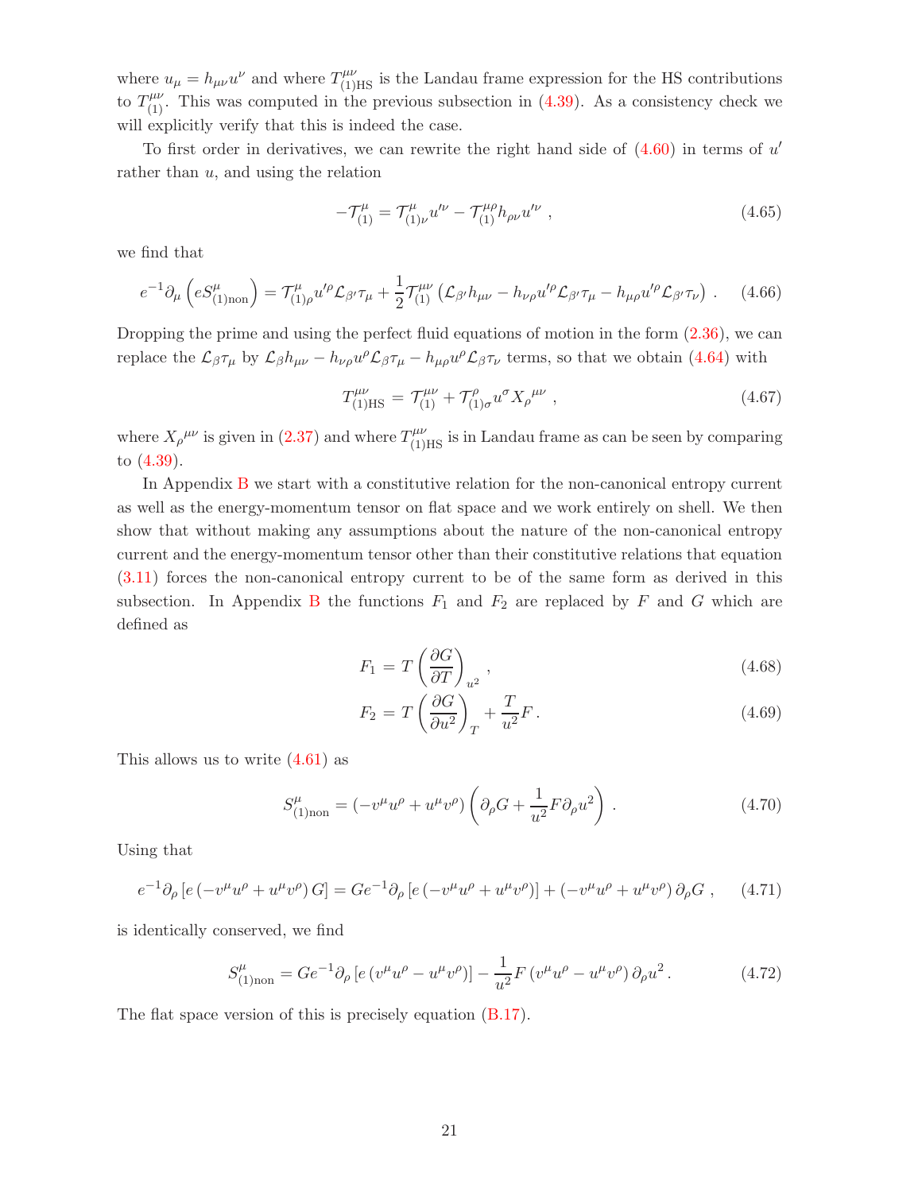where $u_\mu = h_{\mu\nu}u^\nu$ and where $T^{\mu\nu}_{(1)\text{HS}}$ is the Landau frame expression for the HS contributions to $T^{\mu\nu}_{(1)}$. This was computed in the previous subsection in (4.39). As a consistency check we will explicitly verify that this is indeed the case.

To first order in derivatives, we can rewrite the right hand side of (4.60) in terms of $u'$ rather than $u$, and using the relation

$$
-\mathcal{T}^\mu_{(1)} = \mathcal{T}^\mu_{(1)\nu} u'^\nu - \mathcal{T}^{\mu\rho}_{(1)} h_{\rho\nu} u'^\nu \ , \tag{4.65}
$$

we find that

$$
e^{-1}\partial_\mu \left( e S^\mu_{(1)\text{non}} \right) = \mathcal{T}^\mu_{(1)\rho} u'^\rho \mathcal{L}_{\beta'}\tau_\mu + \frac{1}{2}\mathcal{T}^{\mu\nu}_{(1)} \left( \mathcal{L}_{\beta'} h_{\mu\nu} - h_{\nu\rho} u'^\rho \mathcal{L}_{\beta'}\tau_\mu - h_{\mu\rho} u'^\rho \mathcal{L}_{\beta'}\tau_\nu \right) . \tag{4.66}
$$

Dropping the prime and using the perfect fluid equations of motion in the form (2.36), we can replace the $\mathcal{L}_\beta \tau_\mu$ by $\mathcal{L}_\beta h_{\mu\nu} - h_{\nu\rho}u^\rho \mathcal{L}_\beta \tau_\mu - h_{\mu\rho}u^\rho \mathcal{L}_\beta \tau_\nu$ terms, so that we obtain (4.64) with

$$
T^{\mu\nu}_{(1)\text{HS}} = \mathcal{T}^{\mu\nu}_{(1)} + \mathcal{T}^\rho_{(1)\sigma} u^\sigma X_\rho{}^{\mu\nu} \ , \tag{4.67}
$$

where $X_\rho{}^{\mu\nu}$ is given in (2.37) and where $T^{\mu\nu}_{(1)\text{HS}}$ is in Landau frame as can be seen by comparing to (4.39).

In Appendix B we start with a constitutive relation for the non-canonical entropy current as well as the energy-momentum tensor on flat space and we work entirely on shell. We then show that without making any assumptions about the nature of the non-canonical entropy current and the energy-momentum tensor other than their constitutive relations that equation (3.11) forces the non-canonical entropy current to be of the same form as derived in this subsection. In Appendix B the functions $F_1$ and $F_2$ are replaced by $F$ and $G$ which are defined as

$$
F_1 = T \left( \frac{\partial G}{\partial T} \right)_{u^2} , \tag{4.68}
$$

$$
F_2 = T \left( \frac{\partial G}{\partial u^2} \right)_T + \frac{T}{u^2} F . \tag{4.69}
$$

This allows us to write (4.61) as

$$
S^\mu_{(1)\text{non}} = \left( -v^\mu u^\rho + u^\mu v^\rho \right) \left( \partial_\rho G + \frac{1}{u^2} F \partial_\rho u^2 \right) . \tag{4.70}
$$

Using that

$$
e^{-1}\partial_\rho \left[ e \left( -v^\mu u^\rho + u^\mu v^\rho \right) G \right] = G e^{-1} \partial_\rho \left[ e \left( -v^\mu u^\rho + u^\mu v^\rho \right) \right] + \left( -v^\mu u^\rho + u^\mu v^\rho \right) \partial_\rho G \ , \tag{4.71}
$$

is identically conserved, we find

$$
S^\mu_{(1)\text{non}} = G e^{-1} \partial_\rho \left[ e \left( v^\mu u^\rho - u^\mu v^\rho \right) \right] - \frac{1}{u^2} F \left( v^\mu u^\rho - u^\mu v^\rho \right) \partial_\rho u^2 . \tag{4.72}
$$

The flat space version of this is precisely equation (B.17).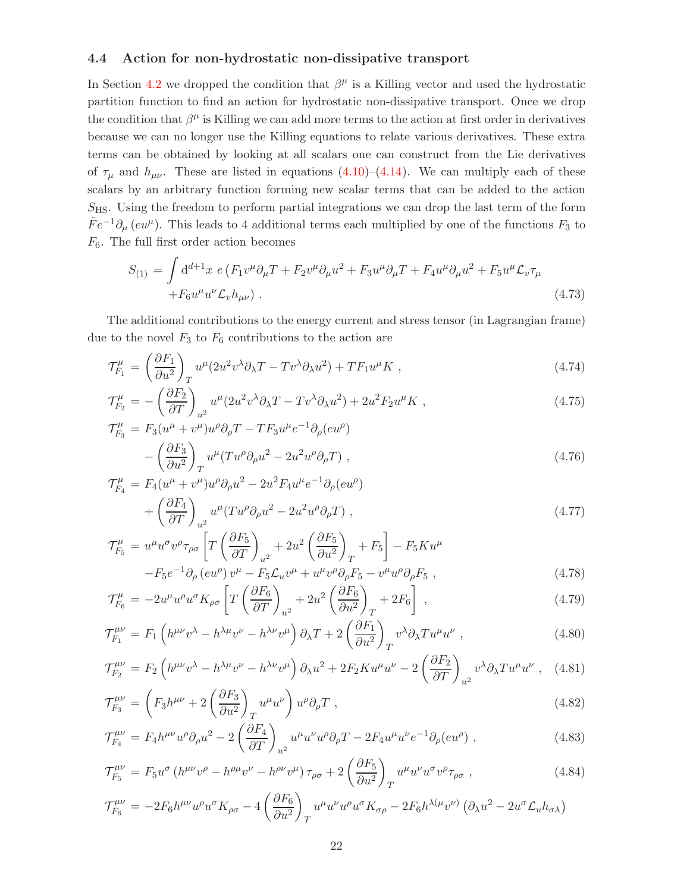### 4.4 Action for non-hydrostatic non-dissipative transport

In Section 4.2 we dropped the condition that $\beta^\mu$ is a Killing vector and used the hydrostatic partition function to find an action for hydrostatic non-dissipative transport. Once we drop the condition that $\beta^\mu$ is Killing we can add more terms to the action at first order in derivatives because we can no longer use the Killing equations to relate various derivatives. These extra terms can be obtained by looking at all scalars one can construct from the Lie derivatives of $\tau_\mu$ and $h_{\mu\nu}$. These are listed in equations (4.10)–(4.14). We can multiply each of these scalars by an arbitrary function forming new scalar terms that can be added to the action $S_{\text{HS}}$. Using the freedom to perform partial integrations we can drop the last term of the form $\tilde{F}e^{-1}\partial_\mu\left(eu^\mu\right)$. This leads to 4 additional terms each multiplied by one of the functions $F_3$ to $F_6$. The full first order action becomes

$$
\begin{aligned}
S_{(1)} = \int \mathrm{d}^{d+1}x\; e\,\big(& F_1 v^\mu\partial_\mu T + F_2 v^\mu \partial_\mu u^2 + F_3 u^\mu \partial_\mu T + F_4 u^\mu \partial_\mu u^2 + F_5 u^\mu \mathcal{L}_v \tau_\mu \\
&+ F_6 u^\mu u^\nu \mathcal{L}_v h_{\mu\nu}\big)\,. 
\end{aligned}
\tag{4.73}
$$

The additional contributions to the energy current and stress tensor (in Lagrangian frame) due to the novel $F_3$ to $F_6$ contributions to the action are

$$
\mathcal{T}^\mu_{F_1} = \left(\frac{\partial F_1}{\partial u^2}\right)_T u^\mu(2u^2 v^\lambda\partial_\lambda T - T v^\lambda \partial_\lambda u^2) + T F_1 u^\mu K\,, \tag{4.74}
$$

$$
\mathcal{T}^\mu_{F_2} = -\left(\frac{\partial F_2}{\partial T}\right)_{u^2} u^\mu(2u^2 v^\lambda\partial_\lambda T - T v^\lambda \partial_\lambda u^2) + 2u^2 F_2 u^\mu K\,, \tag{4.75}
$$

$$
\begin{aligned}
\mathcal{T}^\mu_{F_3} =\;& F_3(u^\mu + v^\mu)u^\rho\partial_\rho T - T F_3 u^\mu e^{-1}\partial_\rho(eu^\rho) \\
&- \left(\frac{\partial F_3}{\partial u^2}\right)_T u^\mu(T u^\rho \partial_\rho u^2 - 2u^2 u^\rho\partial_\rho T)\,, 
\end{aligned}
\tag{4.76}
$$

$$
\begin{aligned}
\mathcal{T}^\mu_{F_4} =\;& F_4(u^\mu + v^\mu)u^\rho\partial_\rho u^2 - 2u^2 F_4 u^\mu e^{-1}\partial_\rho(eu^\rho) \\
&+ \left(\frac{\partial F_4}{\partial T}\right)_{u^2} u^\mu(T u^\rho \partial_\rho u^2 - 2u^2 u^\rho\partial_\rho T)\,, 
\end{aligned}
\tag{4.77}
$$

$$
\begin{aligned}
\mathcal{T}^\mu_{F_5} =\;& u^\mu u^\sigma v^\rho \tau_{\rho\sigma}\left[T\left(\frac{\partial F_5}{\partial T}\right)_{u^2} + 2u^2\left(\frac{\partial F_5}{\partial u^2}\right)_T + F_5\right] - F_5 K u^\mu \\
&- F_5 e^{-1}\partial_\rho\left(eu^\rho\right)v^\mu - F_5\mathcal{L}_u v^\mu + u^\mu v^\rho\partial_\rho F_5 - v^\mu u^\rho \partial_\rho F_5\,, 
\end{aligned}
\tag{4.78}
$$

$$
\mathcal{T}^\mu_{F_6} = -2u^\mu u^\rho u^\sigma K_{\rho\sigma}\left[T\left(\frac{\partial F_6}{\partial T}\right)_{u^2} + 2u^2\left(\frac{\partial F_6}{\partial u^2}\right)_T + 2F_6\right]\,, \tag{4.79}
$$

$$
\mathcal{T}^{\mu\nu}_{F_1} = F_1\left(h^{\mu\nu}v^\lambda - h^{\lambda\mu}v^\nu - h^{\lambda\nu}v^\mu\right)\partial_\lambda T + 2\left(\frac{\partial F_1}{\partial u^2}\right)_T v^\lambda \partial_\lambda T u^\mu u^\nu\,, \tag{4.80}
$$

$$
\mathcal{T}^{\mu\nu}_{F_2} = F_2\left(h^{\mu\nu}v^\lambda - h^{\lambda\mu}v^\nu - h^{\lambda\nu}v^\mu\right)\partial_\lambda u^2 + 2F_2 K u^\mu u^\nu - 2\left(\frac{\partial F_2}{\partial T}\right)_{u^2} v^\lambda\partial_\lambda T u^\mu u^\nu\,, \tag{4.81}
$$

$$
\mathcal{T}^{\mu\nu}_{F_3} = \left(F_3 h^{\mu\nu} + 2\left(\frac{\partial F_3}{\partial u^2}\right)_T u^\mu u^\nu\right)u^\rho\partial_\rho T\,, \tag{4.82}
$$

$$
\mathcal{T}^{\mu\nu}_{F_4} = F_4 h^{\mu\nu}u^\rho\partial_\rho u^2 - 2\left(\frac{\partial F_4}{\partial T}\right)_{u^2} u^\mu u^\nu u^\rho \partial_\rho T - 2F_4 u^\mu u^\nu e^{-1}\partial_\rho(eu^\rho)\,, \tag{4.83}
$$

$$
\mathcal{T}^{\mu\nu}_{F_5} = F_5 u^\sigma\left(h^{\mu\nu}v^\rho - h^{\rho\mu}v^\nu - h^{\rho\nu}v^\mu\right)\tau_{\rho\sigma} + 2\left(\frac{\partial F_5}{\partial u^2}\right)_T u^\mu u^\nu u^\sigma v^\rho \tau_{\rho\sigma}\,, \tag{4.84}
$$

$$
\mathcal{T}^{\mu\nu}_{F_6} = -2F_6 h^{\mu\nu}u^\rho u^\sigma K_{\rho\sigma} - 4\left(\frac{\partial F_6}{\partial u^2}\right)_T u^\mu u^\nu u^\rho u^\sigma K_{\sigma\rho} - 2F_6 h^{\lambda(\mu}v^{\nu)}\left(\partial_\lambda u^2 - 2u^\sigma \mathcal{L}_u h_{\sigma\lambda}\right)
$$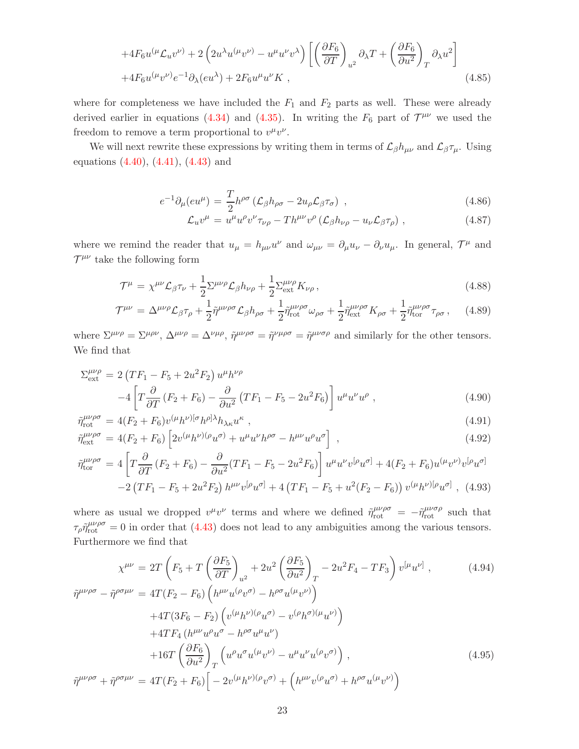$$
+4F_6 u^{(\mu}\mathcal{L}_u v^{\nu)} + 2\left(2u^\lambda u^{(\mu}v^{\nu)} - u^\mu u^\nu v^\lambda\right)\left[\left(\frac{\partial F_6}{\partial T}\right)_{u^2}\partial_\lambda T + \left(\frac{\partial F_6}{\partial u^2}\right)_T \partial_\lambda u^2\right]
$$

$$
+4F_6 u^{(\mu}v^{\nu)} e^{-1}\partial_\lambda(e u^\lambda) + 2F_6 u^\mu u^\nu K \,, \tag{4.85}
$$

where for completeness we have included the $F_1$ and $F_2$ parts as well. These were already derived earlier in equations (4.34) and (4.35). In writing the $F_6$ part of $\mathcal{T}^{\mu\nu}$ we used the freedom to remove a term proportional to $v^\mu v^\nu$.

We will next rewrite these expressions by writing them in terms of $\mathcal{L}_\beta h_{\mu\nu}$ and $\mathcal{L}_\beta \tau_\mu$. Using equations (4.40), (4.41), (4.43) and

$$
e^{-1}\partial_\mu(e u^\mu) = \frac{T}{2}h^{\rho\sigma}\left(\mathcal{L}_\beta h_{\rho\sigma} - 2u_\rho \mathcal{L}_\beta \tau_\sigma\right) \,, \tag{4.86}
$$

$$
\mathcal{L}_u v^\mu = u^\mu u^\rho v^\nu \tau_{\nu\rho} - T h^{\mu\nu} v^\rho \left(\mathcal{L}_\beta h_{\nu\rho} - u_\nu \mathcal{L}_\beta \tau_\rho\right) \,, \tag{4.87}
$$

where we remind the reader that $u_\mu = h_{\mu\nu}v^\nu$ and $\omega_{\mu\nu} = \partial_\mu u_\nu - \partial_\nu u_\mu$. In general, $\mathcal{T}^\mu$ and $\mathcal{T}^{\mu\nu}$ take the following form

$$
\mathcal{T}^\mu = \chi^{\mu\nu}\mathcal{L}_\beta \tau_\nu + \frac{1}{2}\Sigma^{\mu\nu\rho}\mathcal{L}_\beta h_{\nu\rho} + \frac{1}{2}\Sigma^{\mu\nu\rho}_{\text{ext}} K_{\nu\rho} \,, \tag{4.88}
$$

$$
\mathcal{T}^{\mu\nu} = \Delta^{\mu\nu\rho}\mathcal{L}_\beta \tau_\rho + \frac{1}{2}\tilde\eta^{\mu\nu\rho\sigma}\mathcal{L}_\beta h_{\rho\sigma} + \frac{1}{2}\tilde\eta^{\mu\nu\rho\sigma}_{\text{rot}}\omega_{\rho\sigma} + \frac{1}{2}\tilde\eta^{\mu\nu\rho\sigma}_{\text{ext}}K_{\rho\sigma} + \frac{1}{2}\tilde\eta^{\mu\nu\rho\sigma}_{\text{tor}}\tau_{\rho\sigma} \,, \tag{4.89}
$$

where $\Sigma^{\mu\nu\rho} = \Sigma^{\mu\rho\nu}$, $\Delta^{\mu\nu\rho} = \Delta^{\nu\mu\rho}$, $\tilde\eta^{\mu\nu\rho\sigma} = \tilde\eta^{\nu\mu\rho\sigma} = \tilde\eta^{\mu\nu\sigma\rho}$ and similarly for the other tensors. We find that

$$
\begin{aligned}
\Sigma^{\mu\nu\rho}_{\text{ext}} &= 2\left(TF_1 - F_5 + 2u^2 F_2\right)u^\mu h^{\nu\rho} \\
&\quad -4\left[T\frac{\partial}{\partial T}\left(F_2 + F_6\right) - \frac{\partial}{\partial u^2}\left(TF_1 - F_5 - 2u^2 F_6\right)\right]u^\mu u^\nu u^\rho \,,
\end{aligned} \tag{4.90}
$$

$$
\tilde\eta^{\mu\nu\rho\sigma}_{\text{rot}} = 4(F_2 + F_6)v^{(\mu}h^{\nu)[\sigma}h^{\rho]\lambda}h_{\lambda\kappa}u^\kappa \,, \tag{4.91}
$$

$$
\tilde\eta^{\mu\nu\rho\sigma}_{\text{ext}} = 4(F_2 + F_6)\left[2v^{(\mu}h^{\nu)(\rho}u^{\sigma)} + u^\mu u^\nu h^{\rho\sigma} - h^{\mu\nu}u^\rho u^\sigma\right] \,, \tag{4.92}
$$

$$
\begin{aligned}
\tilde\eta^{\mu\nu\rho\sigma}_{\text{tor}} &= 4\left[T\frac{\partial}{\partial T}\left(F_2 + F_6\right) - \frac{\partial}{\partial u^2}(TF_1 - F_5 - 2u^2 F_6)\right]u^\mu u^\nu v^{[\rho}u^{\sigma]} + 4(F_2 + F_6)u^{(\mu}v^{\nu)}v^{[\rho}u^{\sigma]} \\
&\quad -2\left(TF_1 - F_5 + 2u^2 F_2\right)h^{\mu\nu}v^{[\rho}u^{\sigma]} + 4\left(TF_1 - F_5 + u^2(F_2 - F_6)\right)v^{(\mu}h^{\nu)[\rho}u^{\sigma]} \,,
\end{aligned} \tag{4.93}
$$

where as usual we dropped $v^\mu v^\nu$ terms and where we defined $\tilde\eta^{\mu\nu\rho\sigma}_{\text{rot}} = -\tilde\eta^{\mu\nu\sigma\rho}_{\text{rot}}$ such that $\tau_\rho \tilde\eta^{\mu\nu\rho\sigma}_{\text{rot}} = 0$ in order that (4.43) does not lead to any ambiguities among the various tensors. Furthermore we find that

$$
\chi^{\mu\nu} = 2T\left(F_5 + T\left(\frac{\partial F_5}{\partial T}\right)_{u^2} + 2u^2\left(\frac{\partial F_5}{\partial u^2}\right)_T - 2u^2 F_4 - TF_3\right)v^{[\mu}u^{\nu]} \,, \tag{4.94}
$$

$$
\begin{aligned}
\tilde\eta^{\mu\nu\rho\sigma} - \tilde\eta^{\rho\sigma\mu\nu} &= 4T(F_2 - F_6)\left(h^{\mu\nu}u^{(\rho}v^{\sigma)} - h^{\rho\sigma}u^{(\mu}v^{\nu)}\right) \\
&\quad +4T(3F_6 - F_2)\left(v^{(\mu}h^{\nu)(\rho}u^{\sigma)} - v^{(\rho}h^{\sigma)(\mu}u^{\nu)}\right) \\
&\quad +4TF_4\left(h^{\mu\nu}u^\rho u^\sigma - h^{\rho\sigma}u^\mu u^\nu\right) \\
&\quad +16T\left(\frac{\partial F_6}{\partial u^2}\right)_T\left(u^\rho u^\sigma u^{(\mu}v^{\nu)} - u^\mu u^\nu u^{(\rho}v^{\sigma)}\right) \,,
\end{aligned} \tag{4.95}
$$

$$
\tilde\eta^{\mu\nu\rho\sigma} + \tilde\eta^{\rho\sigma\mu\nu} = 4T(F_2 + F_6)\Big[-2v^{(\mu}h^{\nu)(\rho}v^{\sigma)} + \left(h^{\mu\nu}v^{(\rho}u^{\sigma)} + h^{\rho\sigma}u^{(\mu}v^{\nu)}\right)
$$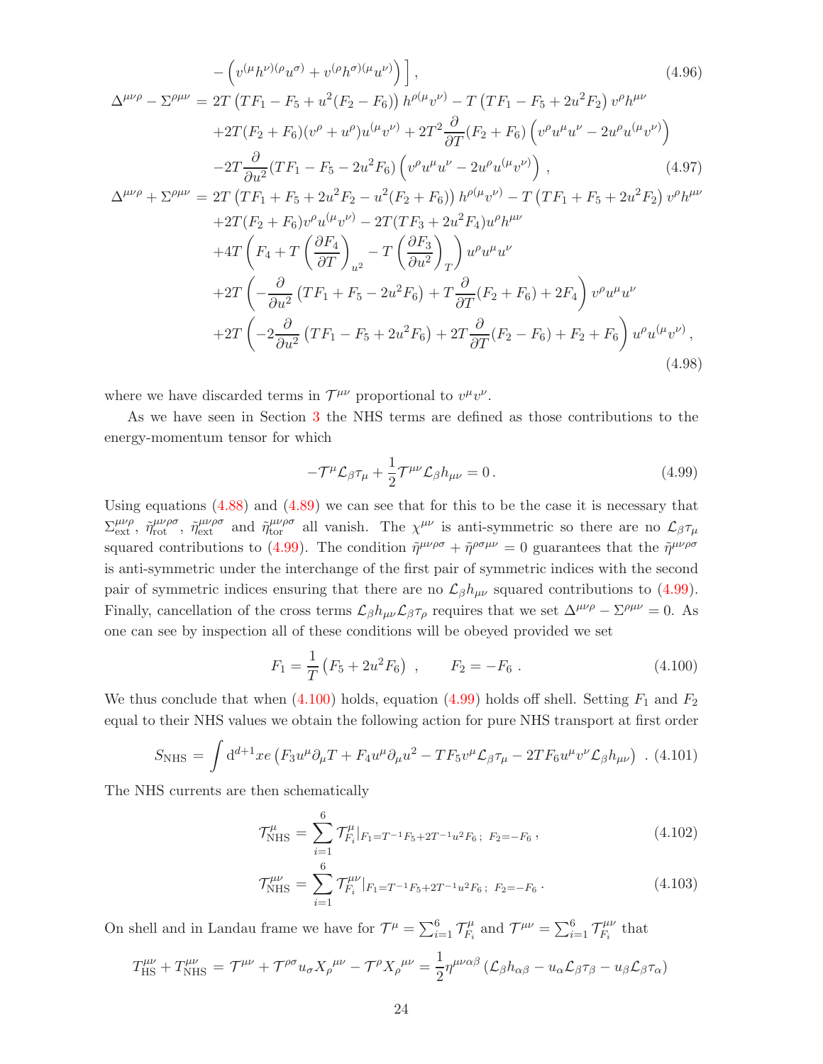$$
-\left(v^{(\mu}h^{\nu)(\rho}u^{\sigma)} + v^{(\rho}h^{\sigma)(\mu}u^{\nu)}\right)\Big] \,, \tag{4.96}
$$

$$
\begin{aligned}
\Delta^{\mu\nu\rho} - \Sigma^{\rho\mu\nu} &= 2T\left(TF_1 - F_5 + u^2(F_2 - F_6)\right) h^{\rho(\mu}v^{\nu)} - T\left(TF_1 - F_5 + 2u^2 F_2\right) v^\rho h^{\mu\nu} \\
&\quad + 2T(F_2 + F_6)(v^\rho + u^\rho)u^{(\mu}v^{\nu)} + 2T^2 \frac{\partial}{\partial T}(F_2 + F_6)\left(v^\rho u^\mu u^\nu - 2u^\rho u^{(\mu}v^{\nu)}\right) \\
&\quad - 2T\frac{\partial}{\partial u^2}(TF_1 - F_5 - 2u^2 F_6)\left(v^\rho u^\mu u^\nu - 2u^\rho u^{(\mu}v^{\nu)}\right) \,,
\end{aligned} \tag{4.97}
$$

$$
\begin{aligned}
\Delta^{\mu\nu\rho} + \Sigma^{\rho\mu\nu} &= 2T\left(TF_1 + F_5 + 2u^2 F_2 - u^2(F_2 + F_6)\right) h^{\rho(\mu}v^{\nu)} - T\left(TF_1 + F_5 + 2u^2 F_2\right) v^\rho h^{\mu\nu} \\
&\quad + 2T(F_2 + F_6)v^\rho u^{(\mu}v^{\nu)} - 2T(TF_3 + 2u^2 F_4)u^\rho h^{\mu\nu} \\
&\quad + 4T\left(F_4 + T\left(\frac{\partial F_4}{\partial T}\right)_{u^2} - T\left(\frac{\partial F_3}{\partial u^2}\right)_T\right) u^\rho u^\mu u^\nu \\
&\quad + 2T\left(-\frac{\partial}{\partial u^2}\left(TF_1 + F_5 - 2u^2 F_6\right) + T\frac{\partial}{\partial T}(F_2 + F_6) + 2F_4\right) v^\rho u^\mu u^\nu \\
&\quad + 2T\left(-2\frac{\partial}{\partial u^2}\left(TF_1 - F_5 + 2u^2 F_6\right) + 2T\frac{\partial}{\partial T}(F_2 - F_6) + F_2 + F_6\right) u^\rho u^{(\mu}v^{\nu)} \,,
\end{aligned} \tag{4.98}
$$

where we have discarded terms in $\mathcal{T}^{\mu\nu}$ proportional to $v^\mu v^\nu$.

As we have seen in Section 3 the NHS terms are defined as those contributions to the energy-momentum tensor for which

$$
-\mathcal{T}^\mu \mathcal{L}_\beta \tau_\mu + \frac{1}{2}\mathcal{T}^{\mu\nu}\mathcal{L}_\beta h_{\mu\nu} = 0 \,. \tag{4.99}
$$

Using equations (4.88) and (4.89) we can see that for this to be the case it is necessary that $\Sigma^{\mu\nu\rho}_{\text{ext}}$, $\tilde{\eta}^{\mu\nu\rho\sigma}_{\text{rot}}$, $\tilde{\eta}^{\mu\nu\rho\sigma}_{\text{ext}}$ and $\tilde{\eta}^{\mu\nu\rho\sigma}_{\text{tor}}$ all vanish. The $\chi^{\mu\nu}$ is anti-symmetric so there are no $\mathcal{L}_\beta \tau_\mu$ squared contributions to (4.99). The condition $\tilde{\eta}^{\mu\nu\rho\sigma} + \tilde{\eta}^{\rho\sigma\mu\nu} = 0$ guarantees that the $\tilde{\eta}^{\mu\nu\rho\sigma}$ is anti-symmetric under the interchange of the first pair of symmetric indices with the second pair of symmetric indices ensuring that there are no $\mathcal{L}_\beta h_{\mu\nu}$ squared contributions to (4.99). Finally, cancellation of the cross terms $\mathcal{L}_\beta h_{\mu\nu}\mathcal{L}_\beta \tau_\rho$ requires that we set $\Delta^{\mu\nu\rho} - \Sigma^{\rho\mu\nu} = 0$. As one can see by inspection all of these conditions will be obeyed provided we set

$$
F_1 = \frac{1}{T}\left(F_5 + 2u^2 F_6\right) \,, \qquad F_2 = -F_6 \,. \tag{4.100}
$$

We thus conclude that when (4.100) holds, equation (4.99) holds off shell. Setting $F_1$ and $F_2$ equal to their NHS values we obtain the following action for pure NHS transport at first order

$$
S_{\text{NHS}} = \int \mathrm{d}^{d+1}x e \left(F_3 u^\mu \partial_\mu T + F_4 u^\mu \partial_\mu u^2 - TF_5 v^\mu \mathcal{L}_\beta \tau_\mu - 2TF_6 u^\mu v^\nu \mathcal{L}_\beta h_{\mu\nu}\right) \,. \tag{4.101}
$$

The NHS currents are then schematically

$$
\mathcal{T}^\mu_{\text{NHS}} = \sum_{i=1}^{6} \mathcal{T}^\mu_{F_i}|_{F_1 = T^{-1}F_5 + 2T^{-1}u^2 F_6;\; F_2 = -F_6} \,, \tag{4.102}
$$

$$
\mathcal{T}^{\mu\nu}_{\text{NHS}} = \sum_{i=1}^{6} \mathcal{T}^{\mu\nu}_{F_i}|_{F_1 = T^{-1}F_5 + 2T^{-1}u^2 F_6;\; F_2 = -F_6} \,. \tag{4.103}
$$

On shell and in Landau frame we have for $\mathcal{T}^\mu = \sum_{i=1}^{6} \mathcal{T}^\mu_{F_i}$ and $\mathcal{T}^{\mu\nu} = \sum_{i=1}^{6} \mathcal{T}^{\mu\nu}_{F_i}$ that

$$
T^{\mu\nu}_{\text{HS}} + T^{\mu\nu}_{\text{NHS}} = \mathcal{T}^{\mu\nu} + \mathcal{T}^{\rho\sigma}u_\sigma X_\rho{}^{\mu\nu} - \mathcal{T}^\rho X_\rho{}^{\mu\nu} = \frac{1}{2}\eta^{\mu\nu\alpha\beta}\left(\mathcal{L}_\beta h_{\alpha\beta} - u_\alpha \mathcal{L}_\beta \tau_\beta - u_\beta \mathcal{L}_\beta \tau_\alpha\right)
$$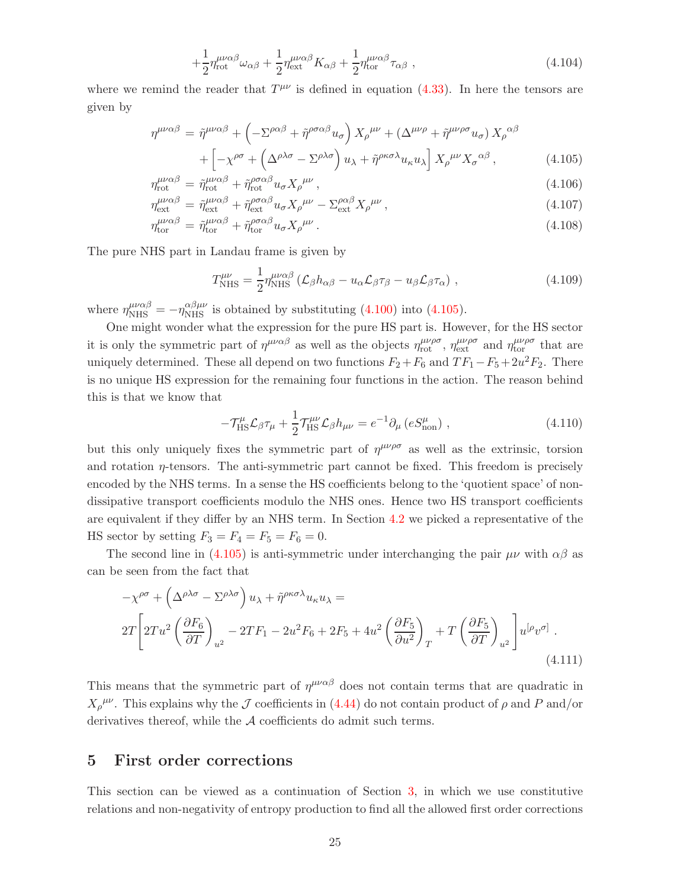$$
+\frac{1}{2}\eta^{\mu\nu\alpha\beta}_{\text{rot}}\omega_{\alpha\beta}+\frac{1}{2}\eta^{\mu\nu\alpha\beta}_{\text{ext}}K_{\alpha\beta}+\frac{1}{2}\eta^{\mu\nu\alpha\beta}_{\text{tor}}\tau_{\alpha\beta}\,, \tag{4.104}
$$

where we remind the reader that $T^{\mu\nu}$ is defined in equation (4.33). In here the tensors are given by

$$
\begin{aligned}
\eta^{\mu\nu\alpha\beta} &= \tilde{\eta}^{\mu\nu\alpha\beta}+\left(-\Sigma^{\rho\alpha\beta}+\tilde{\eta}^{\rho\sigma\alpha\beta}u_{\sigma}\right)X_{\rho}{}^{\mu\nu}+\left(\Delta^{\mu\nu\rho}+\tilde{\eta}^{\mu\nu\rho\sigma}u_{\sigma}\right)X_{\rho}{}^{\alpha\beta} \\
&\quad+\left[-\chi^{\rho\sigma}+\left(\Delta^{\rho\lambda\sigma}-\Sigma^{\rho\lambda\sigma}\right)u_{\lambda}+\tilde{\eta}^{\rho\kappa\sigma\lambda}u_{\kappa}u_{\lambda}\right]X_{\rho}{}^{\mu\nu}X_{\sigma}{}^{\alpha\beta}\,, && (4.105)\\
\eta^{\mu\nu\alpha\beta}_{\text{rot}} &= \tilde{\eta}^{\mu\nu\alpha\beta}_{\text{rot}}+\tilde{\eta}^{\rho\sigma\alpha\beta}_{\text{rot}}u_{\sigma}X_{\rho}{}^{\mu\nu}\,, && (4.106)\\
\eta^{\mu\nu\alpha\beta}_{\text{ext}} &= \tilde{\eta}^{\mu\nu\alpha\beta}_{\text{ext}}+\tilde{\eta}^{\rho\sigma\alpha\beta}_{\text{ext}}u_{\sigma}X_{\rho}{}^{\mu\nu}-\Sigma^{\rho\alpha\beta}_{\text{ext}}X_{\rho}{}^{\mu\nu}\,, && (4.107)\\
\eta^{\mu\nu\alpha\beta}_{\text{tor}} &= \tilde{\eta}^{\mu\nu\alpha\beta}_{\text{tor}}+\tilde{\eta}^{\rho\sigma\alpha\beta}_{\text{tor}}u_{\sigma}X_{\rho}{}^{\mu\nu}\,. && (4.108)
\end{aligned}
$$

The pure NHS part in Landau frame is given by

$$
T^{\mu\nu}_{\text{NHS}}=\frac{1}{2}\eta^{\mu\nu\alpha\beta}_{\text{NHS}}\left(\mathcal{L}_{\beta}h_{\alpha\beta}-u_{\alpha}\mathcal{L}_{\beta}\tau_{\beta}-u_{\beta}\mathcal{L}_{\beta}\tau_{\alpha}\right)\,, \tag{4.109}
$$

where $\eta^{\mu\nu\alpha\beta}_{\text{NHS}}=-\eta^{\alpha\beta\mu\nu}_{\text{NHS}}$ is obtained by substituting (4.100) into (4.105).

One might wonder what the expression for the pure HS part is. However, for the HS sector it is only the symmetric part of $\eta^{\mu\nu\alpha\beta}$ as well as the objects $\eta^{\mu\nu\rho\sigma}_{\text{rot}}$, $\eta^{\mu\nu\rho\sigma}_{\text{ext}}$ and $\eta^{\mu\nu\rho\sigma}_{\text{tor}}$ that are uniquely determined. These all depend on two functions $F_2+F_6$ and $TF_1-F_5+2u^2F_2$. There is no unique HS expression for the remaining four functions in the action. The reason behind this is that we know that

$$
-\mathcal{T}^{\mu}_{\text{HS}}\mathcal{L}_{\beta}\tau_{\mu}+\frac{1}{2}\mathcal{T}^{\mu\nu}_{\text{HS}}\mathcal{L}_{\beta}h_{\mu\nu}=e^{-1}\partial_{\mu}\left(eS^{\mu}_{\text{non}}\right)\,, \tag{4.110}
$$

but this only uniquely fixes the symmetric part of $\eta^{\mu\nu\rho\sigma}$ as well as the extrinsic, torsion and rotation $\eta$-tensors. The anti-symmetric part cannot be fixed. This freedom is precisely encoded by the NHS terms. In a sense the HS coefficients belong to the 'quotient space' of non-dissipative transport coefficients modulo the NHS ones. Hence two HS transport coefficients are equivalent if they differ by an NHS term. In Section 4.2 we picked a representative of the HS sector by setting $F_3=F_4=F_5=F_6=0$.

The second line in (4.105) is anti-symmetric under interchanging the pair $\mu\nu$ with $\alpha\beta$ as can be seen from the fact that

$$
\begin{aligned}
&-\chi^{\rho\sigma}+\left(\Delta^{\rho\lambda\sigma}-\Sigma^{\rho\lambda\sigma}\right)u_{\lambda}+\tilde{\eta}^{\rho\kappa\sigma\lambda}u_{\kappa}u_{\lambda}= \\
&2T\left[2Tu^2\left(\frac{\partial F_6}{\partial T}\right)_{u^2}-2TF_1-2u^2F_6+2F_5+4u^2\left(\frac{\partial F_5}{\partial u^2}\right)_{T}+T\left(\frac{\partial F_5}{\partial T}\right)_{u^2}\right]u^{[\rho}v^{\sigma]}\,.
\end{aligned} \tag{4.111}
$$

This means that the symmetric part of $\eta^{\mu\nu\alpha\beta}$ does not contain terms that are quadratic in $X_{\rho}{}^{\mu\nu}$. This explains why the $\mathcal{J}$ coefficients in (4.44) do not contain product of $\rho$ and $P$ and/or derivatives thereof, while the $\mathcal{A}$ coefficients do admit such terms.

# 5 First order corrections

This section can be viewed as a continuation of Section 3, in which we use constitutive relations and non-negativity of entropy production to find all the allowed first order corrections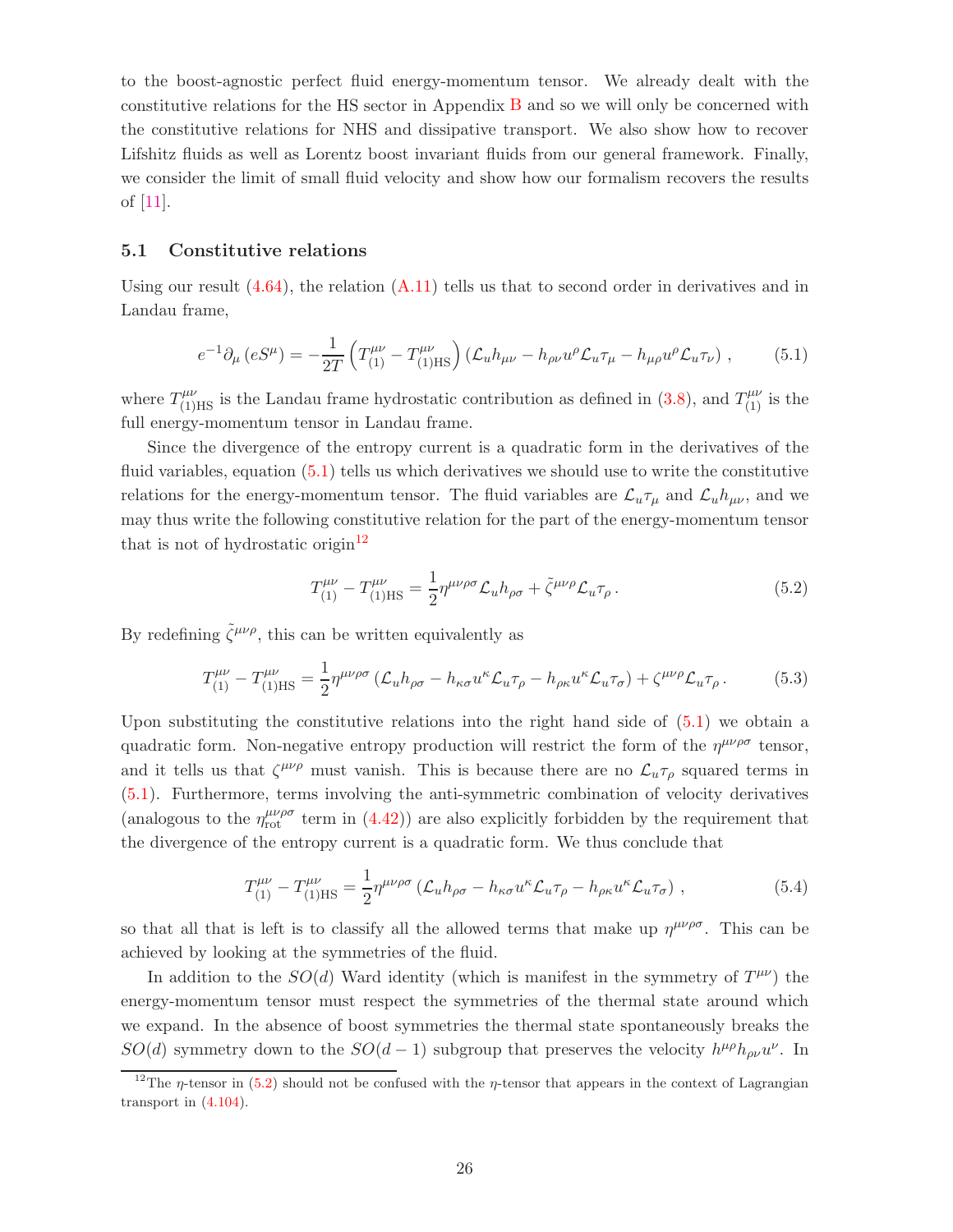to the boost-agnostic perfect fluid energy-momentum tensor. We already dealt with the constitutive relations for the HS sector in Appendix B and so we will only be concerned with the constitutive relations for NHS and dissipative transport. We also show how to recover Lifshitz fluids as well as Lorentz boost invariant fluids from our general framework. Finally, we consider the limit of small fluid velocity and show how our formalism recovers the results of [11].

## 5.1 Constitutive relations

Using our result (4.64), the relation (A.11) tells us that to second order in derivatives and in Landau frame,

$$e^{-1}\partial_\mu\left(eS^\mu\right) = -\frac{1}{2T}\left(T^{\mu\nu}_{(1)} - T^{\mu\nu}_{(1)\text{HS}}\right)\left(\mathcal{L}_u h_{\mu\nu} - h_{\rho\nu}u^\rho\mathcal{L}_u\tau_\mu - h_{\mu\rho}u^\rho\mathcal{L}_u\tau_\nu\right)\,, \tag{5.1}$$

where $T^{\mu\nu}_{(1)\text{HS}}$ is the Landau frame hydrostatic contribution as defined in (3.8), and $T^{\mu\nu}_{(1)}$ is the full energy-momentum tensor in Landau frame.

Since the divergence of the entropy current is a quadratic form in the derivatives of the fluid variables, equation (5.1) tells us which derivatives we should use to write the constitutive relations for the energy-momentum tensor. The fluid variables are $\mathcal{L}_u\tau_\mu$ and $\mathcal{L}_u h_{\mu\nu}$, and we may thus write the following constitutive relation for the part of the energy-momentum tensor that is not of hydrostatic origin[12]

$$T^{\mu\nu}_{(1)} - T^{\mu\nu}_{(1)\text{HS}} = \frac{1}{2}\eta^{\mu\nu\rho\sigma}\mathcal{L}_u h_{\rho\sigma} + \tilde{\zeta}^{\mu\nu\rho}\mathcal{L}_u\tau_\rho\,. \tag{5.2}$$

By redefining $\tilde{\zeta}^{\mu\nu\rho}$, this can be written equivalently as

$$T^{\mu\nu}_{(1)} - T^{\mu\nu}_{(1)\text{HS}} = \frac{1}{2}\eta^{\mu\nu\rho\sigma}\left(\mathcal{L}_u h_{\rho\sigma} - h_{\kappa\sigma}u^\kappa\mathcal{L}_u\tau_\rho - h_{\rho\kappa}u^\kappa\mathcal{L}_u\tau_\sigma\right) + \zeta^{\mu\nu\rho}\mathcal{L}_u\tau_\rho\,. \tag{5.3}$$

Upon substituting the constitutive relations into the right hand side of (5.1) we obtain a quadratic form. Non-negative entropy production will restrict the form of the $\eta^{\mu\nu\rho\sigma}$ tensor, and it tells us that $\zeta^{\mu\nu\rho}$ must vanish. This is because there are no $\mathcal{L}_u\tau_\rho$ squared terms in (5.1). Furthermore, terms involving the anti-symmetric combination of velocity derivatives (analogous to the $\eta^{\mu\nu\rho\sigma}_{\text{rot}}$ term in (4.42)) are also explicitly forbidden by the requirement that the divergence of the entropy current is a quadratic form. We thus conclude that

$$T^{\mu\nu}_{(1)} - T^{\mu\nu}_{(1)\text{HS}} = \frac{1}{2}\eta^{\mu\nu\rho\sigma}\left(\mathcal{L}_u h_{\rho\sigma} - h_{\kappa\sigma}u^\kappa\mathcal{L}_u\tau_\rho - h_{\rho\kappa}u^\kappa\mathcal{L}_u\tau_\sigma\right)\,, \tag{5.4}$$

so that all that is left is to classify all the allowed terms that make up $\eta^{\mu\nu\rho\sigma}$. This can be achieved by looking at the symmetries of the fluid.

In addition to the $SO(d)$ Ward identity (which is manifest in the symmetry of $T^{\mu\nu}$) the energy-momentum tensor must respect the symmetries of the thermal state around which we expand. In the absence of boost symmetries the thermal state spontaneously breaks the $SO(d)$ symmetry down to the $SO(d-1)$ subgroup that preserves the velocity $h^{\mu\rho}h_{\rho\nu}u^\nu$. In

[12] The $\eta$-tensor in (5.2) should not be confused with the $\eta$-tensor that appears in the context of Lagrangian transport in (4.104).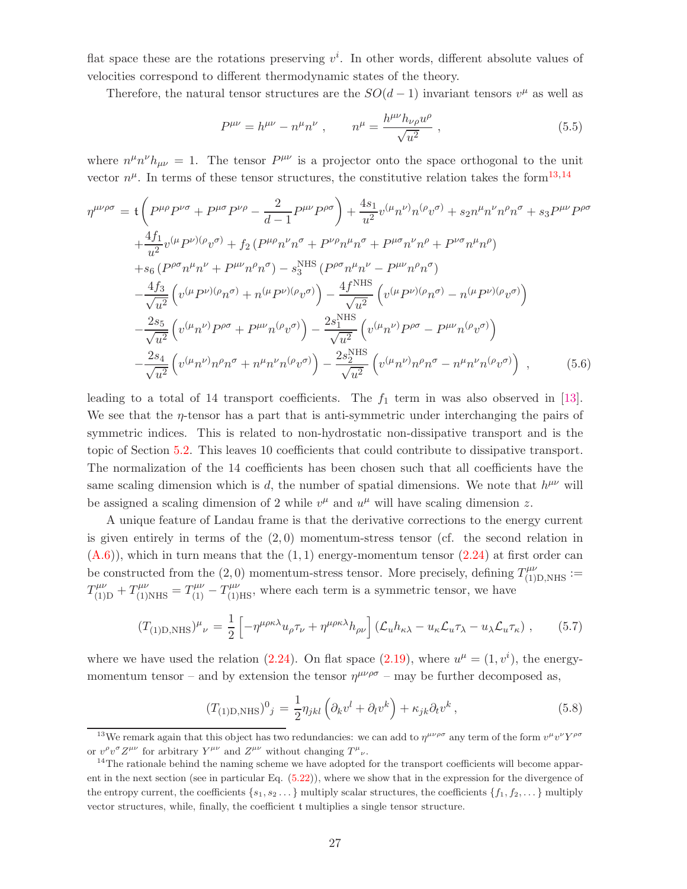flat space these are the rotations preserving $v^i$. In other words, different absolute values of velocities correspond to different thermodynamic states of the theory.

Therefore, the natural tensor structures are the $SO(d-1)$ invariant tensors $v^\mu$ as well as

$$P^{\mu\nu} = h^{\mu\nu} - n^\mu n^\nu \ , \qquad n^\mu = \frac{h^{\mu\nu} h_{\nu\rho} u^\rho}{\sqrt{u^2}} \ , \tag{5.5}$$

where $n^\mu n^\nu h_{\mu\nu} = 1$. The tensor $P^{\mu\nu}$ is a projector onto the space orthogonal to the unit vector $n^\mu$. In terms of these tensor structures, the constitutive relation takes the form[13,14]

$$\begin{aligned}
\eta^{\mu\nu\rho\sigma} =\ & \mathfrak{t}\left(P^{\mu\rho}P^{\nu\sigma} + P^{\mu\sigma}P^{\nu\rho} - \frac{2}{d-1}P^{\mu\nu}P^{\rho\sigma}\right) + \frac{4s_1}{u^2}v^{(\mu}n^{\nu)}n^{(\rho}v^{\sigma)} + s_2 n^\mu n^\nu n^\rho n^\sigma + s_3 P^{\mu\nu}P^{\rho\sigma} \\
& + \frac{4f_1}{u^2}v^{(\mu}P^{\nu)(\rho}v^{\sigma)} + f_2\left(P^{\mu\rho}n^\nu n^\sigma + P^{\nu\rho}n^\mu n^\sigma + P^{\mu\sigma}n^\nu n^\rho + P^{\nu\sigma}n^\mu n^\rho\right) \\
& + s_6\left(P^{\rho\sigma}n^\mu n^\nu + P^{\mu\nu}n^\rho n^\sigma\right) - s_3^{\text{NHS}}\left(P^{\rho\sigma}n^\mu n^\nu - P^{\mu\nu}n^\rho n^\sigma\right) \\
& - \frac{4f_3}{\sqrt{u^2}}\left(v^{(\mu}P^{\nu)(\rho}n^{\sigma)} + n^{(\mu}P^{\nu)(\rho}v^{\sigma)}\right) - \frac{4f^{\text{NHS}}}{\sqrt{u^2}}\left(v^{(\mu}P^{\nu)(\rho}n^{\sigma)} - n^{(\mu}P^{\nu)(\rho}v^{\sigma)}\right) \\
& - \frac{2s_5}{\sqrt{u^2}}\left(v^{(\mu}n^{\nu)}P^{\rho\sigma} + P^{\mu\nu}n^{(\rho}v^{\sigma)}\right) - \frac{2s_1^{\text{NHS}}}{\sqrt{u^2}}\left(v^{(\mu}n^{\nu)}P^{\rho\sigma} - P^{\mu\nu}n^{(\rho}v^{\sigma)}\right) \\
& - \frac{2s_4}{\sqrt{u^2}}\left(v^{(\mu}n^{\nu)}n^\rho n^\sigma + n^\mu n^\nu n^{(\rho}v^{\sigma)}\right) - \frac{2s_2^{\text{NHS}}}{\sqrt{u^2}}\left(v^{(\mu}n^{\nu)}n^\rho n^\sigma - n^\mu n^\nu n^{(\rho}v^{\sigma)}\right) \ ,
\end{aligned} \tag{5.6}$$

leading to a total of 14 transport coefficients. The $f_1$ term in was also observed in [13]. We see that the $\eta$-tensor has a part that is anti-symmetric under interchanging the pairs of symmetric indices. This is related to non-hydrostatic non-dissipative transport and is the topic of Section 5.2. This leaves 10 coefficients that could contribute to dissipative transport. The normalization of the 14 coefficients has been chosen such that all coefficients have the same scaling dimension which is $d$, the number of spatial dimensions. We note that $h^{\mu\nu}$ will be assigned a scaling dimension of 2 while $v^\mu$ and $u^\mu$ will have scaling dimension $z$.

A unique feature of Landau frame is that the derivative corrections to the energy current is given entirely in terms of the $(2,0)$ momentum-stress tensor (cf. the second relation in (A.6)), which in turn means that the $(1,1)$ energy-momentum tensor (2.24) at first order can be constructed from the $(2,0)$ momentum-stress tensor. More precisely, defining $T^{\mu\nu}_{(1)\text{D,NHS}} := T^{\mu\nu}_{(1)\text{D}} + T^{\mu\nu}_{(1)\text{NHS}} = T^{\mu\nu}_{(1)} - T^{\mu\nu}_{(1)\text{HS}}$, where each term is a symmetric tensor, we have

$$(T_{(1)\text{D,NHS}})^\mu{}_\nu = \frac{1}{2}\left[-\eta^{\mu\rho\kappa\lambda}u_\rho\tau_\nu + \eta^{\mu\rho\kappa\lambda}h_{\rho\nu}\right]\left(\mathcal{L}_u h_{\kappa\lambda} - u_\kappa\mathcal{L}_u\tau_\lambda - u_\lambda\mathcal{L}_u\tau_\kappa\right) \ , \tag{5.7}$$

where we have used the relation (2.24). On flat space (2.19), where $u^\mu = (1, v^i)$, the energy-momentum tensor – and by extension the tensor $\eta^{\mu\nu\rho\sigma}$ – may be further decomposed as,

$$(T_{(1)\text{D,NHS}})^0{}_j = \frac{1}{2}\eta_{jkl}\left(\partial_k v^l + \partial_l v^k\right) + \kappa_{jk}\partial_t v^k \ , \tag{5.8}$$

[13] We remark again that this object has two redundancies: we can add to $\eta^{\mu\nu\rho\sigma}$ any term of the form $v^\mu v^\nu Y^{\rho\sigma}$ or $v^\rho v^\sigma Z^{\mu\nu}$ for arbitrary $Y^{\mu\nu}$ and $Z^{\mu\nu}$ without changing $T^\mu{}_\nu$.

[14] The rationale behind the naming scheme we have adopted for the transport coefficients will become apparent in the next section (see in particular Eq. (5.22)), where we show that in the expression for the divergence of the entropy current, the coefficients $\{s_1, s_2 \ldots\}$ multiply scalar structures, the coefficients $\{f_1, f_2, \ldots\}$ multiply vector structures, while, finally, the coefficient $\mathfrak{t}$ multiplies a single tensor structure.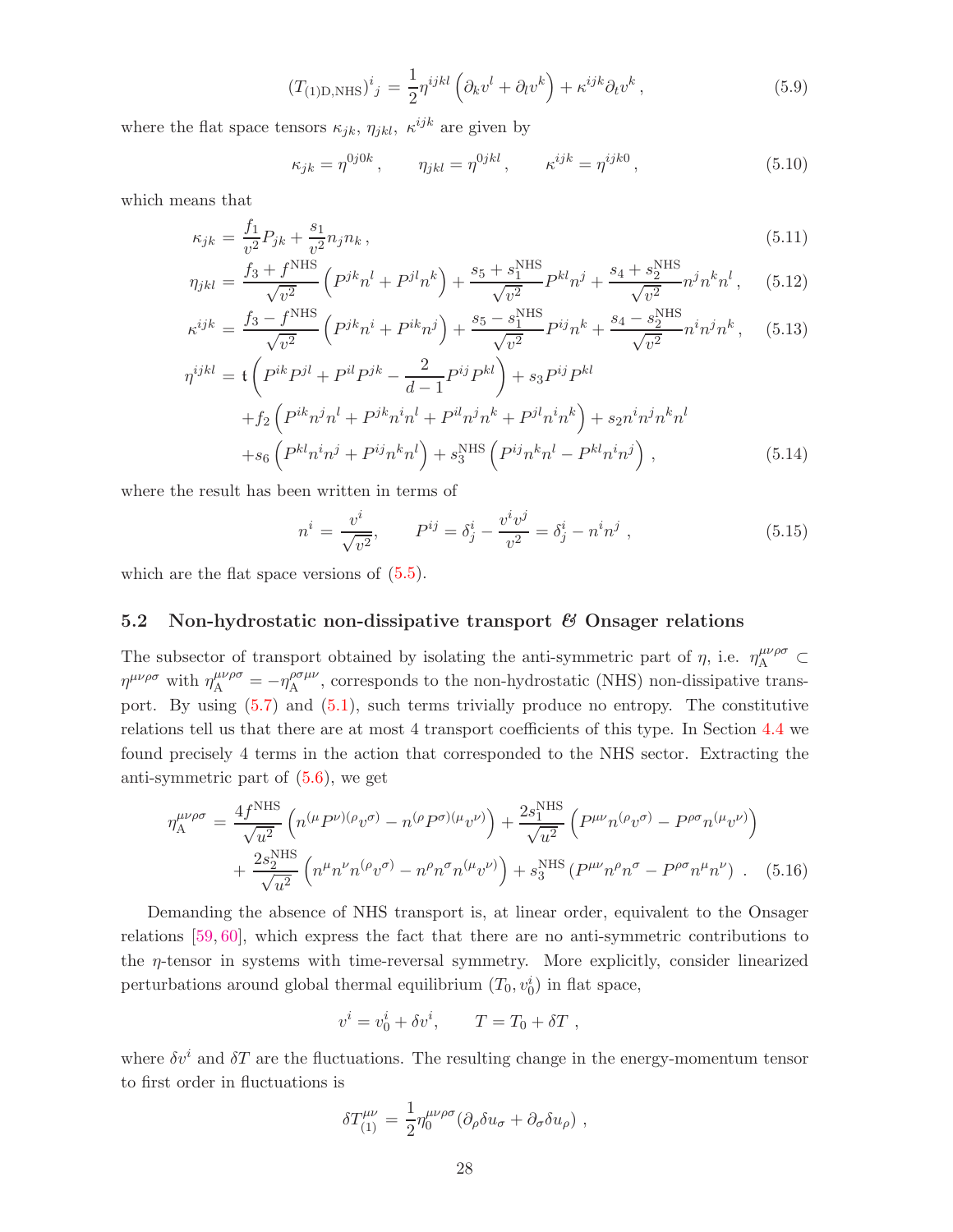$$(T_{(1)\text{D,NHS}})^i{}_j = \frac{1}{2}\eta^{ijkl}\left(\partial_k v^l + \partial_l v^k\right) + \kappa^{ijk}\partial_t v^k\,, \tag{5.9}$$

where the flat space tensors $\kappa_{jk}$, $\eta_{jkl}$, $\kappa^{ijk}$ are given by

$$\kappa_{jk} = \eta^{0j0k}\,, \qquad \eta_{jkl} = \eta^{0jkl}\,, \qquad \kappa^{ijk} = \eta^{ijk0}\,, \tag{5.10}$$

which means that

$$\kappa_{jk} = \frac{f_1}{v^2}P_{jk} + \frac{s_1}{v^2}n_j n_k\,, \tag{5.11}$$

$$\eta_{jkl} = \frac{f_3 + f^{\text{NHS}}}{\sqrt{v^2}}\left(P^{jk}n^l + P^{jl}n^k\right) + \frac{s_5 + s_1^{\text{NHS}}}{\sqrt{v^2}}P^{kl}n^j + \frac{s_4 + s_2^{\text{NHS}}}{\sqrt{v^2}}n^j n^k n^l\,, \tag{5.12}$$

$$\kappa^{ijk} = \frac{f_3 - f^{\text{NHS}}}{\sqrt{v^2}}\left(P^{jk}n^i + P^{ik}n^j\right) + \frac{s_5 - s_1^{\text{NHS}}}{\sqrt{v^2}}P^{ij}n^k + \frac{s_4 - s_2^{\text{NHS}}}{\sqrt{v^2}}n^i n^j n^k\,, \tag{5.13}$$

$$\begin{aligned}
\eta^{ijkl} &= \mathfrak{t}\left(P^{ik}P^{jl} + P^{il}P^{jk} - \frac{2}{d-1}P^{ij}P^{kl}\right) + s_3 P^{ij}P^{kl} \\
&\quad + f_2\left(P^{ik}n^j n^l + P^{jk}n^i n^l + P^{il}n^j n^k + P^{jl}n^i n^k\right) + s_2 n^i n^j n^k n^l \\
&\quad + s_6\left(P^{kl}n^i n^j + P^{ij}n^k n^l\right) + s_3^{\text{NHS}}\left(P^{ij}n^k n^l - P^{kl}n^i n^j\right)\,,
\end{aligned} \tag{5.14}$$

where the result has been written in terms of

$$n^i = \frac{v^i}{\sqrt{v^2}}, \qquad P^{ij} = \delta^i_j - \frac{v^i v^j}{v^2} = \delta^i_j - n^i n^j\,, \tag{5.15}$$

which are the flat space versions of (5.5).

## 5.2 Non-hydrostatic non-dissipative transport & Onsager relations

The subsector of transport obtained by isolating the anti-symmetric part of $\eta$, i.e. $\eta_{\text{A}}^{\mu\nu\rho\sigma} \subset \eta^{\mu\nu\rho\sigma}$ with $\eta_{\text{A}}^{\mu\nu\rho\sigma} = -\eta_{\text{A}}^{\rho\sigma\mu\nu}$, corresponds to the non-hydrostatic (NHS) non-dissipative transport. By using (5.7) and (5.1), such terms trivially produce no entropy. The constitutive relations tell us that there are at most 4 transport coefficients of this type. In Section 4.4 we found precisely 4 terms in the action that corresponded to the NHS sector. Extracting the anti-symmetric part of (5.6), we get

$$\begin{aligned}
\eta_{\text{A}}^{\mu\nu\rho\sigma} &= \frac{4f^{\text{NHS}}}{\sqrt{u^2}}\left(n^{(\mu}P^{\nu)(\rho}v^{\sigma)} - n^{(\rho}P^{\sigma)(\mu}v^{\nu)}\right) + \frac{2s_1^{\text{NHS}}}{\sqrt{u^2}}\left(P^{\mu\nu}n^{(\rho}v^{\sigma)} - P^{\rho\sigma}n^{(\mu}v^{\nu)}\right) \\
&\quad + \frac{2s_2^{\text{NHS}}}{\sqrt{u^2}}\left(n^\mu n^\nu n^{(\rho}v^{\sigma)} - n^\rho n^\sigma n^{(\mu}v^{\nu)}\right) + s_3^{\text{NHS}}\left(P^{\mu\nu}n^\rho n^\sigma - P^{\rho\sigma}n^\mu n^\nu\right)\,.
\end{aligned} \tag{5.16}$$

Demanding the absence of NHS transport is, at linear order, equivalent to the Onsager relations [59, 60], which express the fact that there are no anti-symmetric contributions to the $\eta$-tensor in systems with time-reversal symmetry. More explicitly, consider linearized perturbations around global thermal equilibrium $(T_0, v_0^i)$ in flat space,

$$v^i = v_0^i + \delta v^i, \qquad T = T_0 + \delta T\,,$$

where $\delta v^i$ and $\delta T$ are the fluctuations. The resulting change in the energy-momentum tensor to first order in fluctuations is

$$\delta T_{(1)}^{\mu\nu} = \frac{1}{2}\eta_0^{\mu\nu\rho\sigma}(\partial_\rho \delta u_\sigma + \partial_\sigma \delta u_\rho)\,,$$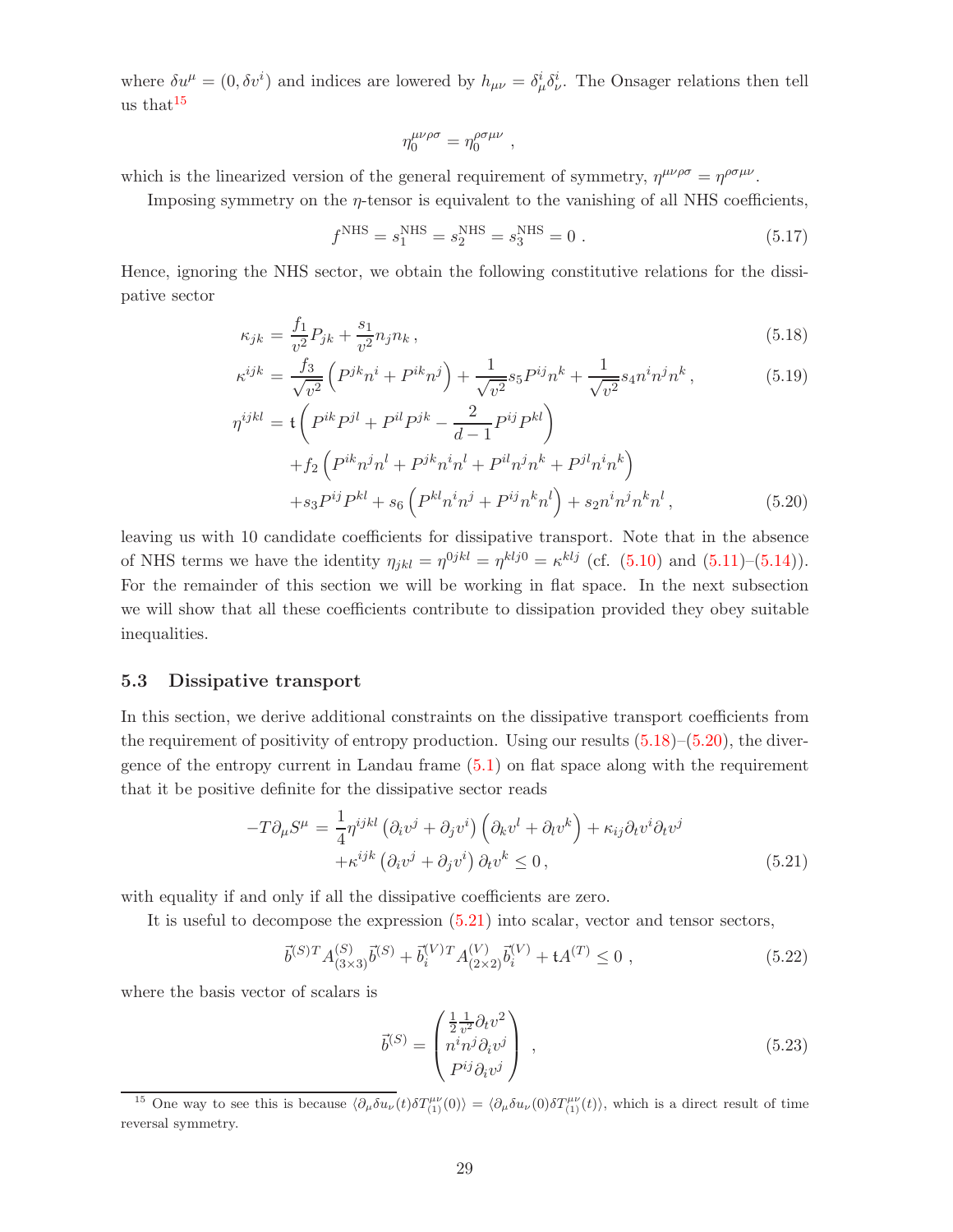where $\delta u^\mu = (0, \delta v^i)$ and indices are lowered by $h_{\mu\nu} = \delta^i_\mu \delta^i_\nu$. The Onsager relations then tell us that[15]

$$\eta_0^{\mu\nu\rho\sigma} = \eta_0^{\rho\sigma\mu\nu} \ ,$$

which is the linearized version of the general requirement of symmetry, $\eta^{\mu\nu\rho\sigma} = \eta^{\rho\sigma\mu\nu}$.

Imposing symmetry on the $\eta$-tensor is equivalent to the vanishing of all NHS coefficients,

$$f^{\text{NHS}} = s_1^{\text{NHS}} = s_2^{\text{NHS}} = s_3^{\text{NHS}} = 0 \ . \tag{5.17}$$

Hence, ignoring the NHS sector, we obtain the following constitutive relations for the dissipative sector

$$\kappa_{jk} = \frac{f_1}{v^2} P_{jk} + \frac{s_1}{v^2} n_j n_k \,, \tag{5.18}$$

$$\kappa^{ijk} = \frac{f_3}{\sqrt{v^2}} \left( P^{jk} n^i + P^{ik} n^j \right) + \frac{1}{\sqrt{v^2}} s_5 P^{ij} n^k + \frac{1}{\sqrt{v^2}} s_4 n^i n^j n^k \,, \tag{5.19}$$

$$\begin{aligned}
\eta^{ijkl} = &\, \mathfrak{t} \left( P^{ik} P^{jl} + P^{il} P^{jk} - \frac{2}{d-1} P^{ij} P^{kl} \right) \\
&+ f_2 \left( P^{ik} n^j n^l + P^{jk} n^i n^l + P^{il} n^j n^k + P^{jl} n^i n^k \right) \\
&+ s_3 P^{ij} P^{kl} + s_6 \left( P^{kl} n^i n^j + P^{ij} n^k n^l \right) + s_2 n^i n^j n^k n^l \,,
\end{aligned} \tag{5.20}$$

leaving us with 10 candidate coefficients for dissipative transport. Note that in the absence of NHS terms we have the identity $\eta_{jkl} = \eta^{0jkl} = \eta^{klj0} = \kappa^{klj}$ (cf. (5.10) and (5.11)–(5.14)). For the remainder of this section we will be working in flat space. In the next subsection we will show that all these coefficients contribute to dissipation provided they obey suitable inequalities.

### 5.3 Dissipative transport

In this section, we derive additional constraints on the dissipative transport coefficients from the requirement of positivity of entropy production. Using our results (5.18)–(5.20), the divergence of the entropy current in Landau frame (5.1) on flat space along with the requirement that it be positive definite for the dissipative sector reads

$$\begin{aligned}
-T \partial_\mu S^\mu = &\, \frac{1}{4} \eta^{ijkl} \left( \partial_i v^j + \partial_j v^i \right) \left( \partial_k v^l + \partial_l v^k \right) + \kappa_{ij} \partial_t v^i \partial_t v^j \\
&+ \kappa^{ijk} \left( \partial_i v^j + \partial_j v^i \right) \partial_t v^k \leq 0 \,,
\end{aligned} \tag{5.21}$$

with equality if and only if all the dissipative coefficients are zero.

It is useful to decompose the expression (5.21) into scalar, vector and tensor sectors,

$$\vec{b}^{(S)T} A^{(S)}_{(3\times 3)} \vec{b}^{(S)} + \vec{b}_i^{(V)T} A^{(V)}_{(2\times 2)} \vec{b}_i^{(V)} + \mathfrak{t} A^{(T)} \leq 0 \ , \tag{5.22}$$

where the basis vector of scalars is

$$\vec{b}^{(S)} = \begin{pmatrix} \frac{1}{2} \frac{1}{v^2} \partial_t v^2 \\ n^i n^j \partial_i v^j \\ P^{ij} \partial_i v^j \end{pmatrix} \ , \tag{5.23}$$

[15] One way to see this is because $\langle \partial_\mu \delta u_\nu(t) \delta T^{\mu\nu}_{(1)}(0) \rangle = \langle \partial_\mu \delta u_\nu(0) \delta T^{\mu\nu}_{(1)}(t) \rangle$, which is a direct result of time reversal symmetry.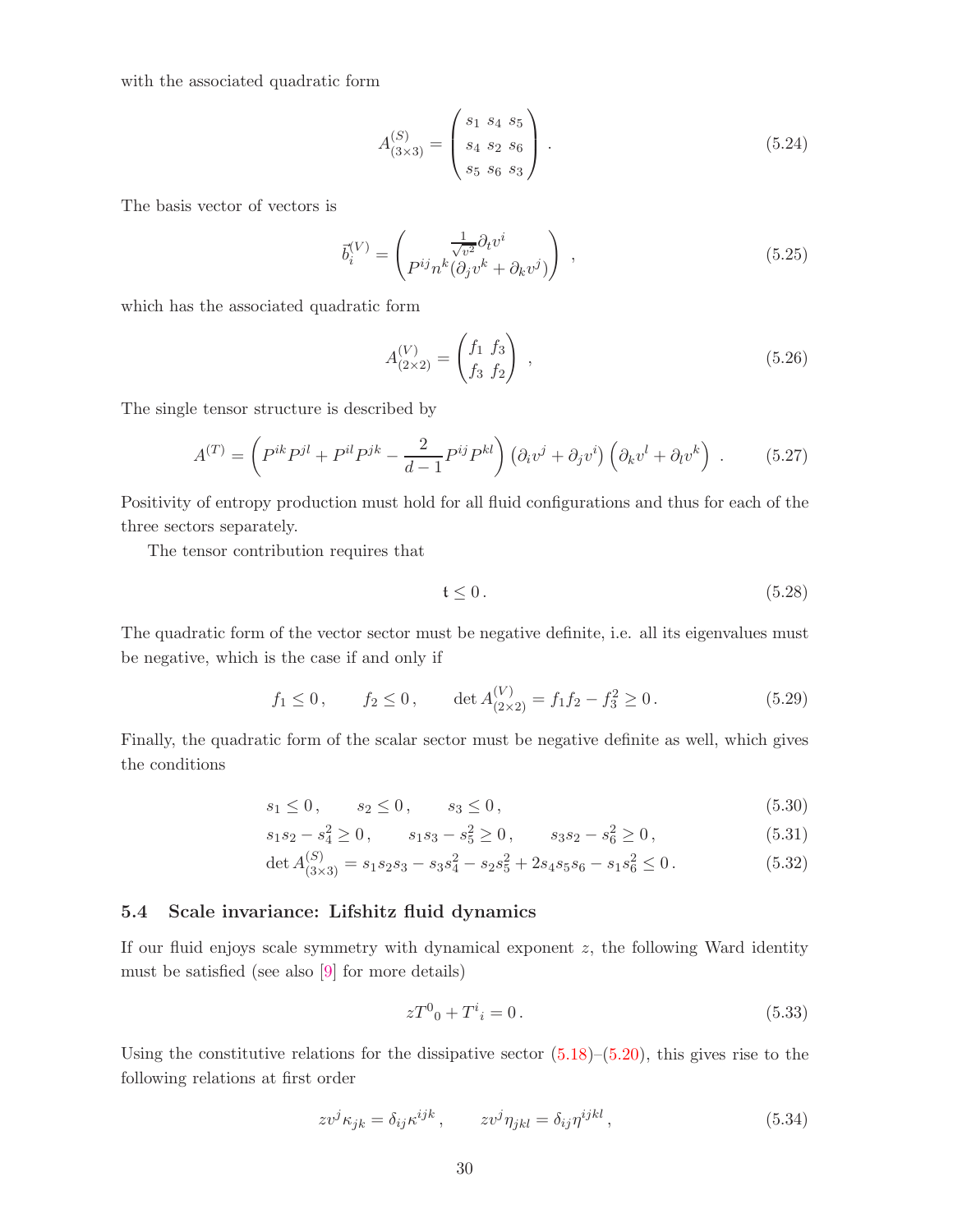with the associated quadratic form

$$A^{(S)}_{(3\times 3)} = \begin{pmatrix} s_1 & s_4 & s_5 \\ s_4 & s_2 & s_6 \\ s_5 & s_6 & s_3 \end{pmatrix} . \tag{5.24}$$

The basis vector of vectors is

$$\vec{b}^{(V)}_i = \begin{pmatrix} \frac{1}{\sqrt{v^2}}\partial_t v^i \\ P^{ij} n^k (\partial_j v^k + \partial_k v^j) \end{pmatrix} , \tag{5.25}$$

which has the associated quadratic form

$$A^{(V)}_{(2\times 2)} = \begin{pmatrix} f_1 & f_3 \\ f_3 & f_2 \end{pmatrix} , \tag{5.26}$$

The single tensor structure is described by

$$A^{(T)} = \left( P^{ik}P^{jl} + P^{il}P^{jk} - \frac{2}{d-1}P^{ij}P^{kl} \right) \left(\partial_i v^j + \partial_j v^i\right) \left(\partial_k v^l + \partial_l v^k\right) . \tag{5.27}$$

Positivity of entropy production must hold for all fluid configurations and thus for each of the three sectors separately.

The tensor contribution requires that

$$\mathfrak{t} \leq 0 . \tag{5.28}$$

The quadratic form of the vector sector must be negative definite, i.e. all its eigenvalues must be negative, which is the case if and only if

$$f_1 \leq 0 , \qquad f_2 \leq 0 , \qquad \det A^{(V)}_{(2\times 2)} = f_1 f_2 - f_3^2 \geq 0 . \tag{5.29}$$

Finally, the quadratic form of the scalar sector must be negative definite as well, which gives the conditions

$$s_1 \leq 0 , \qquad s_2 \leq 0 , \qquad s_3 \leq 0 , \tag{5.30}$$

$$s_1 s_2 - s_4^2 \geq 0 , \qquad s_1 s_3 - s_5^2 \geq 0 , \qquad s_3 s_2 - s_6^2 \geq 0 , \tag{5.31}$$

$$\det A^{(S)}_{(3\times 3)} = s_1 s_2 s_3 - s_3 s_4^2 - s_2 s_5^2 + 2 s_4 s_5 s_6 - s_1 s_6^2 \leq 0 . \tag{5.32}$$

### 5.4 Scale invariance: Lifshitz fluid dynamics

If our fluid enjoys scale symmetry with dynamical exponent $z$, the following Ward identity must be satisfied (see also [9] for more details)

$$z T^0{}_0 + T^i{}_i = 0 . \tag{5.33}$$

Using the constitutive relations for the dissipative sector (5.18)–(5.20), this gives rise to the following relations at first order

$$z v^j \kappa_{jk} = \delta_{ij} \kappa^{ijk} , \qquad z v^j \eta_{jkl} = \delta_{ij} \eta^{ijkl} , \tag{5.34}$$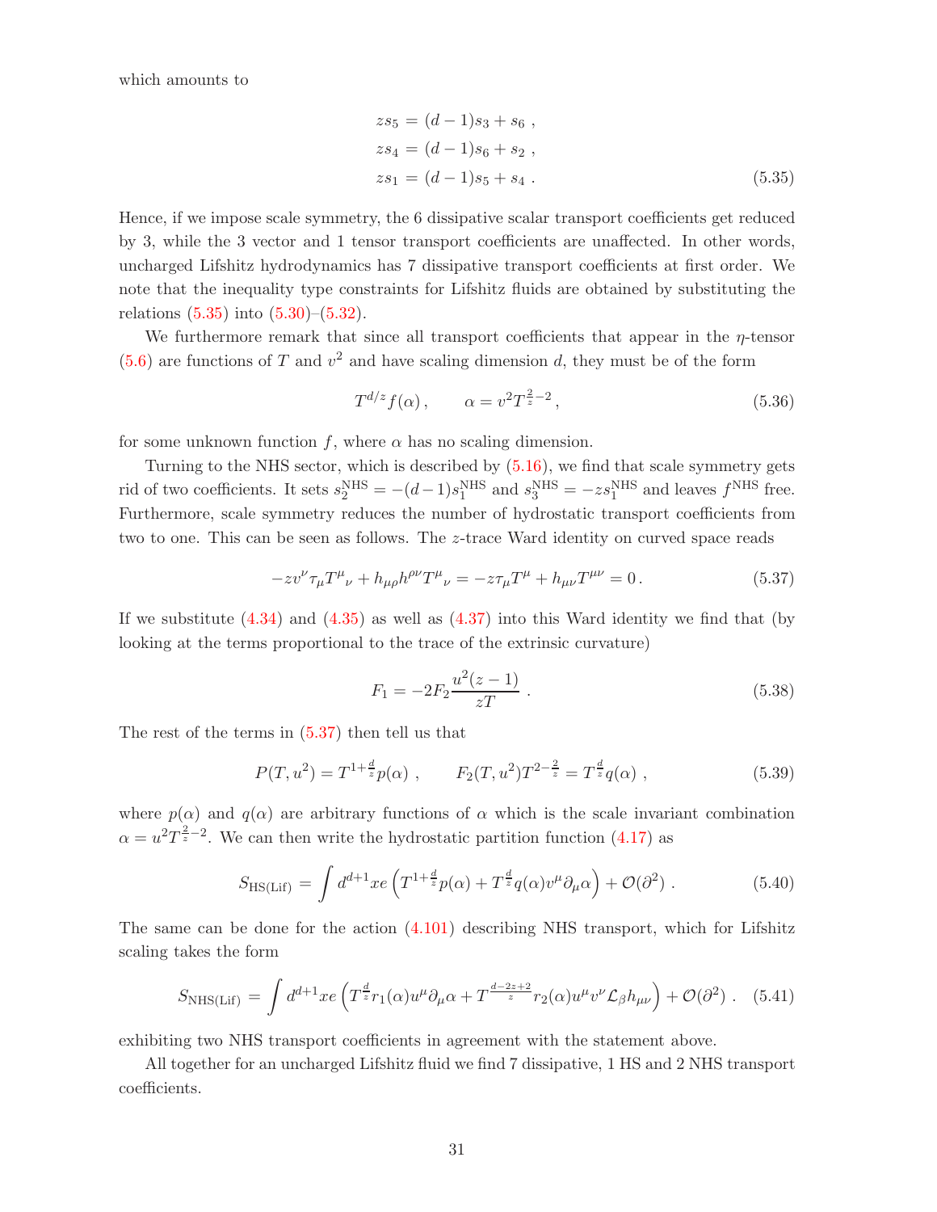which amounts to

$$
\begin{aligned}
zs_5 &= (d-1)s_3 + s_6 \ , \\
zs_4 &= (d-1)s_6 + s_2 \ , \\
zs_1 &= (d-1)s_5 + s_4 \ .
\end{aligned} \tag{5.35}
$$

Hence, if we impose scale symmetry, the 6 dissipative scalar transport coefficients get reduced by 3, while the 3 vector and 1 tensor transport coefficients are unaffected. In other words, uncharged Lifshitz hydrodynamics has 7 dissipative transport coefficients at first order. We note that the inequality type constraints for Lifshitz fluids are obtained by substituting the relations (5.35) into (5.30)–(5.32).

We furthermore remark that since all transport coefficients that appear in the $\eta$-tensor (5.6) are functions of $T$ and $v^2$ and have scaling dimension $d$, they must be of the form

$$
T^{d/z} f(\alpha) \, , \qquad \alpha = v^2 T^{\frac{2}{z}-2} \, , \tag{5.36}
$$

for some unknown function $f$, where $\alpha$ has no scaling dimension.

Turning to the NHS sector, which is described by (5.16), we find that scale symmetry gets rid of two coefficients. It sets $s_2^{\text{NHS}} = -(d-1)s_1^{\text{NHS}}$ and $s_3^{\text{NHS}} = -zs_1^{\text{NHS}}$ and leaves $f^{\text{NHS}}$ free. Furthermore, scale symmetry reduces the number of hydrostatic transport coefficients from two to one. This can be seen as follows. The $z$-trace Ward identity on curved space reads

$$
-zv^\nu \tau_\mu T^\mu{}_\nu + h_{\mu\rho} h^{\rho\nu} T^\mu{}_\nu = -z\tau_\mu T^\mu + h_{\mu\nu} T^{\mu\nu} = 0 \, . \tag{5.37}
$$

If we substitute (4.34) and (4.35) as well as (4.37) into this Ward identity we find that (by looking at the terms proportional to the trace of the extrinsic curvature)

$$
F_1 = -2F_2 \frac{u^2(z-1)}{zT} \ . \tag{5.38}
$$

The rest of the terms in (5.37) then tell us that

$$
P(T, u^2) = T^{1+\frac{d}{z}} p(\alpha) \ , \qquad F_2(T, u^2) T^{2-\frac{2}{z}} = T^{\frac{d}{z}} q(\alpha) \ , \tag{5.39}
$$

where $p(\alpha)$ and $q(\alpha)$ are arbitrary functions of $\alpha$ which is the scale invariant combination $\alpha = u^2 T^{\frac{2}{z}-2}$. We can then write the hydrostatic partition function (4.17) as

$$
S_{\text{HS(Lif)}} = \int d^{d+1}x e \left( T^{1+\frac{d}{z}} p(\alpha) + T^{\frac{d}{z}} q(\alpha) v^\mu \partial_\mu \alpha \right) + \mathcal{O}(\partial^2) \ . \tag{5.40}
$$

The same can be done for the action (4.101) describing NHS transport, which for Lifshitz scaling takes the form

$$
S_{\text{NHS(Lif)}} = \int d^{d+1}x e \left( T^{\frac{d}{z}} r_1(\alpha) u^\mu \partial_\mu \alpha + T^{\frac{d-2z+2}{z}} r_2(\alpha) u^\mu v^\nu \mathcal{L}_\beta h_{\mu\nu} \right) + \mathcal{O}(\partial^2) \ . \tag{5.41}
$$

exhibiting two NHS transport coefficients in agreement with the statement above.

All together for an uncharged Lifshitz fluid we find 7 dissipative, 1 HS and 2 NHS transport coefficients.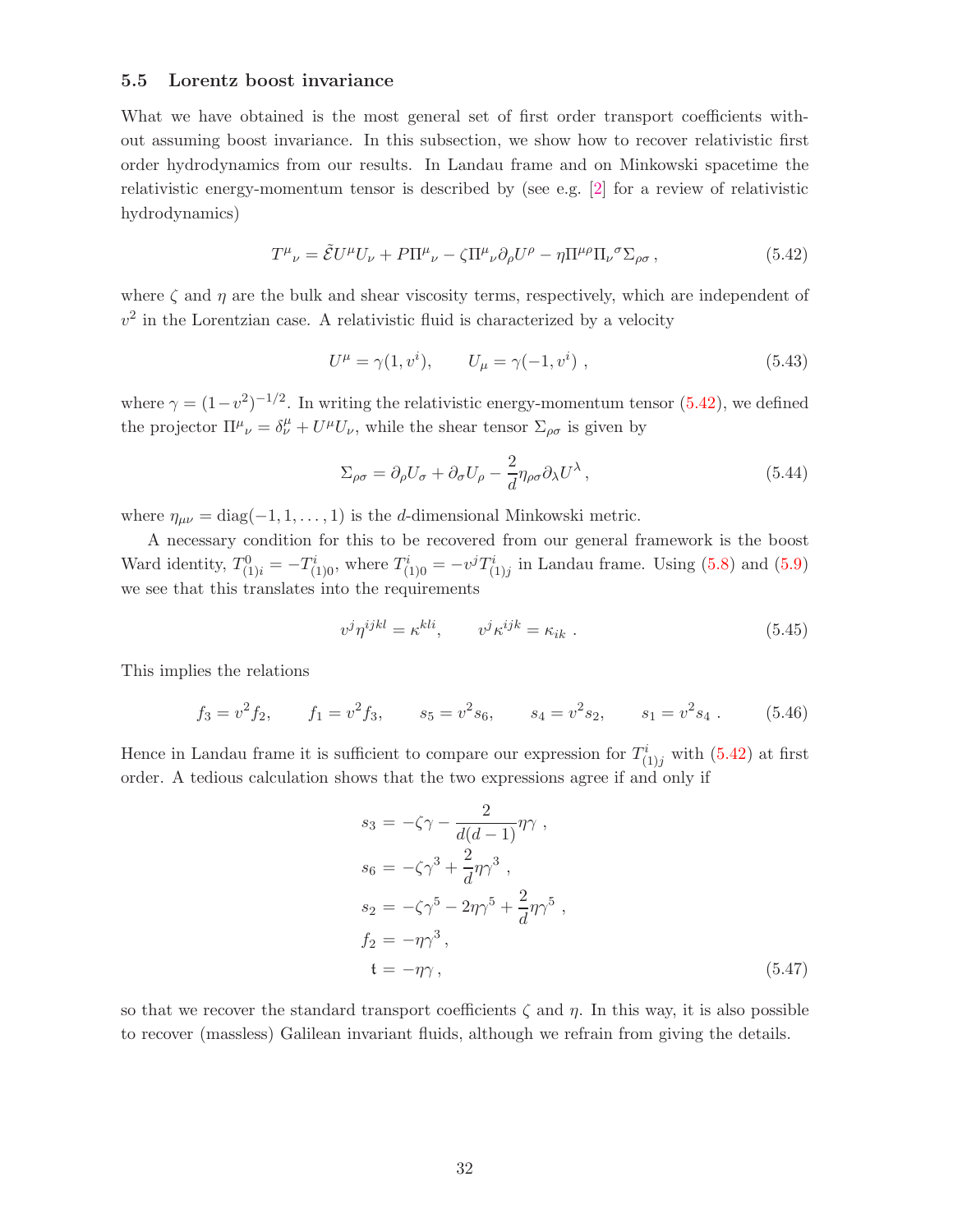### 5.5 Lorentz boost invariance

What we have obtained is the most general set of first order transport coefficients without assuming boost invariance. In this subsection, we show how to recover relativistic first order hydrodynamics from our results. In Landau frame and on Minkowski spacetime the relativistic energy-momentum tensor is described by (see e.g. [2] for a review of relativistic hydrodynamics)

$$T^{\mu}{}_{\nu} = \tilde{\mathcal{E}} U^{\mu} U_{\nu} + P \Pi^{\mu}{}_{\nu} - \zeta \Pi^{\mu}{}_{\nu} \partial_{\rho} U^{\rho} - \eta \Pi^{\mu\rho} \Pi_{\nu}{}^{\sigma} \Sigma_{\rho\sigma} \,, \tag{5.42}$$

where $\zeta$ and $\eta$ are the bulk and shear viscosity terms, respectively, which are independent of $v^2$ in the Lorentzian case. A relativistic fluid is characterized by a velocity

$$U^{\mu} = \gamma(1, v^i), \qquad U_{\mu} = \gamma(-1, v^i) \,, \tag{5.43}$$

where $\gamma = (1-v^2)^{-1/2}$. In writing the relativistic energy-momentum tensor (5.42), we defined the projector $\Pi^{\mu}{}_{\nu} = \delta^{\mu}_{\nu} + U^{\mu} U_{\nu}$, while the shear tensor $\Sigma_{\rho\sigma}$ is given by

$$\Sigma_{\rho\sigma} = \partial_{\rho} U_{\sigma} + \partial_{\sigma} U_{\rho} - \frac{2}{d} \eta_{\rho\sigma} \partial_{\lambda} U^{\lambda} \,, \tag{5.44}$$

where $\eta_{\mu\nu} = \text{diag}(-1, 1, \ldots, 1)$ is the $d$-dimensional Minkowski metric.

A necessary condition for this to be recovered from our general framework is the boost Ward identity, $T^0_{(1)i} = -T^i_{(1)0}$, where $T^i_{(1)0} = -v^j T^i_{(1)j}$ in Landau frame. Using (5.8) and (5.9) we see that this translates into the requirements

$$v^j \eta^{ijkl} = \kappa^{kli}, \qquad v^j \kappa^{ijk} = \kappa_{ik} \,. \tag{5.45}$$

This implies the relations

$$f_3 = v^2 f_2, \qquad f_1 = v^2 f_3, \qquad s_5 = v^2 s_6, \qquad s_4 = v^2 s_2, \qquad s_1 = v^2 s_4 \,. \tag{5.46}$$

Hence in Landau frame it is sufficient to compare our expression for $T^i_{(1)j}$ with (5.42) at first order. A tedious calculation shows that the two expressions agree if and only if

$$\begin{aligned}
s_3 &= -\zeta\gamma - \frac{2}{d(d-1)} \eta\gamma \,, \\
s_6 &= -\zeta\gamma^3 + \frac{2}{d} \eta\gamma^3 \,, \\
s_2 &= -\zeta\gamma^5 - 2\eta\gamma^5 + \frac{2}{d} \eta\gamma^5 \,, \\
f_2 &= -\eta\gamma^3 \,, \\
\mathfrak{t} &= -\eta\gamma \,,
\end{aligned} \tag{5.47}$$

so that we recover the standard transport coefficients $\zeta$ and $\eta$. In this way, it is also possible to recover (massless) Galilean invariant fluids, although we refrain from giving the details.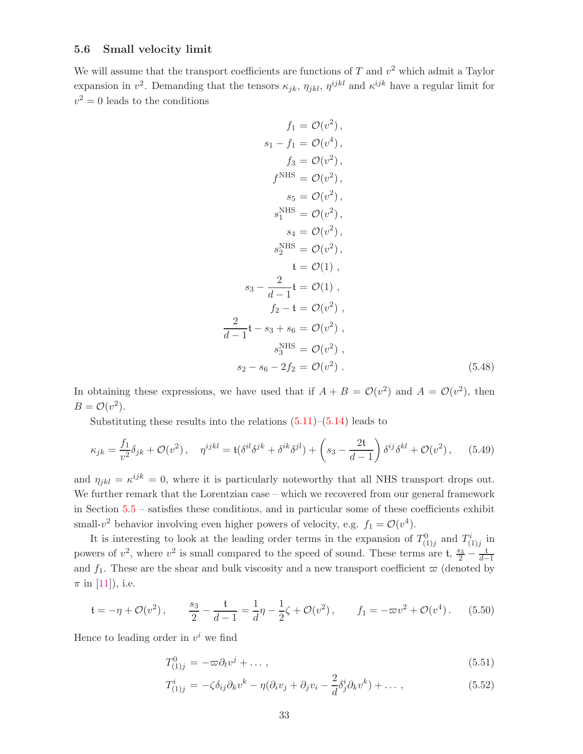### 5.6 Small velocity limit

We will assume that the transport coefficients are functions of $T$ and $v^2$ which admit a Taylor expansion in $v^2$. Demanding that the tensors $\kappa_{jk}$, $\eta_{jkl}$, $\eta^{ijkl}$ and $\kappa^{ijk}$ have a regular limit for $v^2 = 0$ leads to the conditions

$$
\begin{aligned}
f_1 &= \mathcal{O}(v^2)\,, \\
s_1 - f_1 &= \mathcal{O}(v^4)\,, \\
f_3 &= \mathcal{O}(v^2)\,, \\
f^{\text{NHS}} &= \mathcal{O}(v^2)\,, \\
s_5 &= \mathcal{O}(v^2)\,, \\
s_1^{\text{NHS}} &= \mathcal{O}(v^2)\,, \\
s_4 &= \mathcal{O}(v^2)\,, \\
s_2^{\text{NHS}} &= \mathcal{O}(v^2)\,, \\
\mathfrak{t} &= \mathcal{O}(1)\ , \\
s_3 - \frac{2}{d-1}\mathfrak{t} &= \mathcal{O}(1)\ , \\
f_2 - \mathfrak{t} &= \mathcal{O}(v^2)\ , \\
\frac{2}{d-1}\mathfrak{t} - s_3 + s_6 &= \mathcal{O}(v^2)\ , \\
s_3^{\text{NHS}} &= \mathcal{O}(v^2)\ , \\
s_2 - s_6 - 2f_2 &= \mathcal{O}(v^2)\ .
\end{aligned} \tag{5.48}
$$

In obtaining these expressions, we have used that if $A + B = \mathcal{O}(v^2)$ and $A = \mathcal{O}(v^2)$, then $B = \mathcal{O}(v^2)$.

Substituting these results into the relations (5.11)–(5.14) leads to

$$
\kappa_{jk} = \frac{f_1}{v^2}\delta_{jk} + \mathcal{O}(v^2)\,, \quad \eta^{ijkl} = \mathfrak{t}(\delta^{il}\delta^{jk} + \delta^{ik}\delta^{jl}) + \left(s_3 - \frac{2\mathfrak{t}}{d-1}\right)\delta^{ij}\delta^{kl} + \mathcal{O}(v^2)\,, \tag{5.49}
$$

and $\eta_{jkl} = \kappa^{ijk} = 0$, where it is particularly noteworthy that all NHS transport drops out. We further remark that the Lorentzian case – which we recovered from our general framework in Section 5.5 – satisfies these conditions, and in particular some of these coefficients exhibit small-$v^2$ behavior involving even higher powers of velocity, e.g. $f_1 = \mathcal{O}(v^4)$.

It is interesting to look at the leading order terms in the expansion of $T^0_{(1)j}$ and $T^i_{(1)j}$ in powers of $v^2$, where $v^2$ is small compared to the speed of sound. These terms are $\mathfrak{t}$, $\frac{s_3}{2} - \frac{\mathfrak{t}}{d-1}$ and $f_1$. These are the shear and bulk viscosity and a new transport coefficient $\varpi$ (denoted by $\pi$ in [11]), i.e.

$$
\mathfrak{t} = -\eta + \mathcal{O}(v^2)\,, \qquad \frac{s_3}{2} - \frac{\mathfrak{t}}{d-1} = \frac{1}{d}\eta - \frac{1}{2}\zeta + \mathcal{O}(v^2)\,, \qquad f_1 = -\varpi v^2 + \mathcal{O}(v^4)\,. \tag{5.50}
$$

Hence to leading order in $v^i$ we find

$$
T^0_{(1)j} = -\varpi\partial_t v^j + \dots\,, \tag{5.51}
$$

$$
T^i_{(1)j} = -\zeta\delta_{ij}\partial_k v^k - \eta(\partial_i v_j + \partial_j v_i - \frac{2}{d}\delta^i_j\partial_k v^k) + \dots\,, \tag{5.52}
$$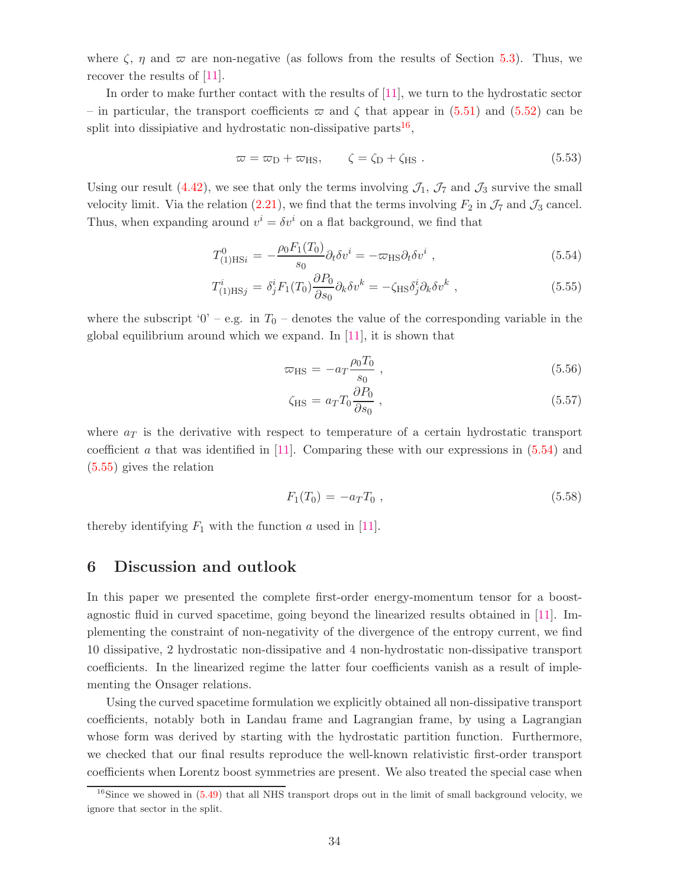where $\zeta$, $\eta$ and $\varpi$ are non-negative (as follows from the results of Section 5.3). Thus, we recover the results of [11].

In order to make further contact with the results of [11], we turn to the hydrostatic sector – in particular, the transport coefficients $\varpi$ and $\zeta$ that appear in (5.51) and (5.52) can be split into dissipiative and hydrostatic non-dissipative parts[16],

$$\varpi = \varpi_{\rm D} + \varpi_{\rm HS}, \qquad \zeta = \zeta_{\rm D} + \zeta_{\rm HS} \; . \tag{5.53}$$

Using our result (4.42), we see that only the terms involving $\mathcal{J}_1$, $\mathcal{J}_7$ and $\mathcal{J}_3$ survive the small velocity limit. Via the relation (2.21), we find that the terms involving $F_2$ in $\mathcal{J}_7$ and $\mathcal{J}_3$ cancel. Thus, when expanding around $v^i = \delta v^i$ on a flat background, we find that

$$T^0_{(1){\rm HS}i} = -\frac{\rho_0 F_1(T_0)}{s_0}\partial_t \delta v^i = -\varpi_{\rm HS}\partial_t \delta v^i \; , \tag{5.54}$$

$$T^i_{(1){\rm HS}j} = \delta^i_j F_1(T_0)\frac{\partial P_0}{\partial s_0}\partial_k \delta v^k = -\zeta_{\rm HS}\delta^i_j \partial_k \delta v^k \; , \tag{5.55}$$

where the subscript '0' – e.g. in $T_0$ – denotes the value of the corresponding variable in the global equilibrium around which we expand. In [11], it is shown that

$$\varpi_{\rm HS} = -a_T \frac{\rho_0 T_0}{s_0} \; , \tag{5.56}$$

$$\zeta_{\rm HS} = a_T T_0 \frac{\partial P_0}{\partial s_0} \; , \tag{5.57}$$

where $a_T$ is the derivative with respect to temperature of a certain hydrostatic transport coefficient $a$ that was identified in [11]. Comparing these with our expressions in (5.54) and (5.55) gives the relation

$$F_1(T_0) = -a_T T_0 \; , \tag{5.58}$$

thereby identifying $F_1$ with the function $a$ used in [11].

# 6 Discussion and outlook

In this paper we presented the complete first-order energy-momentum tensor for a boost-agnostic fluid in curved spacetime, going beyond the linearized results obtained in [11]. Implementing the constraint of non-negativity of the divergence of the entropy current, we find 10 dissipative, 2 hydrostatic non-dissipative and 4 non-hydrostatic non-dissipative transport coefficients. In the linearized regime the latter four coefficients vanish as a result of implementing the Onsager relations.

Using the curved spacetime formulation we explicitly obtained all non-dissipative transport coefficients, notably both in Landau frame and Lagrangian frame, by using a Lagrangian whose form was derived by starting with the hydrostatic partition function. Furthermore, we checked that our final results reproduce the well-known relativistic first-order transport coefficients when Lorentz boost symmetries are present. We also treated the special case when

[16] Since we showed in (5.49) that all NHS transport drops out in the limit of small background velocity, we ignore that sector in the split.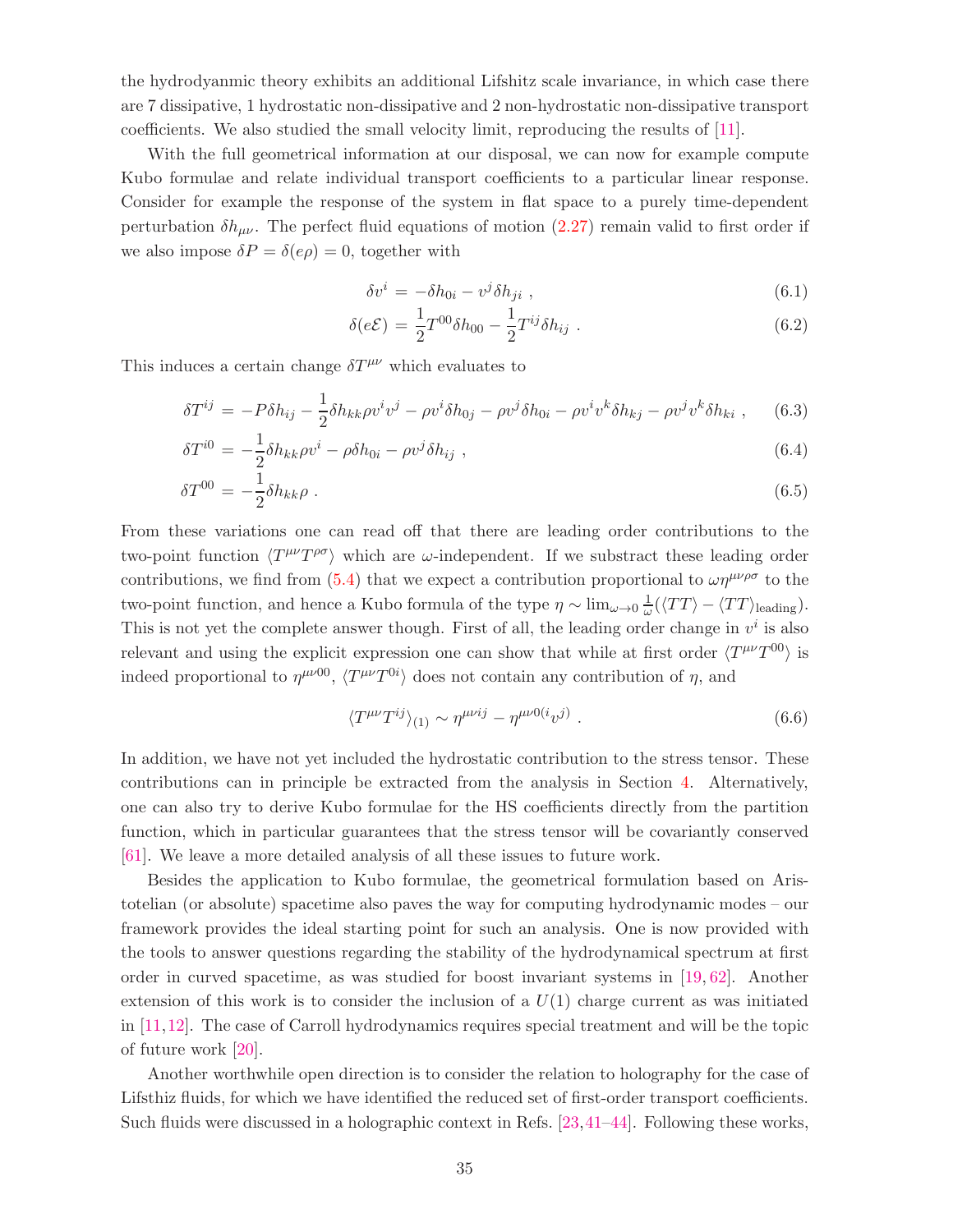the hydrodyanmic theory exhibits an additional Lifshitz scale invariance, in which case there are 7 dissipative, 1 hydrostatic non-dissipative and 2 non-hydrostatic non-dissipative transport coefficients. We also studied the small velocity limit, reproducing the results of [11].

With the full geometrical information at our disposal, we can now for example compute Kubo formulae and relate individual transport coefficients to a particular linear response. Consider for example the response of the system in flat space to a purely time-dependent perturbation $\delta h_{\mu\nu}$. The perfect fluid equations of motion (2.27) remain valid to first order if we also impose $\delta P = \delta(e\rho) = 0$, together with

$$\delta v^i = -\delta h_{0i} - v^j \delta h_{ji} \ , \tag{6.1}$$

$$\delta(e\mathcal{E}) = \frac{1}{2} T^{00} \delta h_{00} - \frac{1}{2} T^{ij} \delta h_{ij} \ . \tag{6.2}$$

This induces a certain change $\delta T^{\mu\nu}$ which evaluates to

$$\delta T^{ij} = -P \delta h_{ij} - \frac{1}{2} \delta h_{kk} \rho v^i v^j - \rho v^i \delta h_{0j} - \rho v^j \delta h_{0i} - \rho v^i v^k \delta h_{kj} - \rho v^j v^k \delta h_{ki} \ , \tag{6.3}$$

$$\delta T^{i0} = -\frac{1}{2} \delta h_{kk} \rho v^i - \rho \delta h_{0i} - \rho v^j \delta h_{ij} \ , \tag{6.4}$$

$$\delta T^{00} = -\frac{1}{2} \delta h_{kk} \rho \ . \tag{6.5}$$

From these variations one can read off that there are leading order contributions to the two-point function $\langle T^{\mu\nu} T^{\rho\sigma} \rangle$ which are $\omega$-independent. If we substract these leading order contributions, we find from (5.4) that we expect a contribution proportional to $\omega \eta^{\mu\nu\rho\sigma}$ to the two-point function, and hence a Kubo formula of the type $\eta \sim \lim_{\omega\to 0} \frac{1}{\omega} (\langle TT \rangle - \langle TT \rangle_{\text{leading}})$. This is not yet the complete answer though. First of all, the leading order change in $v^i$ is also relevant and using the explicit expression one can show that while at first order $\langle T^{\mu\nu} T^{00} \rangle$ is indeed proportional to $\eta^{\mu\nu 00}$, $\langle T^{\mu\nu} T^{0i} \rangle$ does not contain any contribution of $\eta$, and

$$\langle T^{\mu\nu} T^{ij} \rangle_{(1)} \sim \eta^{\mu\nu ij} - \eta^{\mu\nu 0(i} v^{j)} \ . \tag{6.6}$$

In addition, we have not yet included the hydrostatic contribution to the stress tensor. These contributions can in principle be extracted from the analysis in Section 4. Alternatively, one can also try to derive Kubo formulae for the HS coefficients directly from the partition function, which in particular guarantees that the stress tensor will be covariantly conserved [61]. We leave a more detailed analysis of all these issues to future work.

Besides the application to Kubo formulae, the geometrical formulation based on Aristotelian (or absolute) spacetime also paves the way for computing hydrodynamic modes – our framework provides the ideal starting point for such an analysis. One is now provided with the tools to answer questions regarding the stability of the hydrodynamical spectrum at first order in curved spacetime, as was studied for boost invariant systems in [19, 62]. Another extension of this work is to consider the inclusion of a $U(1)$ charge current as was initiated in [11, 12]. The case of Carroll hydrodynamics requires special treatment and will be the topic of future work [20].

Another worthwhile open direction is to consider the relation to holography for the case of Lifsthiz fluids, for which we have identified the reduced set of first-order transport coefficients. Such fluids were discussed in a holographic context in Refs. [23, 41–44]. Following these works,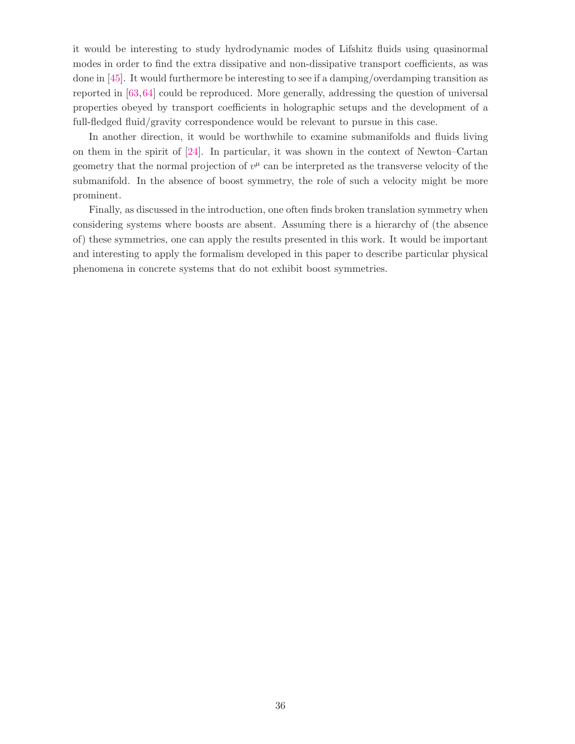it would be interesting to study hydrodynamic modes of Lifshitz fluids using quasinormal modes in order to find the extra dissipative and non-dissipative transport coefficients, as was done in [45]. It would furthermore be interesting to see if a damping/overdamping transition as reported in [63,64] could be reproduced. More generally, addressing the question of universal properties obeyed by transport coefficients in holographic setups and the development of a full-fledged fluid/gravity correspondence would be relevant to pursue in this case.

In another direction, it would be worthwhile to examine submanifolds and fluids living on them in the spirit of [24]. In particular, it was shown in the context of Newton–Cartan geometry that the normal projection of $v^\mu$ can be interpreted as the transverse velocity of the submanifold. In the absence of boost symmetry, the role of such a velocity might be more prominent.

Finally, as discussed in the introduction, one often finds broken translation symmetry when considering systems where boosts are absent. Assuming there is a hierarchy of (the absence of) these symmetries, one can apply the results presented in this work. It would be important and interesting to apply the formalism developed in this paper to describe particular physical phenomena in concrete systems that do not exhibit boost symmetries.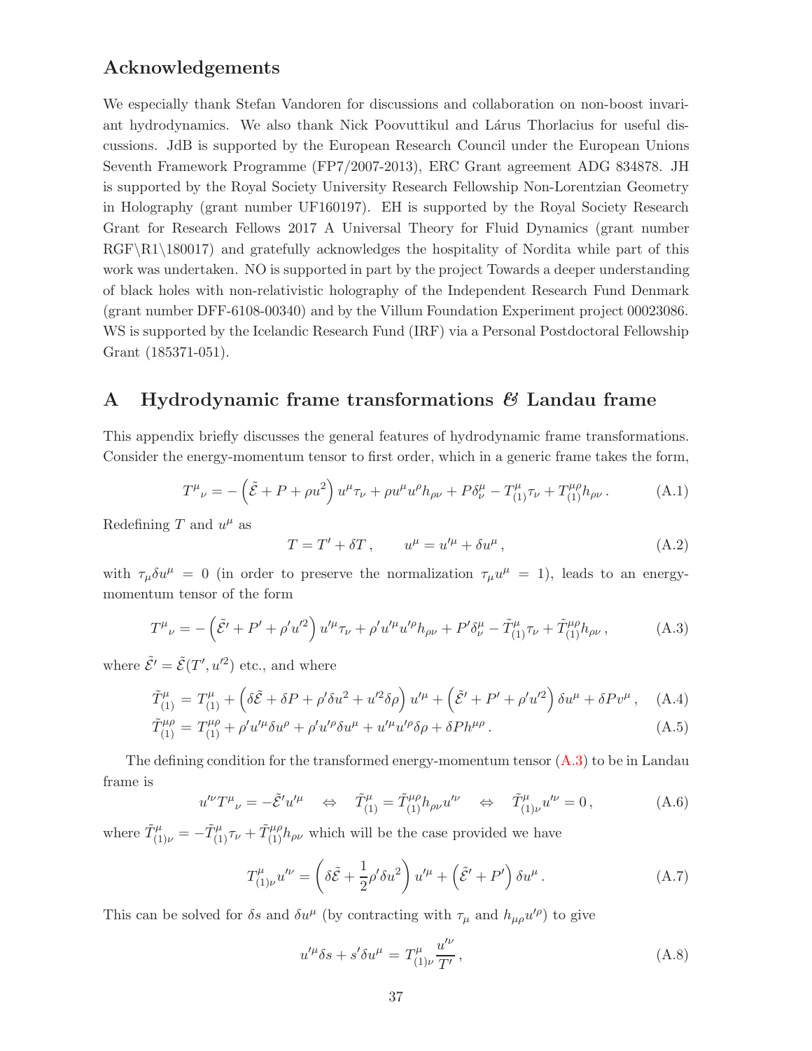## Acknowledgements

We especially thank Stefan Vandoren for discussions and collaboration on non-boost invariant hydrodynamics. We also thank Nick Poovuttikul and Lárus Thorlacius for useful discussions. JdB is supported by the European Research Council under the European Unions Seventh Framework Programme (FP7/2007-2013), ERC Grant agreement ADG 834878. JH is supported by the Royal Society University Research Fellowship Non-Lorentzian Geometry in Holography (grant number UF160197). EH is supported by the Royal Society Research Grant for Research Fellows 2017 A Universal Theory for Fluid Dynamics (grant number RGF\R1\180017) and gratefully acknowledges the hospitality of Nordita while part of this work was undertaken. NO is supported in part by the project Towards a deeper understanding of black holes with non-relativistic holography of the Independent Research Fund Denmark (grant number DFF-6108-00340) and by the Villum Foundation Experiment project 00023086. WS is supported by the Icelandic Research Fund (IRF) via a Personal Postdoctoral Fellowship Grant (185371-051).

# A Hydrodynamic frame transformations & Landau frame

This appendix briefly discusses the general features of hydrodynamic frame transformations. Consider the energy-momentum tensor to first order, which in a generic frame takes the form,

$$T^{\mu}{}_{\nu} = -\left(\tilde{\mathcal{E}} + P + \rho u^2\right) u^{\mu}\tau_{\nu} + \rho u^{\mu}u^{\rho}h_{\rho\nu} + P\delta^{\mu}_{\nu} - T^{\mu}_{(1)}\tau_{\nu} + T^{\mu\rho}_{(1)}h_{\rho\nu}\,. \tag{A.1}$$

Redefining $T$ and $u^{\mu}$ as

$$T = T' + \delta T\,, \qquad u^{\mu} = u'^{\mu} + \delta u^{\mu}\,, \tag{A.2}$$

with $\tau_{\mu}\delta u^{\mu} = 0$ (in order to preserve the normalization $\tau_{\mu}u^{\mu} = 1$), leads to an energy-momentum tensor of the form

$$T^{\mu}{}_{\nu} = -\left(\tilde{\mathcal{E}}' + P' + \rho' u'^2\right) u'^{\mu}\tau_{\nu} + \rho' u'^{\mu}u'^{\rho}h_{\rho\nu} + P'\delta^{\mu}_{\nu} - \tilde{T}^{\mu}_{(1)}\tau_{\nu} + \tilde{T}^{\mu\rho}_{(1)}h_{\rho\nu}\,, \tag{A.3}$$

where $\tilde{\mathcal{E}}' = \tilde{\mathcal{E}}(T', u'^2)$ etc., and where

$$\tilde{T}^{\mu}_{(1)} = T^{\mu}_{(1)} + \left(\delta\tilde{\mathcal{E}} + \delta P + \rho'\delta u^2 + u'^2\delta\rho\right) u'^{\mu} + \left(\tilde{\mathcal{E}}' + P' + \rho' u'^2\right)\delta u^{\mu} + \delta P v^{\mu}\,, \tag{A.4}$$

$$\tilde{T}^{\mu\rho}_{(1)} = T^{\mu\rho}_{(1)} + \rho' u'^{\mu}\delta u^{\rho} + \rho' u'^{\rho}\delta u^{\mu} + u'^{\mu}u'^{\rho}\delta\rho + \delta P h^{\mu\rho}\,. \tag{A.5}$$

The defining condition for the transformed energy-momentum tensor (A.3) to be in Landau frame is

$$u'^{\nu}T^{\mu}{}_{\nu} = -\tilde{\mathcal{E}}' u'^{\mu} \quad \Leftrightarrow \quad \tilde{T}^{\mu}_{(1)} = \tilde{T}^{\mu\rho}_{(1)}h_{\rho\nu}u'^{\nu} \quad \Leftrightarrow \quad \tilde{T}^{\mu}_{(1)\nu}u'^{\nu} = 0\,, \tag{A.6}$$

where $\tilde{T}^{\mu}_{(1)\nu} = -\tilde{T}^{\mu}_{(1)}\tau_{\nu} + \tilde{T}^{\mu\rho}_{(1)}h_{\rho\nu}$ which will be the case provided we have

$$T^{\mu}_{(1)\nu}u'^{\nu} = \left(\delta\tilde{\mathcal{E}} + \frac{1}{2}\rho'\delta u^2\right) u'^{\mu} + \left(\tilde{\mathcal{E}}' + P'\right)\delta u^{\mu}\,. \tag{A.7}$$

This can be solved for $\delta s$ and $\delta u^{\mu}$ (by contracting with $\tau_{\mu}$ and $h_{\mu\rho}u'^{\rho}$) to give

$$u'^{\mu}\delta s + s'\delta u^{\mu} = T^{\mu}_{(1)\nu}\frac{u'^{\nu}}{T'}\,, \tag{A.8}$$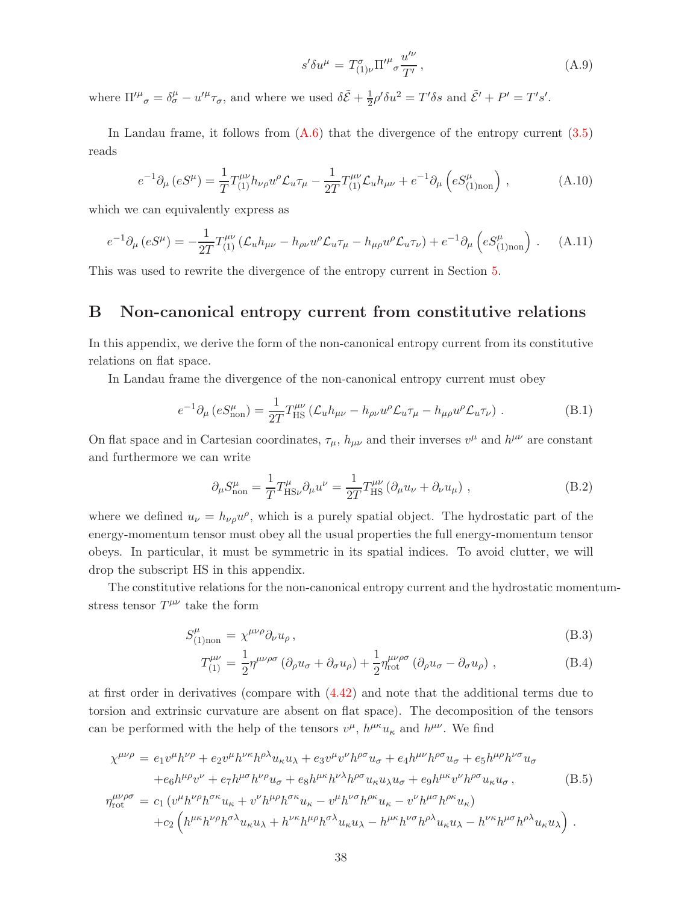$$s'\delta u^\mu = T^\sigma_{(1)\nu}\Pi'^\mu{}_\sigma \frac{u'^\nu}{T'}\,, \tag{A.9}$$

where $\Pi'^\mu{}_\sigma = \delta^\mu_\sigma - u'^\mu\tau_\sigma$, and where we used $\delta\tilde{\mathcal{E}} + \frac{1}{2}\rho'\delta u^2 = T'\delta s$ and $\tilde{\mathcal{E}}' + P' = T's'$.

In Landau frame, it follows from (A.6) that the divergence of the entropy current (3.5) reads

$$e^{-1}\partial_\mu\left(eS^\mu\right) = \frac{1}{T}T^{\mu\nu}_{(1)}h_{\nu\rho}u^\rho\mathcal{L}_u\tau_\mu - \frac{1}{2T}T^{\mu\nu}_{(1)}\mathcal{L}_u h_{\mu\nu} + e^{-1}\partial_\mu\left(eS^\mu_{(1)\mathrm{non}}\right)\,, \tag{A.10}$$

which we can equivalently express as

$$e^{-1}\partial_\mu\left(eS^\mu\right) = -\frac{1}{2T}T^{\mu\nu}_{(1)}\left(\mathcal{L}_u h_{\mu\nu} - h_{\rho\nu}u^\rho\mathcal{L}_u\tau_\mu - h_{\mu\rho}u^\rho\mathcal{L}_u\tau_\nu\right) + e^{-1}\partial_\mu\left(eS^\mu_{(1)\mathrm{non}}\right)\,. \tag{A.11}$$

This was used to rewrite the divergence of the entropy current in Section 5.

# B Non-canonical entropy current from constitutive relations

In this appendix, we derive the form of the non-canonical entropy current from its constitutive relations on flat space.

In Landau frame the divergence of the non-canonical entropy current must obey

$$e^{-1}\partial_\mu\left(eS^\mu_{\mathrm{non}}\right) = \frac{1}{2T}T^{\mu\nu}_{\mathrm{HS}}\left(\mathcal{L}_u h_{\mu\nu} - h_{\rho\nu}u^\rho\mathcal{L}_u\tau_\mu - h_{\mu\rho}u^\rho\mathcal{L}_u\tau_\nu\right)\,. \tag{B.1}$$

On flat space and in Cartesian coordinates, $\tau_\mu$, $h_{\mu\nu}$ and their inverses $v^\mu$ and $h^{\mu\nu}$ are constant and furthermore we can write

$$\partial_\mu S^\mu_{\mathrm{non}} = \frac{1}{T}T^\mu_{\mathrm{HS}\nu}\partial_\mu u^\nu = \frac{1}{2T}T^{\mu\nu}_{\mathrm{HS}}\left(\partial_\mu u_\nu + \partial_\nu u_\mu\right)\,, \tag{B.2}$$

where we defined $u_\nu = h_{\nu\rho}u^\rho$, which is a purely spatial object. The hydrostatic part of the energy-momentum tensor must obey all the usual properties the full energy-momentum tensor obeys. In particular, it must be symmetric in its spatial indices. To avoid clutter, we will drop the subscript HS in this appendix.

The constitutive relations for the non-canonical entropy current and the hydrostatic momentum-stress tensor $T^{\mu\nu}$ take the form

$$S^\mu_{(1)\mathrm{non}} = \chi^{\mu\nu\rho}\partial_\nu u_\rho\,, \tag{B.3}$$

$$T^{\mu\nu}_{(1)} = \frac{1}{2}\eta^{\mu\nu\rho\sigma}\left(\partial_\rho u_\sigma + \partial_\sigma u_\rho\right) + \frac{1}{2}\eta^{\mu\nu\rho\sigma}_{\mathrm{rot}}\left(\partial_\rho u_\sigma - \partial_\sigma u_\rho\right)\,, \tag{B.4}$$

at first order in derivatives (compare with (4.42) and note that the additional terms due to torsion and extrinsic curvature are absent on flat space). The decomposition of the tensors can be performed with the help of the tensors $v^\mu$, $h^{\mu\kappa}u_\kappa$ and $h^{\mu\nu}$. We find

$$\begin{aligned}
\chi^{\mu\nu\rho} &= e_1 v^\mu h^{\nu\rho} + e_2 v^\mu h^{\nu\kappa}h^{\rho\lambda}u_\kappa u_\lambda + e_3 v^\mu v^\nu h^{\rho\sigma}u_\sigma + e_4 h^{\mu\nu}h^{\rho\sigma}u_\sigma + e_5 h^{\mu\rho}h^{\nu\sigma}u_\sigma \\
&\quad + e_6 h^{\mu\rho}v^\nu + e_7 h^{\mu\sigma}h^{\nu\rho}u_\sigma + e_8 h^{\mu\kappa}h^{\nu\lambda}h^{\rho\sigma}u_\kappa u_\lambda u_\sigma + e_9 h^{\mu\kappa}v^\nu h^{\rho\sigma}u_\kappa u_\sigma\,, \\
\eta^{\mu\nu\rho\sigma}_{\mathrm{rot}} &= c_1\left(v^\mu h^{\nu\rho}h^{\sigma\kappa}u_\kappa + v^\nu h^{\mu\rho}h^{\sigma\kappa}u_\kappa - v^\mu h^{\nu\sigma}h^{\rho\kappa}u_\kappa - v^\nu h^{\mu\sigma}h^{\rho\kappa}u_\kappa\right) \\
&\quad + c_2\left(h^{\mu\kappa}h^{\nu\rho}h^{\sigma\lambda}u_\kappa u_\lambda + h^{\nu\kappa}h^{\mu\rho}h^{\sigma\lambda}u_\kappa u_\lambda - h^{\mu\kappa}h^{\nu\sigma}h^{\rho\lambda}u_\kappa u_\lambda - h^{\nu\kappa}h^{\mu\sigma}h^{\rho\lambda}u_\kappa u_\lambda\right)\,.
\end{aligned} \tag{B.5}$$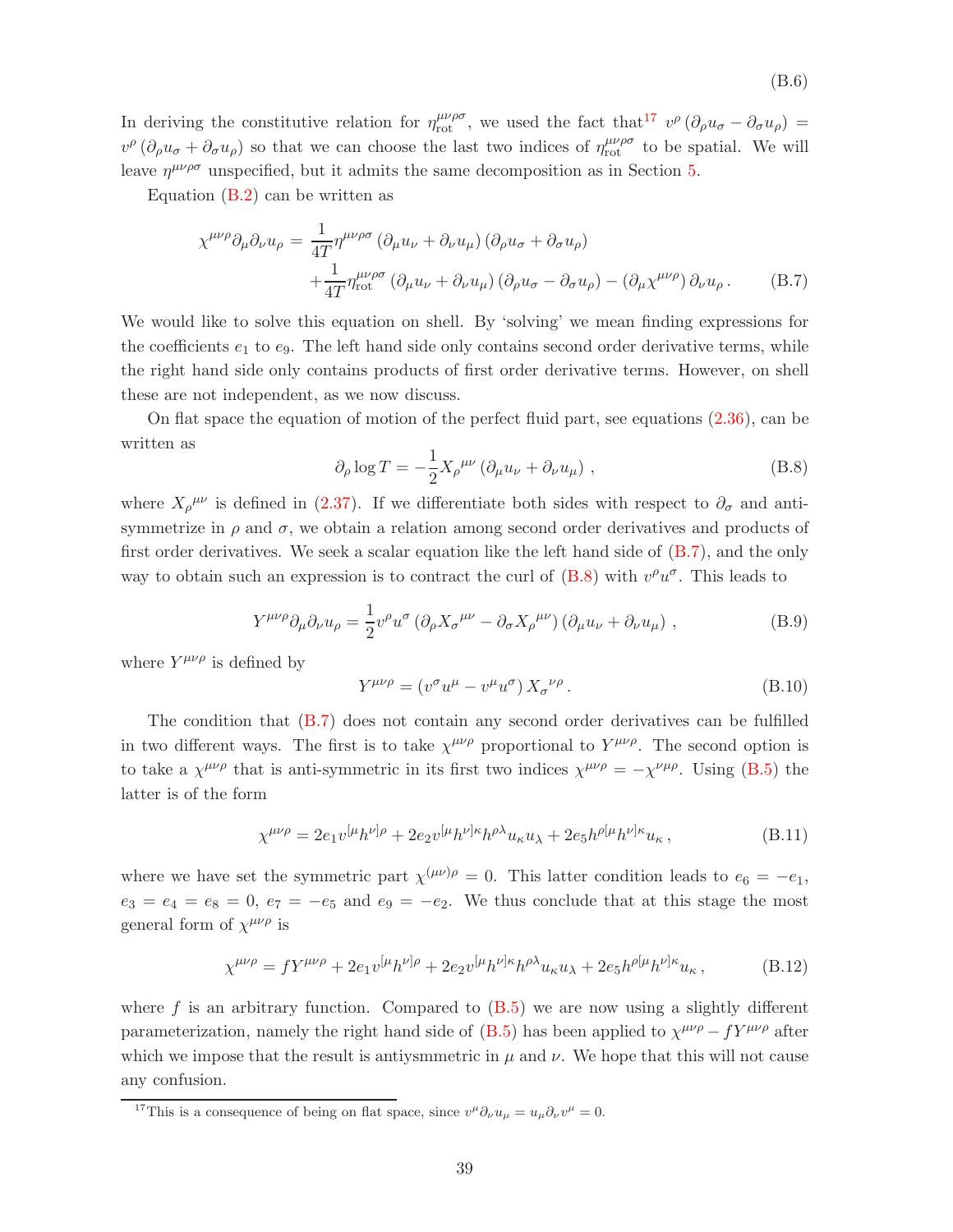(B.6)

In deriving the constitutive relation for $\eta_{\text{rot}}^{\mu\nu\rho\sigma}$, we used the fact that[17] $v^\rho (\partial_\rho u_\sigma - \partial_\sigma u_\rho) = v^\rho (\partial_\rho u_\sigma + \partial_\sigma u_\rho)$ so that we can choose the last two indices of $\eta_{\text{rot}}^{\mu\nu\rho\sigma}$ to be spatial. We will leave $\eta^{\mu\nu\rho\sigma}$ unspecified, but it admits the same decomposition as in Section 5.

Equation (B.2) can be written as

$$\chi^{\mu\nu\rho}\partial_\mu\partial_\nu u_\rho = \frac{1}{4T}\eta^{\mu\nu\rho\sigma}\left(\partial_\mu u_\nu + \partial_\nu u_\mu\right)\left(\partial_\rho u_\sigma + \partial_\sigma u_\rho\right) + \frac{1}{4T}\eta_{\text{rot}}^{\mu\nu\rho\sigma}\left(\partial_\mu u_\nu + \partial_\nu u_\mu\right)\left(\partial_\rho u_\sigma - \partial_\sigma u_\rho\right) - \left(\partial_\mu \chi^{\mu\nu\rho}\right)\partial_\nu u_\rho\,. \tag{B.7}$$

We would like to solve this equation on shell. By 'solving' we mean finding expressions for the coefficients $e_1$ to $e_9$. The left hand side only contains second order derivative terms, while the right hand side only contains products of first order derivative terms. However, on shell these are not independent, as we now discuss.

On flat space the equation of motion of the perfect fluid part, see equations (2.36), can be written as

$$\partial_\rho \log T = -\frac{1}{2}X_\rho{}^{\mu\nu}\left(\partial_\mu u_\nu + \partial_\nu u_\mu\right)\,, \tag{B.8}$$

where $X_\rho{}^{\mu\nu}$ is defined in (2.37). If we differentiate both sides with respect to $\partial_\sigma$ and anti-symmetrize in $\rho$ and $\sigma$, we obtain a relation among second order derivatives and products of first order derivatives. We seek a scalar equation like the left hand side of (B.7), and the only way to obtain such an expression is to contract the curl of (B.8) with $v^\rho u^\sigma$. This leads to

$$Y^{\mu\nu\rho}\partial_\mu\partial_\nu u_\rho = \frac{1}{2}v^\rho u^\sigma\left(\partial_\rho X_\sigma{}^{\mu\nu} - \partial_\sigma X_\rho{}^{\mu\nu}\right)\left(\partial_\mu u_\nu + \partial_\nu u_\mu\right)\,, \tag{B.9}$$

where $Y^{\mu\nu\rho}$ is defined by

$$Y^{\mu\nu\rho} = \left(v^\sigma u^\mu - v^\mu u^\sigma\right)X_\sigma{}^{\nu\rho}\,. \tag{B.10}$$

The condition that (B.7) does not contain any second order derivatives can be fulfilled in two different ways. The first is to take $\chi^{\mu\nu\rho}$ proportional to $Y^{\mu\nu\rho}$. The second option is to take a $\chi^{\mu\nu\rho}$ that is anti-symmetric in its first two indices $\chi^{\mu\nu\rho} = -\chi^{\nu\mu\rho}$. Using (B.5) the latter is of the form

$$\chi^{\mu\nu\rho} = 2e_1 v^{[\mu}h^{\nu]\rho} + 2e_2 v^{[\mu}h^{\nu]\kappa}h^{\rho\lambda}u_\kappa u_\lambda + 2e_5 h^{\rho[\mu}h^{\nu]\kappa}u_\kappa\,, \tag{B.11}$$

where we have set the symmetric part $\chi^{(\mu\nu)\rho} = 0$. This latter condition leads to $e_6 = -e_1$, $e_3 = e_4 = e_8 = 0$, $e_7 = -e_5$ and $e_9 = -e_2$. We thus conclude that at this stage the most general form of $\chi^{\mu\nu\rho}$ is

$$\chi^{\mu\nu\rho} = fY^{\mu\nu\rho} + 2e_1 v^{[\mu}h^{\nu]\rho} + 2e_2 v^{[\mu}h^{\nu]\kappa}h^{\rho\lambda}u_\kappa u_\lambda + 2e_5 h^{\rho[\mu}h^{\nu]\kappa}u_\kappa\,, \tag{B.12}$$

where $f$ is an arbitrary function. Compared to (B.5) we are now using a slightly different parameterization, namely the right hand side of (B.5) has been applied to $\chi^{\mu\nu\rho} - fY^{\mu\nu\rho}$ after which we impose that the result is antiysmmetric in $\mu$ and $\nu$. We hope that this will not cause any confusion.

---

[17] This is a consequence of being on flat space, since $v^\mu\partial_\nu u_\mu = u_\mu\partial_\nu v^\mu = 0$.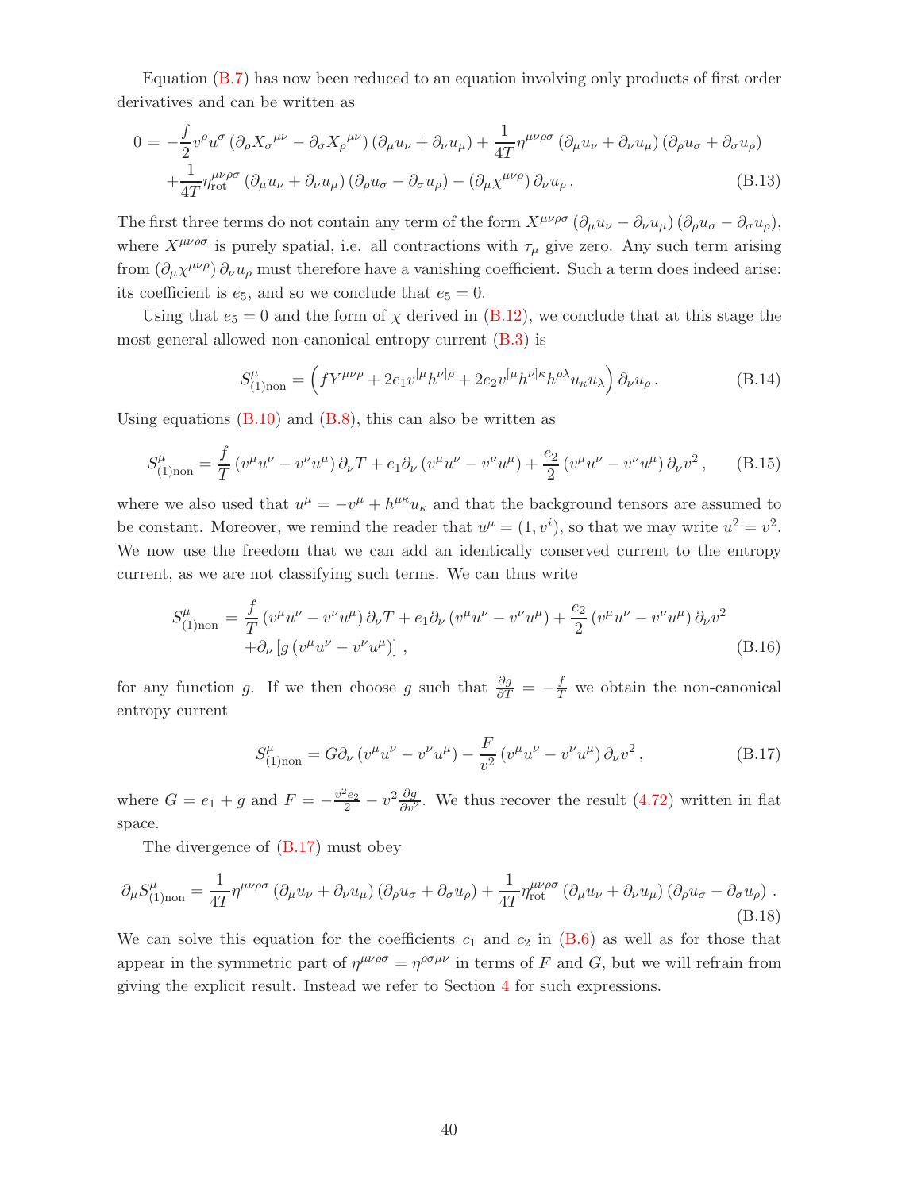Equation (B.7) has now been reduced to an equation involving only products of first order derivatives and can be written as

$$
\begin{aligned}
0 = &-\frac{f}{2} v^\rho u^\sigma \left(\partial_\rho X_\sigma{}^{\mu\nu} - \partial_\sigma X_\rho{}^{\mu\nu}\right)\left(\partial_\mu u_\nu + \partial_\nu u_\mu\right) + \frac{1}{4T}\eta^{\mu\nu\rho\sigma}\left(\partial_\mu u_\nu + \partial_\nu u_\mu\right)\left(\partial_\rho u_\sigma + \partial_\sigma u_\rho\right) \\
&+ \frac{1}{4T}\eta_{\rm rot}^{\mu\nu\rho\sigma}\left(\partial_\mu u_\nu + \partial_\nu u_\mu\right)\left(\partial_\rho u_\sigma - \partial_\sigma u_\rho\right) - \left(\partial_\mu \chi^{\mu\nu\rho}\right)\partial_\nu u_\rho \,. \qquad \text{(B.13)}
\end{aligned}
$$

The first three terms do not contain any term of the form $X^{\mu\nu\rho\sigma}\left(\partial_\mu u_\nu - \partial_\nu u_\mu\right)\left(\partial_\rho u_\sigma - \partial_\sigma u_\rho\right)$, where $X^{\mu\nu\rho\sigma}$ is purely spatial, i.e. all contractions with $\tau_\mu$ give zero. Any such term arising from $\left(\partial_\mu \chi^{\mu\nu\rho}\right)\partial_\nu u_\rho$ must therefore have a vanishing coefficient. Such a term does indeed arise: its coefficient is $e_5$, and so we conclude that $e_5 = 0$.

Using that $e_5 = 0$ and the form of $\chi$ derived in (B.12), we conclude that at this stage the most general allowed non-canonical entropy current (B.3) is

$$
S^\mu_{(1)\rm non} = \left(f Y^{\mu\nu\rho} + 2e_1 v^{[\mu} h^{\nu]\rho} + 2e_2 v^{[\mu} h^{\nu]\kappa} h^{\rho\lambda} u_\kappa u_\lambda\right)\partial_\nu u_\rho \,. \qquad \text{(B.14)}
$$

Using equations (B.10) and (B.8), this can also be written as

$$
S^\mu_{(1)\rm non} = \frac{f}{T}\left(v^\mu u^\nu - v^\nu u^\mu\right)\partial_\nu T + e_1 \partial_\nu\left(v^\mu u^\nu - v^\nu u^\mu\right) + \frac{e_2}{2}\left(v^\mu u^\nu - v^\nu u^\mu\right)\partial_\nu v^2 \,, \qquad \text{(B.15)}
$$

where we also used that $u^\mu = -v^\mu + h^{\mu\kappa}u_\kappa$ and that the background tensors are assumed to be constant. Moreover, we remind the reader that $u^\mu = (1, v^i)$, so that we may write $u^2 = v^2$. We now use the freedom that we can add an identically conserved current to the entropy current, as we are not classifying such terms. We can thus write

$$
\begin{aligned}
S^\mu_{(1)\rm non} = &\frac{f}{T}\left(v^\mu u^\nu - v^\nu u^\mu\right)\partial_\nu T + e_1 \partial_\nu\left(v^\mu u^\nu - v^\nu u^\mu\right) + \frac{e_2}{2}\left(v^\mu u^\nu - v^\nu u^\mu\right)\partial_\nu v^2 \\
&+ \partial_\nu\left[g\left(v^\mu u^\nu - v^\nu u^\mu\right)\right] \,, \qquad \text{(B.16)}
\end{aligned}
$$

for any function $g$. If we then choose $g$ such that $\frac{\partial g}{\partial T} = -\frac{f}{T}$ we obtain the non-canonical entropy current

$$
S^\mu_{(1)\rm non} = G \partial_\nu\left(v^\mu u^\nu - v^\nu u^\mu\right) - \frac{F}{v^2}\left(v^\mu u^\nu - v^\nu u^\mu\right)\partial_\nu v^2 \,, \qquad \text{(B.17)}
$$

where $G = e_1 + g$ and $F = -\frac{v^2 e_2}{2} - v^2 \frac{\partial g}{\partial v^2}$. We thus recover the result (4.72) written in flat space.

The divergence of (B.17) must obey

$$
\partial_\mu S^\mu_{(1)\rm non} = \frac{1}{4T}\eta^{\mu\nu\rho\sigma}\left(\partial_\mu u_\nu + \partial_\nu u_\mu\right)\left(\partial_\rho u_\sigma + \partial_\sigma u_\rho\right) + \frac{1}{4T}\eta_{\rm rot}^{\mu\nu\rho\sigma}\left(\partial_\mu u_\nu + \partial_\nu u_\mu\right)\left(\partial_\rho u_\sigma - \partial_\sigma u_\rho\right) \,. \qquad \text{(B.18)}
$$

We can solve this equation for the coefficients $c_1$ and $c_2$ in (B.6) as well as for those that appear in the symmetric part of $\eta^{\mu\nu\rho\sigma} = \eta^{\rho\sigma\mu\nu}$ in terms of $F$ and $G$, but we will refrain from giving the explicit result. Instead we refer to Section 4 for such expressions.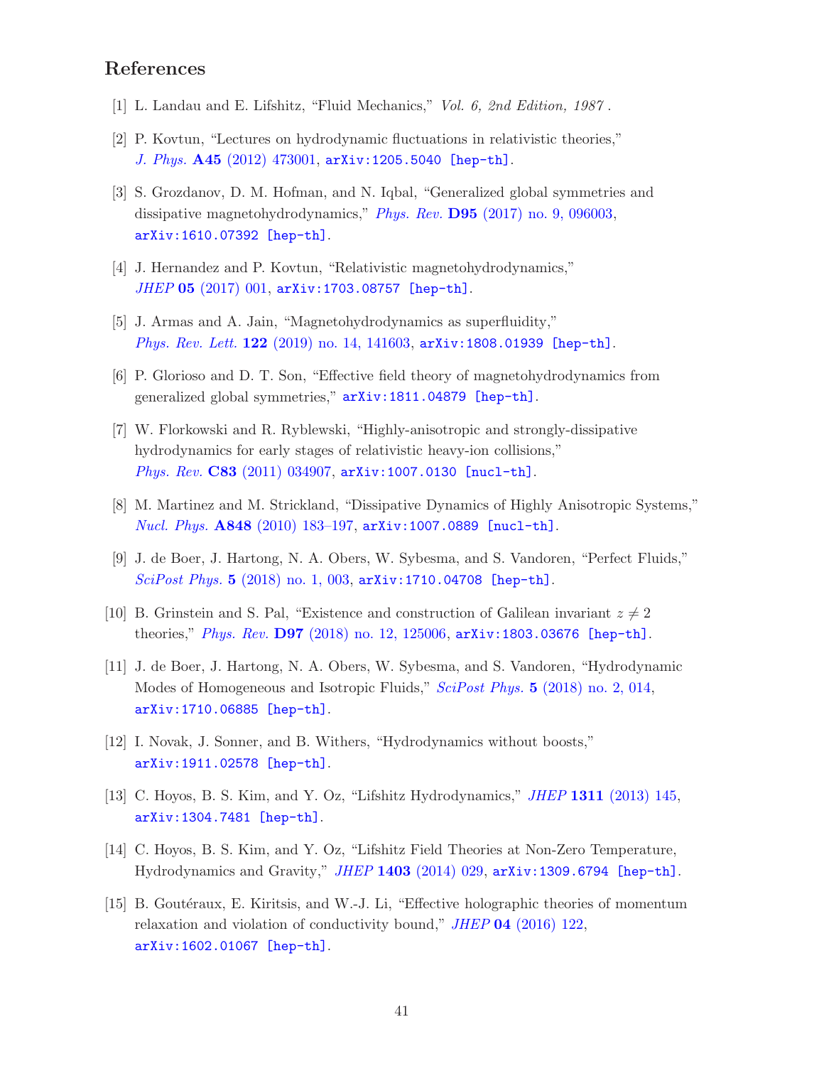# References

[1] L. Landau and E. Lifshitz, "Fluid Mechanics," *Vol. 6, 2nd Edition, 1987* .

[2] P. Kovtun, "Lectures on hydrodynamic fluctuations in relativistic theories," *J. Phys.* **A45** (2012) 473001, arXiv:1205.5040 [hep-th].

[3] S. Grozdanov, D. M. Hofman, and N. Iqbal, "Generalized global symmetries and dissipative magnetohydrodynamics," *Phys. Rev.* **D95** (2017) no. 9, 096003, arXiv:1610.07392 [hep-th].

[4] J. Hernandez and P. Kovtun, "Relativistic magnetohydrodynamics," *JHEP* **05** (2017) 001, arXiv:1703.08757 [hep-th].

[5] J. Armas and A. Jain, "Magnetohydrodynamics as superfluidity," *Phys. Rev. Lett.* **122** (2019) no. 14, 141603, arXiv:1808.01939 [hep-th].

[6] P. Glorioso and D. T. Son, "Effective field theory of magnetohydrodynamics from generalized global symmetries," arXiv:1811.04879 [hep-th].

[7] W. Florkowski and R. Ryblewski, "Highly-anisotropic and strongly-dissipative hydrodynamics for early stages of relativistic heavy-ion collisions," *Phys. Rev.* **C83** (2011) 034907, arXiv:1007.0130 [nucl-th].

[8] M. Martinez and M. Strickland, "Dissipative Dynamics of Highly Anisotropic Systems," *Nucl. Phys.* **A848** (2010) 183–197, arXiv:1007.0889 [nucl-th].

[9] J. de Boer, J. Hartong, N. A. Obers, W. Sybesma, and S. Vandoren, "Perfect Fluids," *SciPost Phys.* **5** (2018) no. 1, 003, arXiv:1710.04708 [hep-th].

[10] B. Grinstein and S. Pal, "Existence and construction of Galilean invariant $z \neq 2$ theories," *Phys. Rev.* **D97** (2018) no. 12, 125006, arXiv:1803.03676 [hep-th].

[11] J. de Boer, J. Hartong, N. A. Obers, W. Sybesma, and S. Vandoren, "Hydrodynamic Modes of Homogeneous and Isotropic Fluids," *SciPost Phys.* **5** (2018) no. 2, 014, arXiv:1710.06885 [hep-th].

[12] I. Novak, J. Sonner, and B. Withers, "Hydrodynamics without boosts," arXiv:1911.02578 [hep-th].

[13] C. Hoyos, B. S. Kim, and Y. Oz, "Lifshitz Hydrodynamics," *JHEP* **1311** (2013) 145, arXiv:1304.7481 [hep-th].

[14] C. Hoyos, B. S. Kim, and Y. Oz, "Lifshitz Field Theories at Non-Zero Temperature, Hydrodynamics and Gravity," *JHEP* **1403** (2014) 029, arXiv:1309.6794 [hep-th].

[15] B. Goutéraux, E. Kiritsis, and W.-J. Li, "Effective holographic theories of momentum relaxation and violation of conductivity bound," *JHEP* **04** (2016) 122, arXiv:1602.01067 [hep-th].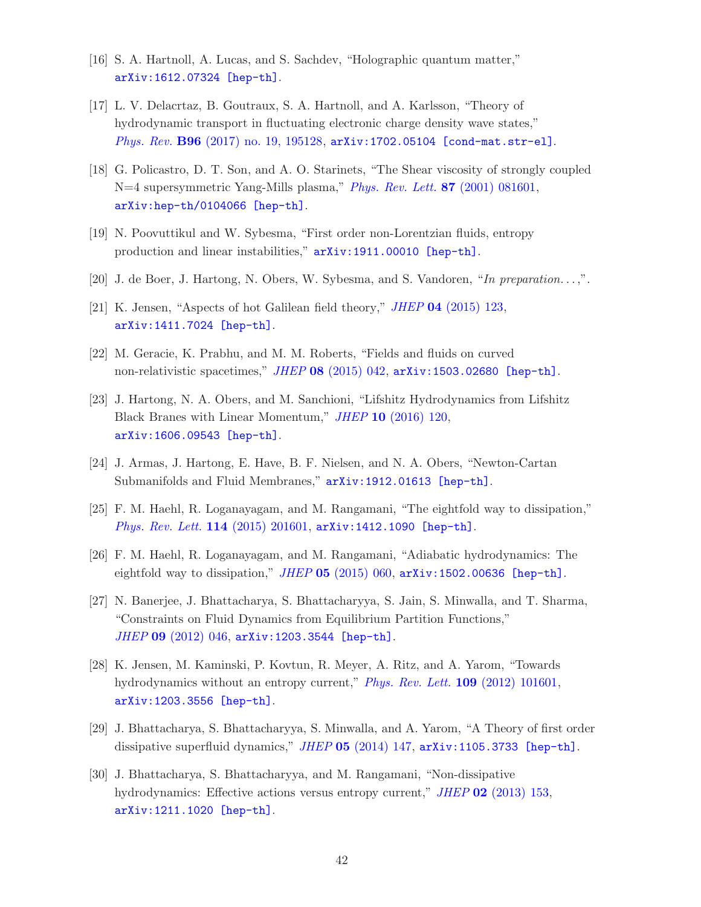[16] S. A. Hartnoll, A. Lucas, and S. Sachdev, "Holographic quantum matter," arXiv:1612.07324 [hep-th].

[17] L. V. Delacrtaz, B. Goutraux, S. A. Hartnoll, and A. Karlsson, "Theory of hydrodynamic transport in fluctuating electronic charge density wave states," *Phys. Rev.* **B96** (2017) no. 19, 195128, arXiv:1702.05104 [cond-mat.str-el].

[18] G. Policastro, D. T. Son, and A. O. Starinets, "The Shear viscosity of strongly coupled N=4 supersymmetric Yang-Mills plasma," *Phys. Rev. Lett.* **87** (2001) 081601, arXiv:hep-th/0104066 [hep-th].

[19] N. Poovuttikul and W. Sybesma, "First order non-Lorentzian fluids, entropy production and linear instabilities," arXiv:1911.00010 [hep-th].

[20] J. de Boer, J. Hartong, N. Obers, W. Sybesma, and S. Vandoren, "*In preparation...*,".

[21] K. Jensen, "Aspects of hot Galilean field theory," *JHEP* **04** (2015) 123, arXiv:1411.7024 [hep-th].

[22] M. Geracie, K. Prabhu, and M. M. Roberts, "Fields and fluids on curved non-relativistic spacetimes," *JHEP* **08** (2015) 042, arXiv:1503.02680 [hep-th].

[23] J. Hartong, N. A. Obers, and M. Sanchioni, "Lifshitz Hydrodynamics from Lifshitz Black Branes with Linear Momentum," *JHEP* **10** (2016) 120, arXiv:1606.09543 [hep-th].

[24] J. Armas, J. Hartong, E. Have, B. F. Nielsen, and N. A. Obers, "Newton-Cartan Submanifolds and Fluid Membranes," arXiv:1912.01613 [hep-th].

[25] F. M. Haehl, R. Loganayagam, and M. Rangamani, "The eightfold way to dissipation," *Phys. Rev. Lett.* **114** (2015) 201601, arXiv:1412.1090 [hep-th].

[26] F. M. Haehl, R. Loganayagam, and M. Rangamani, "Adiabatic hydrodynamics: The eightfold way to dissipation," *JHEP* **05** (2015) 060, arXiv:1502.00636 [hep-th].

[27] N. Banerjee, J. Bhattacharya, S. Bhattacharyya, S. Jain, S. Minwalla, and T. Sharma, "Constraints on Fluid Dynamics from Equilibrium Partition Functions," *JHEP* **09** (2012) 046, arXiv:1203.3544 [hep-th].

[28] K. Jensen, M. Kaminski, P. Kovtun, R. Meyer, A. Ritz, and A. Yarom, "Towards hydrodynamics without an entropy current," *Phys. Rev. Lett.* **109** (2012) 101601, arXiv:1203.3556 [hep-th].

[29] J. Bhattacharya, S. Bhattacharyya, S. Minwalla, and A. Yarom, "A Theory of first order dissipative superfluid dynamics," *JHEP* **05** (2014) 147, arXiv:1105.3733 [hep-th].

[30] J. Bhattacharya, S. Bhattacharyya, and M. Rangamani, "Non-dissipative hydrodynamics: Effective actions versus entropy current," *JHEP* **02** (2013) 153, arXiv:1211.1020 [hep-th].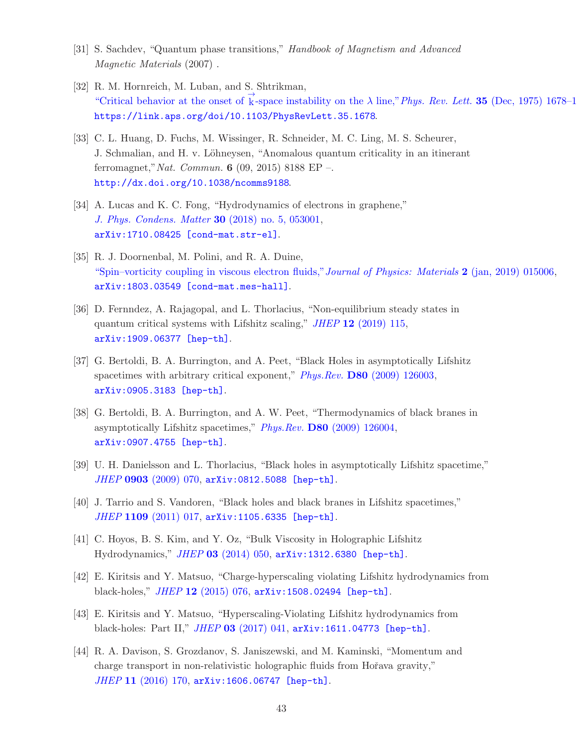[31] S. Sachdev, "Quantum phase transitions," *Handbook of Magnetism and Advanced Magnetic Materials* (2007) .

[32] R. M. Hornreich, M. Luban, and S. Shtrikman, "Critical behavior at the onset of $\vec{k}$-space instability on the $\lambda$ line," *Phys. Rev. Lett.* **35** (Dec, 1975) 1678–1 https://link.aps.org/doi/10.1103/PhysRevLett.35.1678.

[33] C. L. Huang, D. Fuchs, M. Wissinger, R. Schneider, M. C. Ling, M. S. Scheurer, J. Schmalian, and H. v. Löhneysen, "Anomalous quantum criticality in an itinerant ferromagnet," *Nat. Commun.* **6** (09, 2015) 8188 EP –. http://dx.doi.org/10.1038/ncomms9188.

[34] A. Lucas and K. C. Fong, "Hydrodynamics of electrons in graphene," *J. Phys. Condens. Matter* **30** (2018) no. 5, 053001, arXiv:1710.08425 [cond-mat.str-el].

[35] R. J. Doornenbal, M. Polini, and R. A. Duine, "Spin–vorticity coupling in viscous electron fluids," *Journal of Physics: Materials* **2** (jan, 2019) 015006, arXiv:1803.03549 [cond-mat.mes-hall].

[36] D. Fernndez, A. Rajagopal, and L. Thorlacius, "Non-equilibrium steady states in quantum critical systems with Lifshitz scaling," *JHEP* **12** (2019) 115, arXiv:1909.06377 [hep-th].

[37] G. Bertoldi, B. A. Burrington, and A. Peet, "Black Holes in asymptotically Lifshitz spacetimes with arbitrary critical exponent," *Phys.Rev.* **D80** (2009) 126003, arXiv:0905.3183 [hep-th].

[38] G. Bertoldi, B. A. Burrington, and A. W. Peet, "Thermodynamics of black branes in asymptotically Lifshitz spacetimes," *Phys.Rev.* **D80** (2009) 126004, arXiv:0907.4755 [hep-th].

[39] U. H. Danielsson and L. Thorlacius, "Black holes in asymptotically Lifshitz spacetime," *JHEP* **0903** (2009) 070, arXiv:0812.5088 [hep-th].

[40] J. Tarrio and S. Vandoren, "Black holes and black branes in Lifshitz spacetimes," *JHEP* **1109** (2011) 017, arXiv:1105.6335 [hep-th].

[41] C. Hoyos, B. S. Kim, and Y. Oz, "Bulk Viscosity in Holographic Lifshitz Hydrodynamics," *JHEP* **03** (2014) 050, arXiv:1312.6380 [hep-th].

[42] E. Kiritsis and Y. Matsuo, "Charge-hyperscaling violating Lifshitz hydrodynamics from black-holes," *JHEP* **12** (2015) 076, arXiv:1508.02494 [hep-th].

[43] E. Kiritsis and Y. Matsuo, "Hyperscaling-Violating Lifshitz hydrodynamics from black-holes: Part II," *JHEP* **03** (2017) 041, arXiv:1611.04773 [hep-th].

[44] R. A. Davison, S. Grozdanov, S. Janiszewski, and M. Kaminski, "Momentum and charge transport in non-relativistic holographic fluids from Hořava gravity," *JHEP* **11** (2016) 170, arXiv:1606.06747 [hep-th].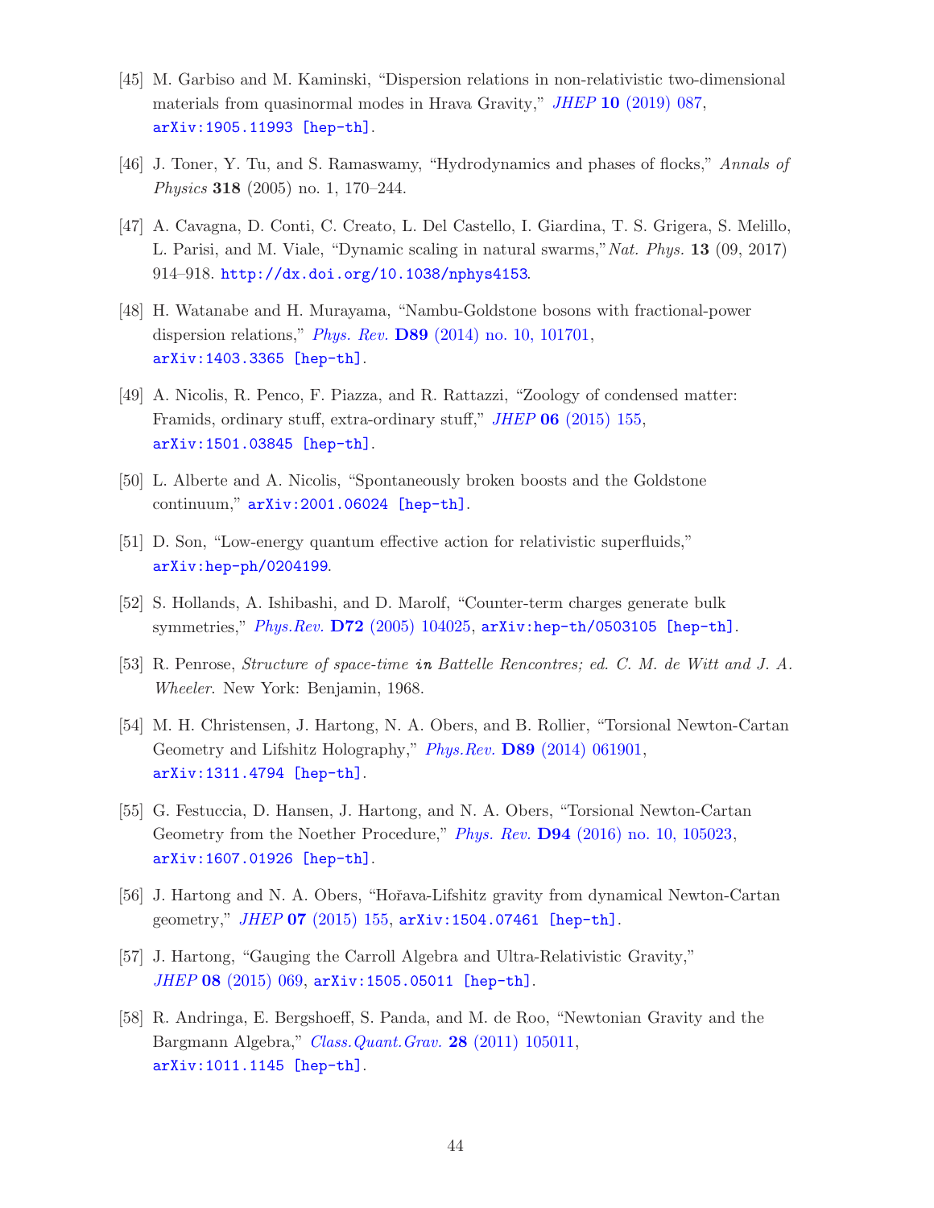[45] M. Garbiso and M. Kaminski, "Dispersion relations in non-relativistic two-dimensional materials from quasinormal modes in Hrava Gravity," *JHEP* **10** (2019) 087, arXiv:1905.11993 [hep-th].

[46] J. Toner, Y. Tu, and S. Ramaswamy, "Hydrodynamics and phases of flocks," *Annals of Physics* **318** (2005) no. 1, 170–244.

[47] A. Cavagna, D. Conti, C. Creato, L. Del Castello, I. Giardina, T. S. Grigera, S. Melillo, L. Parisi, and M. Viale, "Dynamic scaling in natural swarms,"*Nat. Phys.* **13** (09, 2017) 914–918. http://dx.doi.org/10.1038/nphys4153.

[48] H. Watanabe and H. Murayama, "Nambu-Goldstone bosons with fractional-power dispersion relations," *Phys. Rev.* **D89** (2014) no. 10, 101701, arXiv:1403.3365 [hep-th].

[49] A. Nicolis, R. Penco, F. Piazza, and R. Rattazzi, "Zoology of condensed matter: Framids, ordinary stuff, extra-ordinary stuff," *JHEP* **06** (2015) 155, arXiv:1501.03845 [hep-th].

[50] L. Alberte and A. Nicolis, "Spontaneously broken boosts and the Goldstone continuum," arXiv:2001.06024 [hep-th].

[51] D. Son, "Low-energy quantum effective action for relativistic superfluids," arXiv:hep-ph/0204199.

[52] S. Hollands, A. Ishibashi, and D. Marolf, "Counter-term charges generate bulk symmetries," *Phys.Rev.* **D72** (2005) 104025, arXiv:hep-th/0503105 [hep-th].

[53] R. Penrose, *Structure of space-time* in *Battelle Rencontres; ed. C. M. de Witt and J. A. Wheeler*. New York: Benjamin, 1968.

[54] M. H. Christensen, J. Hartong, N. A. Obers, and B. Rollier, "Torsional Newton-Cartan Geometry and Lifshitz Holography," *Phys.Rev.* **D89** (2014) 061901, arXiv:1311.4794 [hep-th].

[55] G. Festuccia, D. Hansen, J. Hartong, and N. A. Obers, "Torsional Newton-Cartan Geometry from the Noether Procedure," *Phys. Rev.* **D94** (2016) no. 10, 105023, arXiv:1607.01926 [hep-th].

[56] J. Hartong and N. A. Obers, "Hořava-Lifshitz gravity from dynamical Newton-Cartan geometry," *JHEP* **07** (2015) 155, arXiv:1504.07461 [hep-th].

[57] J. Hartong, "Gauging the Carroll Algebra and Ultra-Relativistic Gravity," *JHEP* **08** (2015) 069, arXiv:1505.05011 [hep-th].

[58] R. Andringa, E. Bergshoeff, S. Panda, and M. de Roo, "Newtonian Gravity and the Bargmann Algebra," *Class.Quant.Grav.* **28** (2011) 105011, arXiv:1011.1145 [hep-th].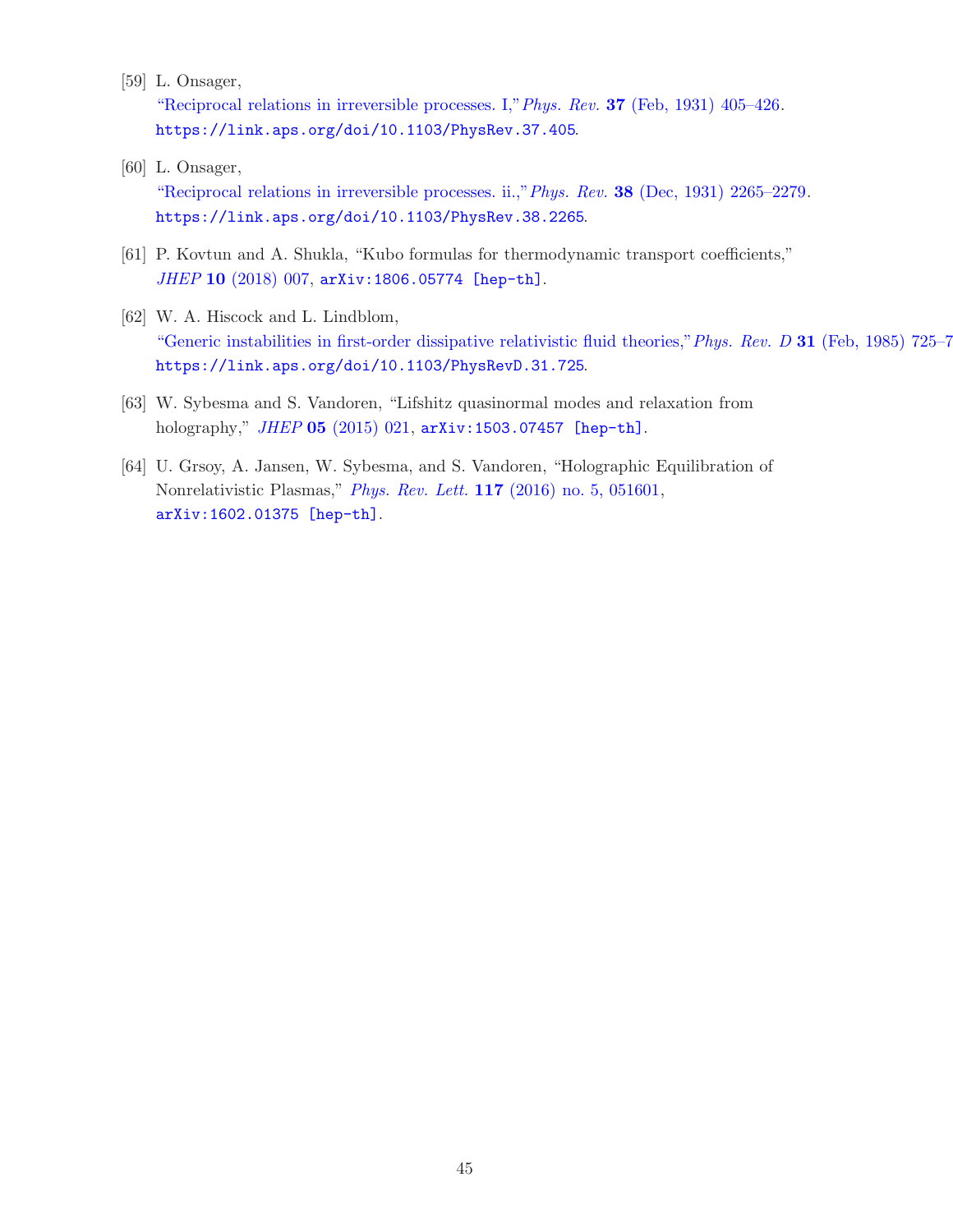[59] L. Onsager, "Reciprocal relations in irreversible processes. I," *Phys. Rev.* **37** (Feb, 1931) 405–426. https://link.aps.org/doi/10.1103/PhysRev.37.405.

[60] L. Onsager, "Reciprocal relations in irreversible processes. ii.," *Phys. Rev.* **38** (Dec, 1931) 2265–2279. https://link.aps.org/doi/10.1103/PhysRev.38.2265.

[61] P. Kovtun and A. Shukla, "Kubo formulas for thermodynamic transport coefficients," *JHEP* **10** (2018) 007, arXiv:1806.05774 [hep-th].

[62] W. A. Hiscock and L. Lindblom, "Generic instabilities in first-order dissipative relativistic fluid theories," *Phys. Rev. D* **31** (Feb, 1985) 725–7 https://link.aps.org/doi/10.1103/PhysRevD.31.725.

[63] W. Sybesma and S. Vandoren, "Lifshitz quasinormal modes and relaxation from holography," *JHEP* **05** (2015) 021, arXiv:1503.07457 [hep-th].

[64] U. Grsoy, A. Jansen, W. Sybesma, and S. Vandoren, "Holographic Equilibration of Nonrelativistic Plasmas," *Phys. Rev. Lett.* **117** (2016) no. 5, 051601, arXiv:1602.01375 [hep-th].